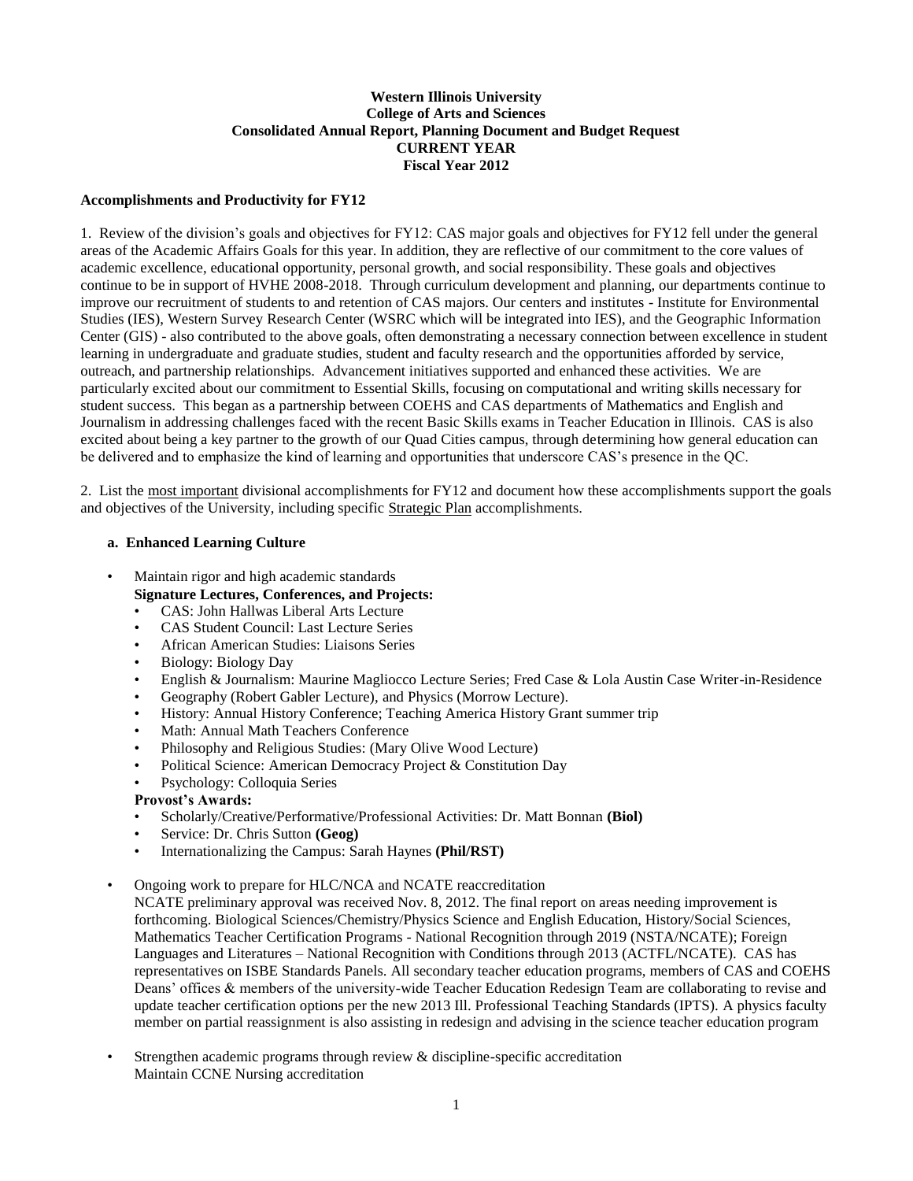**Western Illinois University**
**College of Arts and Sciences**
**Consolidated Annual Report, Planning Document and Budget Request**
**CURRENT YEAR**
**Fiscal Year 2012**

**Accomplishments and Productivity for FY12**

1. Review of the division's goals and objectives for FY12: CAS major goals and objectives for FY12 fell under the general areas of the Academic Affairs Goals for this year. In addition, they are reflective of our commitment to the core values of academic excellence, educational opportunity, personal growth, and social responsibility. These goals and objectives continue to be in support of HVHE 2008-2018. Through curriculum development and planning, our departments continue to improve our recruitment of students to and retention of CAS majors. Our centers and institutes - Institute for Environmental Studies (IES), Western Survey Research Center (WSRC which will be integrated into IES), and the Geographic Information Center (GIS) - also contributed to the above goals, often demonstrating a necessary connection between excellence in student learning in undergraduate and graduate studies, student and faculty research and the opportunities afforded by service, outreach, and partnership relationships. Advancement initiatives supported and enhanced these activities. We are particularly excited about our commitment to Essential Skills, focusing on computational and writing skills necessary for student success. This began as a partnership between COEHS and CAS departments of Mathematics and English and Journalism in addressing challenges faced with the recent Basic Skills exams in Teacher Education in Illinois. CAS is also excited about being a key partner to the growth of our Quad Cities campus, through determining how general education can be delivered and to emphasize the kind of learning and opportunities that underscore CAS's presence in the QC.

2. List the most important divisional accomplishments for FY12 and document how these accomplishments support the goals and objectives of the University, including specific Strategic Plan accomplishments.

**a. Enhanced Learning Culture**

- Maintain rigor and high academic standards
  **Signature Lectures, Conferences, and Projects:**
  - CAS: John Hallwas Liberal Arts Lecture
  - CAS Student Council: Last Lecture Series
  - African American Studies: Liaisons Series
  - Biology: Biology Day
  - English & Journalism: Maurine Magliocco Lecture Series; Fred Case & Lola Austin Case Writer-in-Residence
  - Geography (Robert Gabler Lecture), and Physics (Morrow Lecture).
  - History: Annual History Conference; Teaching America History Grant summer trip
  - Math: Annual Math Teachers Conference
  - Philosophy and Religious Studies: (Mary Olive Wood Lecture)
  - Political Science: American Democracy Project & Constitution Day
  - Psychology: Colloquia Series

  **Provost's Awards:**
  - Scholarly/Creative/Performative/Professional Activities: Dr. Matt Bonnan **(Biol)**
  - Service: Dr. Chris Sutton **(Geog)**
  - Internationalizing the Campus: Sarah Haynes **(Phil/RST)**

- Ongoing work to prepare for HLC/NCA and NCATE reaccreditation
  NCATE preliminary approval was received Nov. 8, 2012. The final report on areas needing improvement is forthcoming. Biological Sciences/Chemistry/Physics Science and English Education, History/Social Sciences, Mathematics Teacher Certification Programs - National Recognition through 2019 (NSTA/NCATE); Foreign Languages and Literatures – National Recognition with Conditions through 2013 (ACTFL/NCATE). CAS has representatives on ISBE Standards Panels. All secondary teacher education programs, members of CAS and COEHS Deans' offices & members of the university-wide Teacher Education Redesign Team are collaborating to revise and update teacher certification options per the new 2013 Ill. Professional Teaching Standards (IPTS). A physics faculty member on partial reassignment is also assisting in redesign and advising in the science teacher education program

- Strengthen academic programs through review & discipline-specific accreditation
  Maintain CCNE Nursing accreditation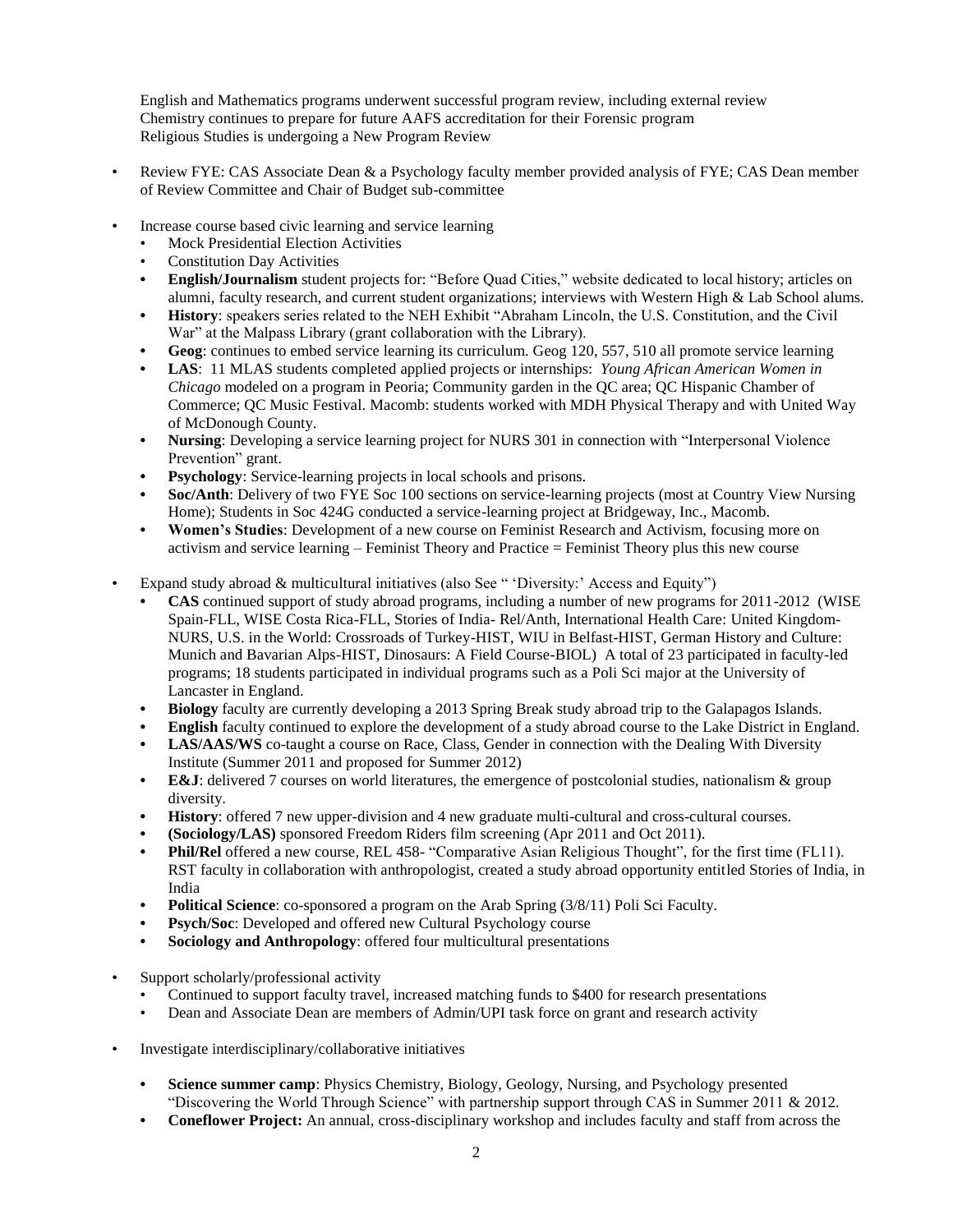English and Mathematics programs underwent successful program review, including external review
Chemistry continues to prepare for future AAFS accreditation for their Forensic program
Religious Studies is undergoing a New Program Review

- Review FYE: CAS Associate Dean & a Psychology faculty member provided analysis of FYE; CAS Dean member of Review Committee and Chair of Budget sub-committee

- Increase course based civic learning and service learning
  - Mock Presidential Election Activities
  - Constitution Day Activities
  - **English/Journalism** student projects for: "Before Quad Cities," website dedicated to local history; articles on alumni, faculty research, and current student organizations; interviews with Western High & Lab School alums.
  - **History**: speakers series related to the NEH Exhibit "Abraham Lincoln, the U.S. Constitution, and the Civil War" at the Malpass Library (grant collaboration with the Library).
  - **Geog**: continues to embed service learning its curriculum. Geog 120, 557, 510 all promote service learning
  - **LAS**: 11 MLAS students completed applied projects or internships: *Young African American Women in Chicago* modeled on a program in Peoria; Community garden in the QC area; QC Hispanic Chamber of Commerce; QC Music Festival. Macomb: students worked with MDH Physical Therapy and with United Way of McDonough County.
  - **Nursing**: Developing a service learning project for NURS 301 in connection with "Interpersonal Violence Prevention" grant.
  - **Psychology**: Service-learning projects in local schools and prisons.
  - **Soc/Anth**: Delivery of two FYE Soc 100 sections on service-learning projects (most at Country View Nursing Home); Students in Soc 424G conducted a service-learning project at Bridgeway, Inc., Macomb.
  - **Women's Studies**: Development of a new course on Feminist Research and Activism, focusing more on activism and service learning – Feminist Theory and Practice = Feminist Theory plus this new course

- Expand study abroad & multicultural initiatives (also See " 'Diversity:' Access and Equity")
  - **CAS** continued support of study abroad programs, including a number of new programs for 2011-2012 (WISE Spain-FLL, WISE Costa Rica-FLL, Stories of India- Rel/Anth, International Health Care: United Kingdom-NURS, U.S. in the World: Crossroads of Turkey-HIST, WIU in Belfast-HIST, German History and Culture: Munich and Bavarian Alps-HIST, Dinosaurs: A Field Course-BIOL) A total of 23 participated in faculty-led programs; 18 students participated in individual programs such as a Poli Sci major at the University of Lancaster in England.
  - **Biology** faculty are currently developing a 2013 Spring Break study abroad trip to the Galapagos Islands.
  - **English** faculty continued to explore the development of a study abroad course to the Lake District in England.
  - **LAS/AAS/WS** co-taught a course on Race, Class, Gender in connection with the Dealing With Diversity Institute (Summer 2011 and proposed for Summer 2012)
  - **E&J**: delivered 7 courses on world literatures, the emergence of postcolonial studies, nationalism & group diversity.
  - **History**: offered 7 new upper-division and 4 new graduate multi-cultural and cross-cultural courses.
  - **(Sociology/LAS)** sponsored Freedom Riders film screening (Apr 2011 and Oct 2011).
  - **Phil/Rel** offered a new course, REL 458- "Comparative Asian Religious Thought", for the first time (FL11). RST faculty in collaboration with anthropologist, created a study abroad opportunity entitled Stories of India, in India
  - **Political Science**: co-sponsored a program on the Arab Spring (3/8/11) Poli Sci Faculty.
  - **Psych/Soc**: Developed and offered new Cultural Psychology course
  - **Sociology and Anthropology**: offered four multicultural presentations

- Support scholarly/professional activity
  - Continued to support faculty travel, increased matching funds to $400 for research presentations
  - Dean and Associate Dean are members of Admin/UPI task force on grant and research activity

- Investigate interdisciplinary/collaborative initiatives
  - **Science summer camp**: Physics Chemistry, Biology, Geology, Nursing, and Psychology presented "Discovering the World Through Science" with partnership support through CAS in Summer 2011 & 2012.
  - **Coneflower Project:** An annual, cross-disciplinary workshop and includes faculty and staff from across the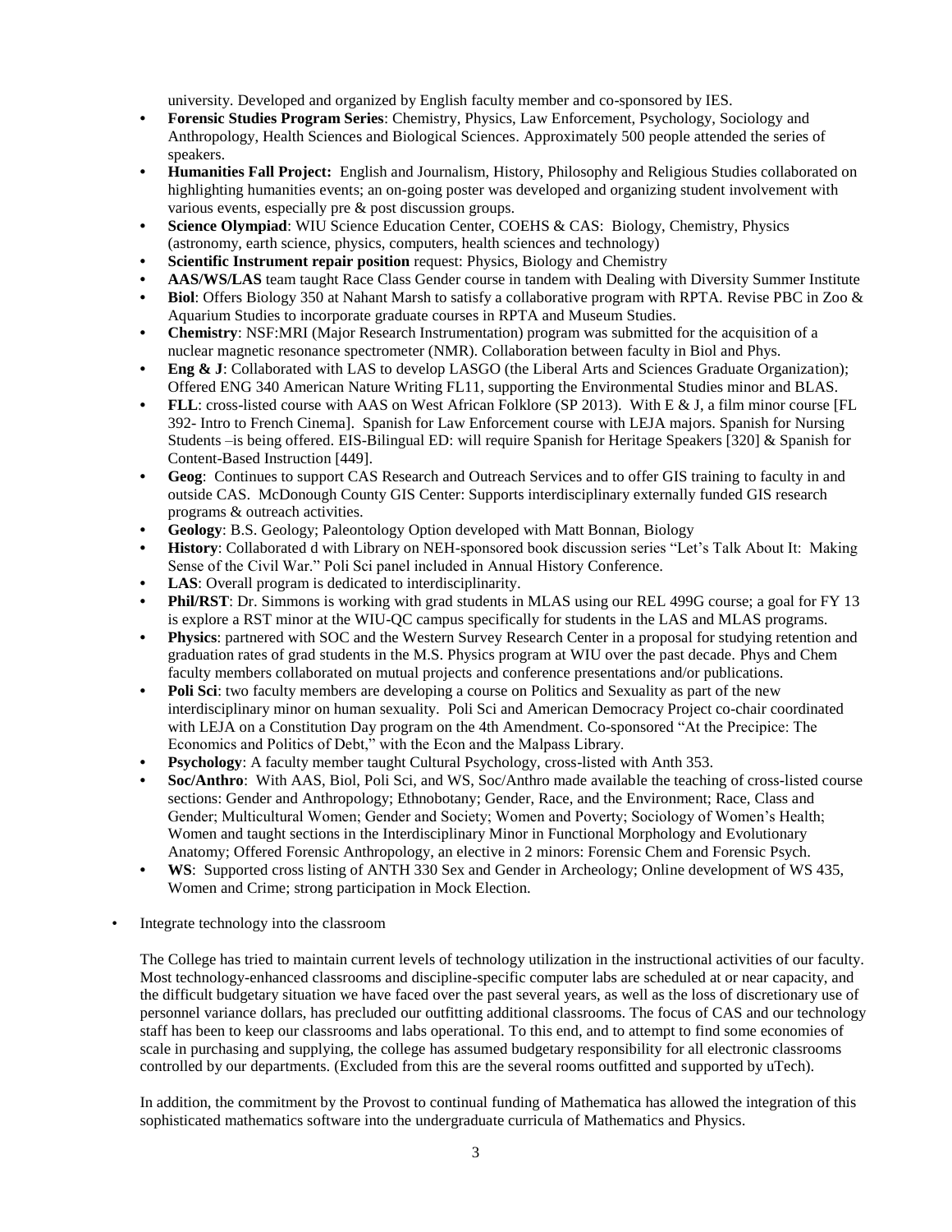university. Developed and organized by English faculty member and co-sponsored by IES.

- **Forensic Studies Program Series**: Chemistry, Physics, Law Enforcement, Psychology, Sociology and Anthropology, Health Sciences and Biological Sciences. Approximately 500 people attended the series of speakers.
- **Humanities Fall Project:** English and Journalism, History, Philosophy and Religious Studies collaborated on highlighting humanities events; an on-going poster was developed and organizing student involvement with various events, especially pre & post discussion groups.
- **Science Olympiad**: WIU Science Education Center, COEHS & CAS: Biology, Chemistry, Physics (astronomy, earth science, physics, computers, health sciences and technology)
- **Scientific Instrument repair position** request: Physics, Biology and Chemistry
- **AAS/WS/LAS** team taught Race Class Gender course in tandem with Dealing with Diversity Summer Institute
- **Biol**: Offers Biology 350 at Nahant Marsh to satisfy a collaborative program with RPTA. Revise PBC in Zoo & Aquarium Studies to incorporate graduate courses in RPTA and Museum Studies.
- **Chemistry**: NSF:MRI (Major Research Instrumentation) program was submitted for the acquisition of a nuclear magnetic resonance spectrometer (NMR). Collaboration between faculty in Biol and Phys.
- **Eng & J**: Collaborated with LAS to develop LASGO (the Liberal Arts and Sciences Graduate Organization); Offered ENG 340 American Nature Writing FL11, supporting the Environmental Studies minor and BLAS.
- **FLL**: cross-listed course with AAS on West African Folklore (SP 2013). With E & J, a film minor course [FL 392- Intro to French Cinema]. Spanish for Law Enforcement course with LEJA majors. Spanish for Nursing Students –is being offered. EIS-Bilingual ED: will require Spanish for Heritage Speakers [320] & Spanish for Content-Based Instruction [449].
- **Geog**: Continues to support CAS Research and Outreach Services and to offer GIS training to faculty in and outside CAS. McDonough County GIS Center: Supports interdisciplinary externally funded GIS research programs & outreach activities.
- **Geology**: B.S. Geology; Paleontology Option developed with Matt Bonnan, Biology
- **History**: Collaborated d with Library on NEH-sponsored book discussion series "Let's Talk About It: Making Sense of the Civil War." Poli Sci panel included in Annual History Conference.
- **LAS**: Overall program is dedicated to interdisciplinarity.
- **Phil/RST**: Dr. Simmons is working with grad students in MLAS using our REL 499G course; a goal for FY 13 is explore a RST minor at the WIU-QC campus specifically for students in the LAS and MLAS programs.
- **Physics**: partnered with SOC and the Western Survey Research Center in a proposal for studying retention and graduation rates of grad students in the M.S. Physics program at WIU over the past decade. Phys and Chem faculty members collaborated on mutual projects and conference presentations and/or publications.
- **Poli Sci**: two faculty members are developing a course on Politics and Sexuality as part of the new interdisciplinary minor on human sexuality. Poli Sci and American Democracy Project co-chair coordinated with LEJA on a Constitution Day program on the 4th Amendment. Co-sponsored "At the Precipice: The Economics and Politics of Debt," with the Econ and the Malpass Library.
- **Psychology**: A faculty member taught Cultural Psychology, cross-listed with Anth 353.
- **Soc/Anthro**: With AAS, Biol, Poli Sci, and WS, Soc/Anthro made available the teaching of cross-listed course sections: Gender and Anthropology; Ethnobotany; Gender, Race, and the Environment; Race, Class and Gender; Multicultural Women; Gender and Society; Women and Poverty; Sociology of Women's Health; Women and taught sections in the Interdisciplinary Minor in Functional Morphology and Evolutionary Anatomy; Offered Forensic Anthropology, an elective in 2 minors: Forensic Chem and Forensic Psych.
- **WS**: Supported cross listing of ANTH 330 Sex and Gender in Archeology; Online development of WS 435, Women and Crime; strong participation in Mock Election.

- Integrate technology into the classroom

The College has tried to maintain current levels of technology utilization in the instructional activities of our faculty. Most technology-enhanced classrooms and discipline-specific computer labs are scheduled at or near capacity, and the difficult budgetary situation we have faced over the past several years, as well as the loss of discretionary use of personnel variance dollars, has precluded our outfitting additional classrooms. The focus of CAS and our technology staff has been to keep our classrooms and labs operational. To this end, and to attempt to find some economies of scale in purchasing and supplying, the college has assumed budgetary responsibility for all electronic classrooms controlled by our departments. (Excluded from this are the several rooms outfitted and supported by uTech).

In addition, the commitment by the Provost to continual funding of Mathematica has allowed the integration of this sophisticated mathematics software into the undergraduate curricula of Mathematics and Physics.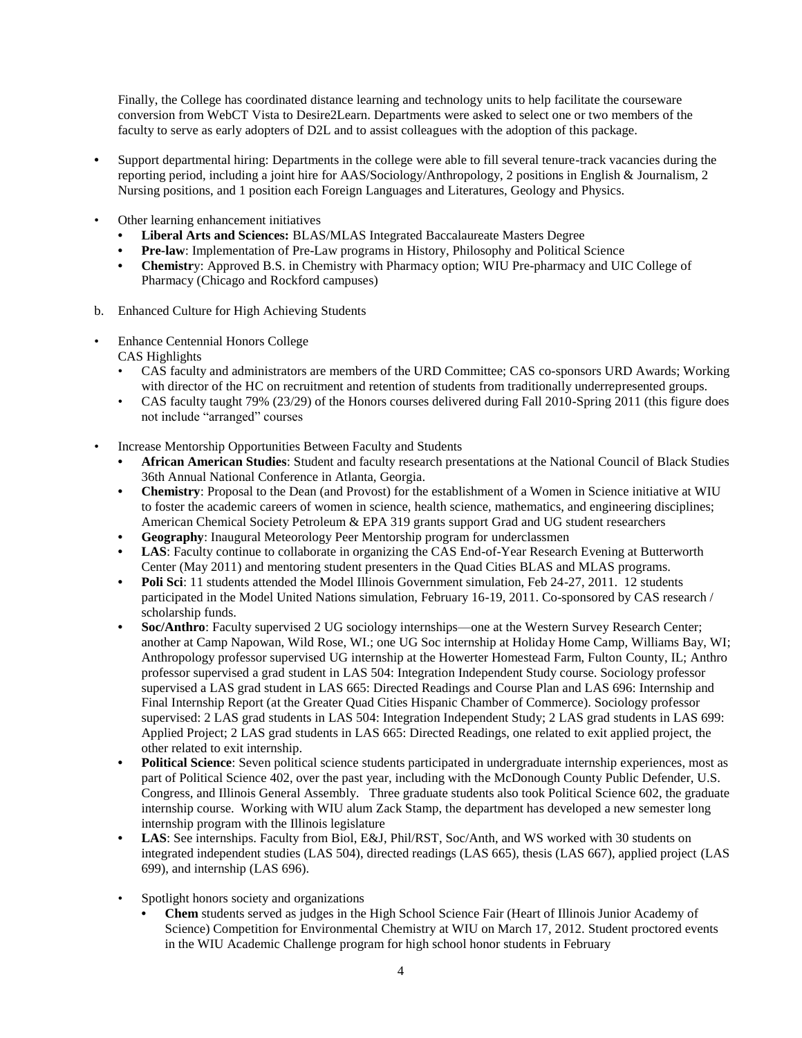Finally, the College has coordinated distance learning and technology units to help facilitate the courseware conversion from WebCT Vista to Desire2Learn. Departments were asked to select one or two members of the faculty to serve as early adopters of D2L and to assist colleagues with the adoption of this package.

- Support departmental hiring: Departments in the college were able to fill several tenure-track vacancies during the reporting period, including a joint hire for AAS/Sociology/Anthropology, 2 positions in English & Journalism, 2 Nursing positions, and 1 position each Foreign Languages and Literatures, Geology and Physics.

- Other learning enhancement initiatives
  - **Liberal Arts and Sciences:** BLAS/MLAS Integrated Baccalaureate Masters Degree
  - **Pre-law**: Implementation of Pre-Law programs in History, Philosophy and Political Science
  - **Chemistr**y: Approved B.S. in Chemistry with Pharmacy option; WIU Pre-pharmacy and UIC College of Pharmacy (Chicago and Rockford campuses)

b. Enhanced Culture for High Achieving Students

- Enhance Centennial Honors College
  CAS Highlights
  - CAS faculty and administrators are members of the URD Committee; CAS co-sponsors URD Awards; Working with director of the HC on recruitment and retention of students from traditionally underrepresented groups.
  - CAS faculty taught 79% (23/29) of the Honors courses delivered during Fall 2010-Spring 2011 (this figure does not include "arranged" courses

- Increase Mentorship Opportunities Between Faculty and Students
  - **African American Studies**: Student and faculty research presentations at the National Council of Black Studies 36th Annual National Conference in Atlanta, Georgia.
  - **Chemistry**: Proposal to the Dean (and Provost) for the establishment of a Women in Science initiative at WIU to foster the academic careers of women in science, health science, mathematics, and engineering disciplines; American Chemical Society Petroleum & EPA 319 grants support Grad and UG student researchers
  - **Geography**: Inaugural Meteorology Peer Mentorship program for underclassmen
  - **LAS**: Faculty continue to collaborate in organizing the CAS End-of-Year Research Evening at Butterworth Center (May 2011) and mentoring student presenters in the Quad Cities BLAS and MLAS programs.
  - **Poli Sci**: 11 students attended the Model Illinois Government simulation, Feb 24-27, 2011. 12 students participated in the Model United Nations simulation, February 16-19, 2011. Co-sponsored by CAS research / scholarship funds.
  - **Soc/Anthro**: Faculty supervised 2 UG sociology internships—one at the Western Survey Research Center; another at Camp Napowan, Wild Rose, WI.; one UG Soc internship at Holiday Home Camp, Williams Bay, WI; Anthropology professor supervised UG internship at the Howerter Homestead Farm, Fulton County, IL; Anthro professor supervised a grad student in LAS 504: Integration Independent Study course. Sociology professor supervised a LAS grad student in LAS 665: Directed Readings and Course Plan and LAS 696: Internship and Final Internship Report (at the Greater Quad Cities Hispanic Chamber of Commerce). Sociology professor supervised: 2 LAS grad students in LAS 504: Integration Independent Study; 2 LAS grad students in LAS 699: Applied Project; 2 LAS grad students in LAS 665: Directed Readings, one related to exit applied project, the other related to exit internship.
  - **Political Science**: Seven political science students participated in undergraduate internship experiences, most as part of Political Science 402, over the past year, including with the McDonough County Public Defender, U.S. Congress, and Illinois General Assembly. Three graduate students also took Political Science 602, the graduate internship course. Working with WIU alum Zack Stamp, the department has developed a new semester long internship program with the Illinois legislature
  - **LAS**: See internships. Faculty from Biol, E&J, Phil/RST, Soc/Anth, and WS worked with 30 students on integrated independent studies (LAS 504), directed readings (LAS 665), thesis (LAS 667), applied project (LAS 699), and internship (LAS 696).

  - Spotlight honors society and organizations
    - **Chem** students served as judges in the High School Science Fair (Heart of Illinois Junior Academy of Science) Competition for Environmental Chemistry at WIU on March 17, 2012. Student proctored events in the WIU Academic Challenge program for high school honor students in February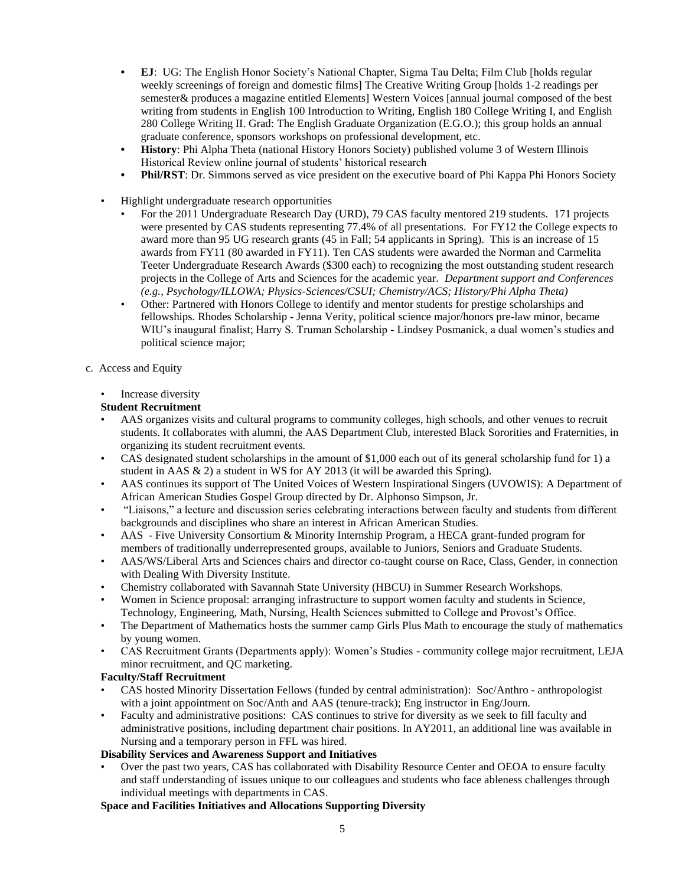- **EJ**: UG: The English Honor Society's National Chapter, Sigma Tau Delta; Film Club [holds regular weekly screenings of foreign and domestic films] The Creative Writing Group [holds 1-2 readings per semester& produces a magazine entitled Elements] Western Voices [annual journal composed of the best writing from students in English 100 Introduction to Writing, English 180 College Writing I, and English 280 College Writing II. Grad: The English Graduate Organization (E.G.O.); this group holds an annual graduate conference, sponsors workshops on professional development, etc.
- **History**: Phi Alpha Theta (national History Honors Society) published volume 3 of Western Illinois Historical Review online journal of students' historical research
- **Phil/RST**: Dr. Simmons served as vice president on the executive board of Phi Kappa Phi Honors Society

- Highlight undergraduate research opportunities
  - For the 2011 Undergraduate Research Day (URD), 79 CAS faculty mentored 219 students. 171 projects were presented by CAS students representing 77.4% of all presentations. For FY12 the College expects to award more than 95 UG research grants (45 in Fall; 54 applicants in Spring). This is an increase of 15 awards from FY11 (80 awarded in FY11). Ten CAS students were awarded the Norman and Carmelita Teeter Undergraduate Research Awards ($300 each) to recognizing the most outstanding student research projects in the College of Arts and Sciences for the academic year. *Department support and Conferences (e.g., Psychology/ILLOWA; Physics-Sciences/CSUI; Chemistry/ACS; History/Phi Alpha Theta)*
  - Other: Partnered with Honors College to identify and mentor students for prestige scholarships and fellowships. Rhodes Scholarship - Jenna Verity, political science major/honors pre-law minor, became WIU's inaugural finalist; Harry S. Truman Scholarship - Lindsey Posmanick, a dual women's studies and political science major;

c. Access and Equity

- Increase diversity

**Student Recruitment**

- AAS organizes visits and cultural programs to community colleges, high schools, and other venues to recruit students. It collaborates with alumni, the AAS Department Club, interested Black Sororities and Fraternities, in organizing its student recruitment events.
- CAS designated student scholarships in the amount of $1,000 each out of its general scholarship fund for 1) a student in AAS & 2) a student in WS for AY 2013 (it will be awarded this Spring).
- AAS continues its support of The United Voices of Western Inspirational Singers (UVOWIS): A Department of African American Studies Gospel Group directed by Dr. Alphonso Simpson, Jr.
- "Liaisons," a lecture and discussion series celebrating interactions between faculty and students from different backgrounds and disciplines who share an interest in African American Studies.
- AAS - Five University Consortium & Minority Internship Program, a HECA grant-funded program for members of traditionally underrepresented groups, available to Juniors, Seniors and Graduate Students.
- AAS/WS/Liberal Arts and Sciences chairs and director co-taught course on Race, Class, Gender, in connection with Dealing With Diversity Institute.
- Chemistry collaborated with Savannah State University (HBCU) in Summer Research Workshops.
- Women in Science proposal: arranging infrastructure to support women faculty and students in Science, Technology, Engineering, Math, Nursing, Health Sciences submitted to College and Provost's Office.
- The Department of Mathematics hosts the summer camp Girls Plus Math to encourage the study of mathematics by young women.
- CAS Recruitment Grants (Departments apply): Women's Studies - community college major recruitment, LEJA minor recruitment, and QC marketing.

**Faculty/Staff Recruitment**

- CAS hosted Minority Dissertation Fellows (funded by central administration): Soc/Anthro - anthropologist with a joint appointment on Soc/Anth and AAS (tenure-track); Eng instructor in Eng/Journ.
- Faculty and administrative positions: CAS continues to strive for diversity as we seek to fill faculty and administrative positions, including department chair positions. In AY2011, an additional line was available in Nursing and a temporary person in FFL was hired.

**Disability Services and Awareness Support and Initiatives**

- Over the past two years, CAS has collaborated with Disability Resource Center and OEOA to ensure faculty and staff understanding of issues unique to our colleagues and students who face ableness challenges through individual meetings with departments in CAS.

**Space and Facilities Initiatives and Allocations Supporting Diversity**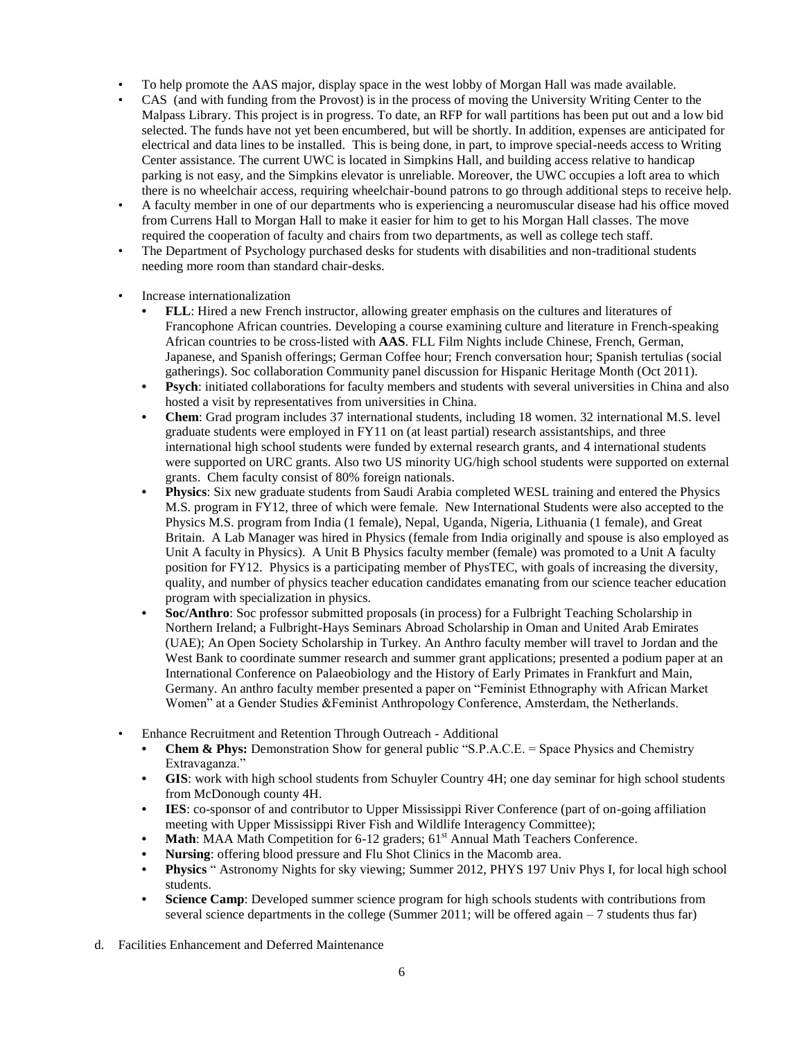- To help promote the AAS major, display space in the west lobby of Morgan Hall was made available.
- CAS (and with funding from the Provost) is in the process of moving the University Writing Center to the Malpass Library. This project is in progress. To date, an RFP for wall partitions has been put out and a low bid selected. The funds have not yet been encumbered, but will be shortly. In addition, expenses are anticipated for electrical and data lines to be installed. This is being done, in part, to improve special-needs access to Writing Center assistance. The current UWC is located in Simpkins Hall, and building access relative to handicap parking is not easy, and the Simpkins elevator is unreliable. Moreover, the UWC occupies a loft area to which there is no wheelchair access, requiring wheelchair-bound patrons to go through additional steps to receive help.
- A faculty member in one of our departments who is experiencing a neuromuscular disease had his office moved from Currens Hall to Morgan Hall to make it easier for him to get to his Morgan Hall classes. The move required the cooperation of faculty and chairs from two departments, as well as college tech staff.
- The Department of Psychology purchased desks for students with disabilities and non-traditional students needing more room than standard chair-desks.

- Increase internationalization
  - **FLL**: Hired a new French instructor, allowing greater emphasis on the cultures and literatures of Francophone African countries. Developing a course examining culture and literature in French-speaking African countries to be cross-listed with **AAS**. FLL Film Nights include Chinese, French, German, Japanese, and Spanish offerings; German Coffee hour; French conversation hour; Spanish tertulias (social gatherings). Soc collaboration Community panel discussion for Hispanic Heritage Month (Oct 2011).
  - **Psych**: initiated collaborations for faculty members and students with several universities in China and also hosted a visit by representatives from universities in China.
  - **Chem**: Grad program includes 37 international students, including 18 women. 32 international M.S. level graduate students were employed in FY11 on (at least partial) research assistantships, and three international high school students were funded by external research grants, and 4 international students were supported on URC grants. Also two US minority UG/high school students were supported on external grants. Chem faculty consist of 80% foreign nationals.
  - **Physics**: Six new graduate students from Saudi Arabia completed WESL training and entered the Physics M.S. program in FY12, three of which were female. New International Students were also accepted to the Physics M.S. program from India (1 female), Nepal, Uganda, Nigeria, Lithuania (1 female), and Great Britain. A Lab Manager was hired in Physics (female from India originally and spouse is also employed as Unit A faculty in Physics). A Unit B Physics faculty member (female) was promoted to a Unit A faculty position for FY12. Physics is a participating member of PhysTEC, with goals of increasing the diversity, quality, and number of physics teacher education candidates emanating from our science teacher education program with specialization in physics.
  - **Soc/Anthro**: Soc professor submitted proposals (in process) for a Fulbright Teaching Scholarship in Northern Ireland; a Fulbright-Hays Seminars Abroad Scholarship in Oman and United Arab Emirates (UAE); An Open Society Scholarship in Turkey. An Anthro faculty member will travel to Jordan and the West Bank to coordinate summer research and summer grant applications; presented a podium paper at an International Conference on Palaeobiology and the History of Early Primates in Frankfurt and Main, Germany. An anthro faculty member presented a paper on "Feminist Ethnography with African Market Women" at a Gender Studies &Feminist Anthropology Conference, Amsterdam, the Netherlands.

- Enhance Recruitment and Retention Through Outreach - Additional
  - **Chem & Phys:** Demonstration Show for general public "S.P.A.C.E. = Space Physics and Chemistry Extravaganza."
  - **GIS**: work with high school students from Schuyler Country 4H; one day seminar for high school students from McDonough county 4H.
  - **IES**: co-sponsor of and contributor to Upper Mississippi River Conference (part of on-going affiliation meeting with Upper Mississippi River Fish and Wildlife Interagency Committee);
  - **Math**: MAA Math Competition for 6-12 graders; 61st Annual Math Teachers Conference.
  - **Nursing**: offering blood pressure and Flu Shot Clinics in the Macomb area.
  - **Physics** " Astronomy Nights for sky viewing; Summer 2012, PHYS 197 Univ Phys I, for local high school students.
  - **Science Camp**: Developed summer science program for high schools students with contributions from several science departments in the college (Summer 2011; will be offered again – 7 students thus far)

d. Facilities Enhancement and Deferred Maintenance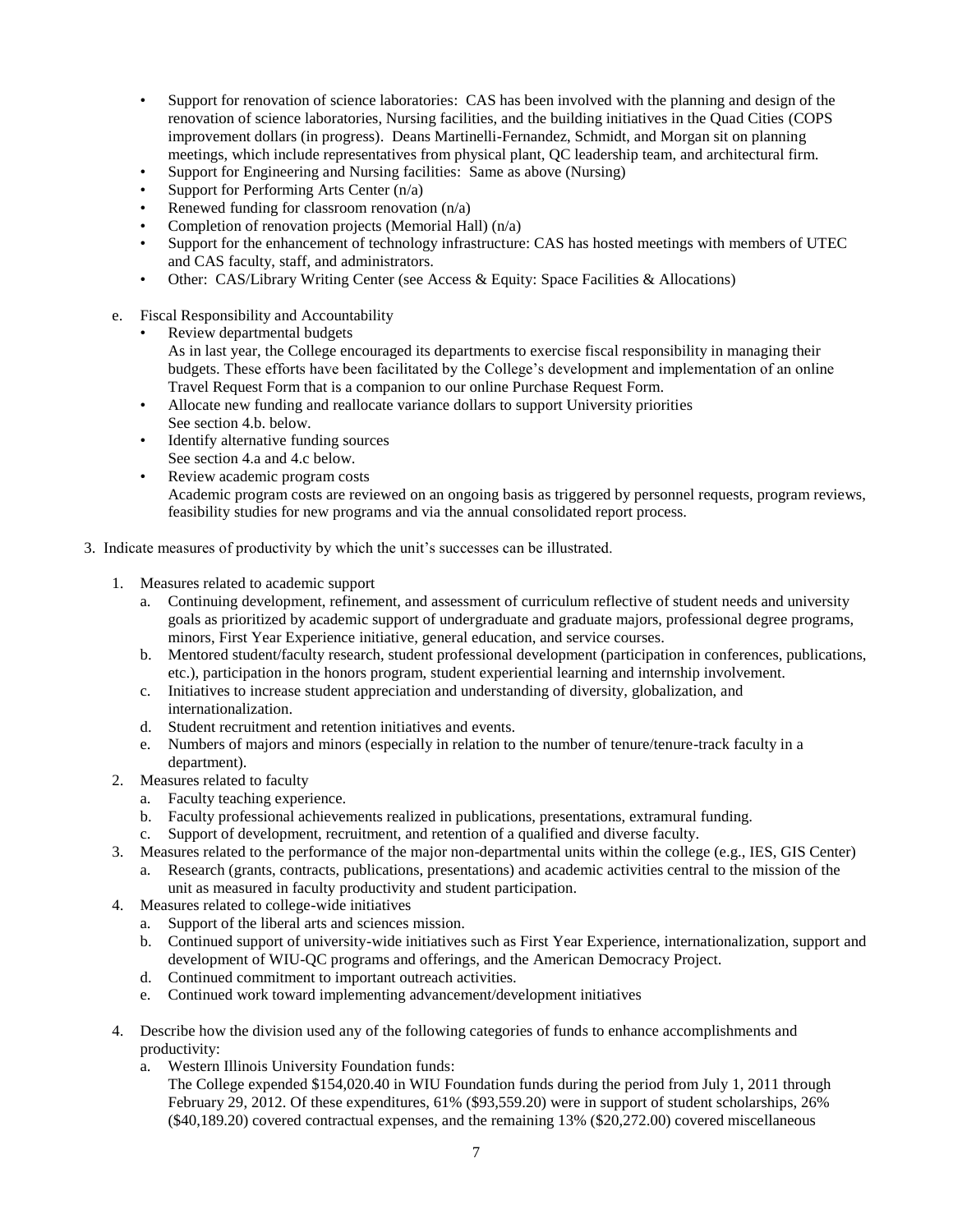- Support for renovation of science laboratories: CAS has been involved with the planning and design of the renovation of science laboratories, Nursing facilities, and the building initiatives in the Quad Cities (COPS improvement dollars (in progress). Deans Martinelli-Fernandez, Schmidt, and Morgan sit on planning meetings, which include representatives from physical plant, QC leadership team, and architectural firm.
- Support for Engineering and Nursing facilities: Same as above (Nursing)
- Support for Performing Arts Center (n/a)
- Renewed funding for classroom renovation (n/a)
- Completion of renovation projects (Memorial Hall) (n/a)
- Support for the enhancement of technology infrastructure: CAS has hosted meetings with members of UTEC and CAS faculty, staff, and administrators.
- Other: CAS/Library Writing Center (see Access & Equity: Space Facilities & Allocations)

e. Fiscal Responsibility and Accountability
   - Review departmental budgets
     As in last year, the College encouraged its departments to exercise fiscal responsibility in managing their budgets. These efforts have been facilitated by the College's development and implementation of an online Travel Request Form that is a companion to our online Purchase Request Form.
   - Allocate new funding and reallocate variance dollars to support University priorities
     See section 4.b. below.
   - Identify alternative funding sources
     See section 4.a and 4.c below.
   - Review academic program costs
     Academic program costs are reviewed on an ongoing basis as triggered by personnel requests, program reviews, feasibility studies for new programs and via the annual consolidated report process.

3. Indicate measures of productivity by which the unit's successes can be illustrated.

   1. Measures related to academic support
      a. Continuing development, refinement, and assessment of curriculum reflective of student needs and university goals as prioritized by academic support of undergraduate and graduate majors, professional degree programs, minors, First Year Experience initiative, general education, and service courses.
      b. Mentored student/faculty research, student professional development (participation in conferences, publications, etc.), participation in the honors program, student experiential learning and internship involvement.
      c. Initiatives to increase student appreciation and understanding of diversity, globalization, and internationalization.
      d. Student recruitment and retention initiatives and events.
      e. Numbers of majors and minors (especially in relation to the number of tenure/tenure-track faculty in a department).
   2. Measures related to faculty
      a. Faculty teaching experience.
      b. Faculty professional achievements realized in publications, presentations, extramural funding.
      c. Support of development, recruitment, and retention of a qualified and diverse faculty.
   3. Measures related to the performance of the major non-departmental units within the college (e.g., IES, GIS Center)
      a. Research (grants, contracts, publications, presentations) and academic activities central to the mission of the unit as measured in faculty productivity and student participation.
   4. Measures related to college-wide initiatives
      a. Support of the liberal arts and sciences mission.
      b. Continued support of university-wide initiatives such as First Year Experience, internationalization, support and development of WIU-QC programs and offerings, and the American Democracy Project.
      d. Continued commitment to important outreach activities.
      e. Continued work toward implementing advancement/development initiatives

4. Describe how the division used any of the following categories of funds to enhance accomplishments and productivity:
   a. Western Illinois University Foundation funds:
      The College expended $154,020.40 in WIU Foundation funds during the period from July 1, 2011 through February 29, 2012. Of these expenditures, 61% ($93,559.20) were in support of student scholarships, 26% ($40,189.20) covered contractual expenses, and the remaining 13% ($20,272.00) covered miscellaneous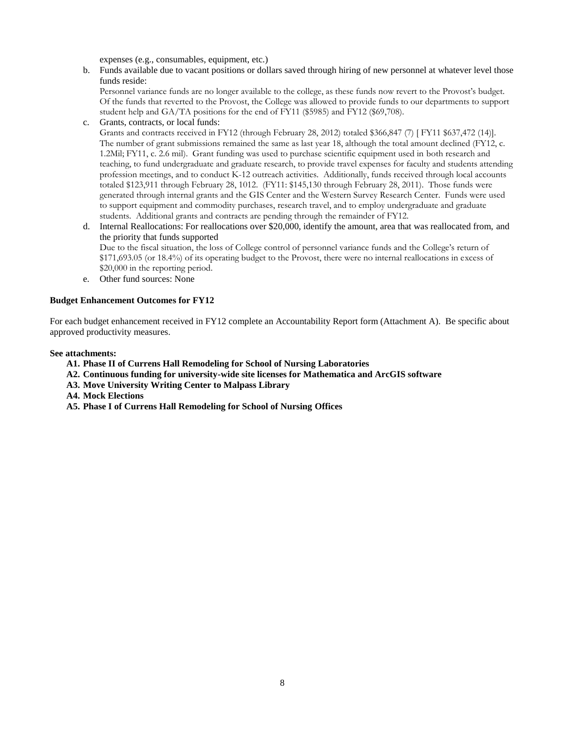expenses (e.g., consumables, equipment, etc.)

b. Funds available due to vacant positions or dollars saved through hiring of new personnel at whatever level those funds reside:

   Personnel variance funds are no longer available to the college, as these funds now revert to the Provost's budget. Of the funds that reverted to the Provost, the College was allowed to provide funds to our departments to support student help and GA/TA positions for the end of FY11 ($5985) and FY12 ($69,708).

c. Grants, contracts, or local funds:

   Grants and contracts received in FY12 (through February 28, 2012) totaled $366,847 (7) [ FY11 $637,472 (14)]. The number of grant submissions remained the same as last year 18, although the total amount declined (FY12, c. 1.2Mil; FY11, c. 2.6 mil). Grant funding was used to purchase scientific equipment used in both research and teaching, to fund undergraduate and graduate research, to provide travel expenses for faculty and students attending profession meetings, and to conduct K-12 outreach activities. Additionally, funds received through local accounts totaled $123,911 through February 28, 1012. (FY11: $145,130 through February 28, 2011). Those funds were generated through internal grants and the GIS Center and the Western Survey Research Center. Funds were used to support equipment and commodity purchases, research travel, and to employ undergraduate and graduate students. Additional grants and contracts are pending through the remainder of FY12.

d. Internal Reallocations: For reallocations over $20,000, identify the amount, area that was reallocated from, and the priority that funds supported

   Due to the fiscal situation, the loss of College control of personnel variance funds and the College's return of $171,693.05 (or 18.4%) of its operating budget to the Provost, there were no internal reallocations in excess of $20,000 in the reporting period.

e. Other fund sources: None

**Budget Enhancement Outcomes for FY12**

For each budget enhancement received in FY12 complete an Accountability Report form (Attachment A). Be specific about approved productivity measures.

**See attachments:**

- **A1. Phase II of Currens Hall Remodeling for School of Nursing Laboratories**
- **A2. Continuous funding for university-wide site licenses for Mathematica and ArcGIS software**
- **A3. Move University Writing Center to Malpass Library**
- **A4. Mock Elections**
- **A5. Phase I of Currens Hall Remodeling for School of Nursing Offices**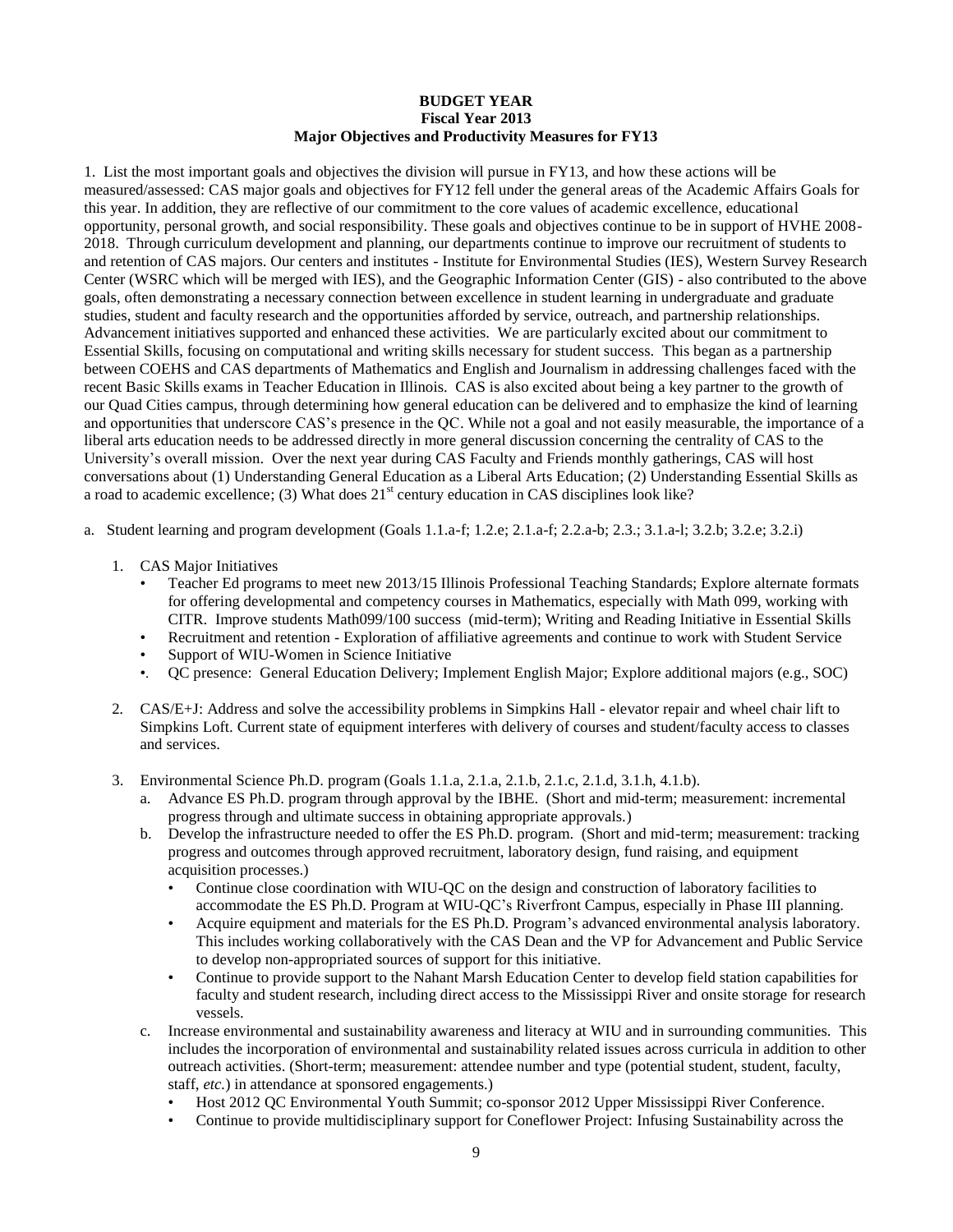**BUDGET YEAR**
**Fiscal Year 2013**
**Major Objectives and Productivity Measures for FY13**

1. List the most important goals and objectives the division will pursue in FY13, and how these actions will be measured/assessed: CAS major goals and objectives for FY12 fell under the general areas of the Academic Affairs Goals for this year. In addition, they are reflective of our commitment to the core values of academic excellence, educational opportunity, personal growth, and social responsibility. These goals and objectives continue to be in support of HVHE 2008-2018. Through curriculum development and planning, our departments continue to improve our recruitment of students to and retention of CAS majors. Our centers and institutes - Institute for Environmental Studies (IES), Western Survey Research Center (WSRC which will be merged with IES), and the Geographic Information Center (GIS) - also contributed to the above goals, often demonstrating a necessary connection between excellence in student learning in undergraduate and graduate studies, student and faculty research and the opportunities afforded by service, outreach, and partnership relationships. Advancement initiatives supported and enhanced these activities. We are particularly excited about our commitment to Essential Skills, focusing on computational and writing skills necessary for student success. This began as a partnership between COEHS and CAS departments of Mathematics and English and Journalism in addressing challenges faced with the recent Basic Skills exams in Teacher Education in Illinois. CAS is also excited about being a key partner to the growth of our Quad Cities campus, through determining how general education can be delivered and to emphasize the kind of learning and opportunities that underscore CAS's presence in the QC. While not a goal and not easily measurable, the importance of a liberal arts education needs to be addressed directly in more general discussion concerning the centrality of CAS to the University's overall mission. Over the next year during CAS Faculty and Friends monthly gatherings, CAS will host conversations about (1) Understanding General Education as a Liberal Arts Education; (2) Understanding Essential Skills as a road to academic excellence; (3) What does 21st century education in CAS disciplines look like?

a. Student learning and program development (Goals 1.1.a-f; 1.2.e; 2.1.a-f; 2.2.a-b; 2.3.; 3.1.a-l; 3.2.b; 3.2.e; 3.2.i)

   1. CAS Major Initiatives
      - Teacher Ed programs to meet new 2013/15 Illinois Professional Teaching Standards; Explore alternate formats for offering developmental and competency courses in Mathematics, especially with Math 099, working with CITR. Improve students Math099/100 success (mid-term); Writing and Reading Initiative in Essential Skills
      - Recruitment and retention - Exploration of affiliative agreements and continue to work with Student Service
      - Support of WIU-Women in Science Initiative
      - QC presence: General Education Delivery; Implement English Major; Explore additional majors (e.g., SOC)

   2. CAS/E+J: Address and solve the accessibility problems in Simpkins Hall - elevator repair and wheel chair lift to Simpkins Loft. Current state of equipment interferes with delivery of courses and student/faculty access to classes and services.

   3. Environmental Science Ph.D. program (Goals 1.1.a, 2.1.a, 2.1.b, 2.1.c, 2.1.d, 3.1.h, 4.1.b).
      a. Advance ES Ph.D. program through approval by the IBHE. (Short and mid-term; measurement: incremental progress through and ultimate success in obtaining appropriate approvals.)
      b. Develop the infrastructure needed to offer the ES Ph.D. program. (Short and mid-term; measurement: tracking progress and outcomes through approved recruitment, laboratory design, fund raising, and equipment acquisition processes.)
         - Continue close coordination with WIU-QC on the design and construction of laboratory facilities to accommodate the ES Ph.D. Program at WIU-QC's Riverfront Campus, especially in Phase III planning.
         - Acquire equipment and materials for the ES Ph.D. Program's advanced environmental analysis laboratory. This includes working collaboratively with the CAS Dean and the VP for Advancement and Public Service to develop non-appropriated sources of support for this initiative.
         - Continue to provide support to the Nahant Marsh Education Center to develop field station capabilities for faculty and student research, including direct access to the Mississippi River and onsite storage for research vessels.
      c. Increase environmental and sustainability awareness and literacy at WIU and in surrounding communities. This includes the incorporation of environmental and sustainability related issues across curricula in addition to other outreach activities. (Short-term; measurement: attendee number and type (potential student, student, faculty, staff, *etc.*) in attendance at sponsored engagements.)
         - Host 2012 QC Environmental Youth Summit; co-sponsor 2012 Upper Mississippi River Conference.
         - Continue to provide multidisciplinary support for Coneflower Project: Infusing Sustainability across the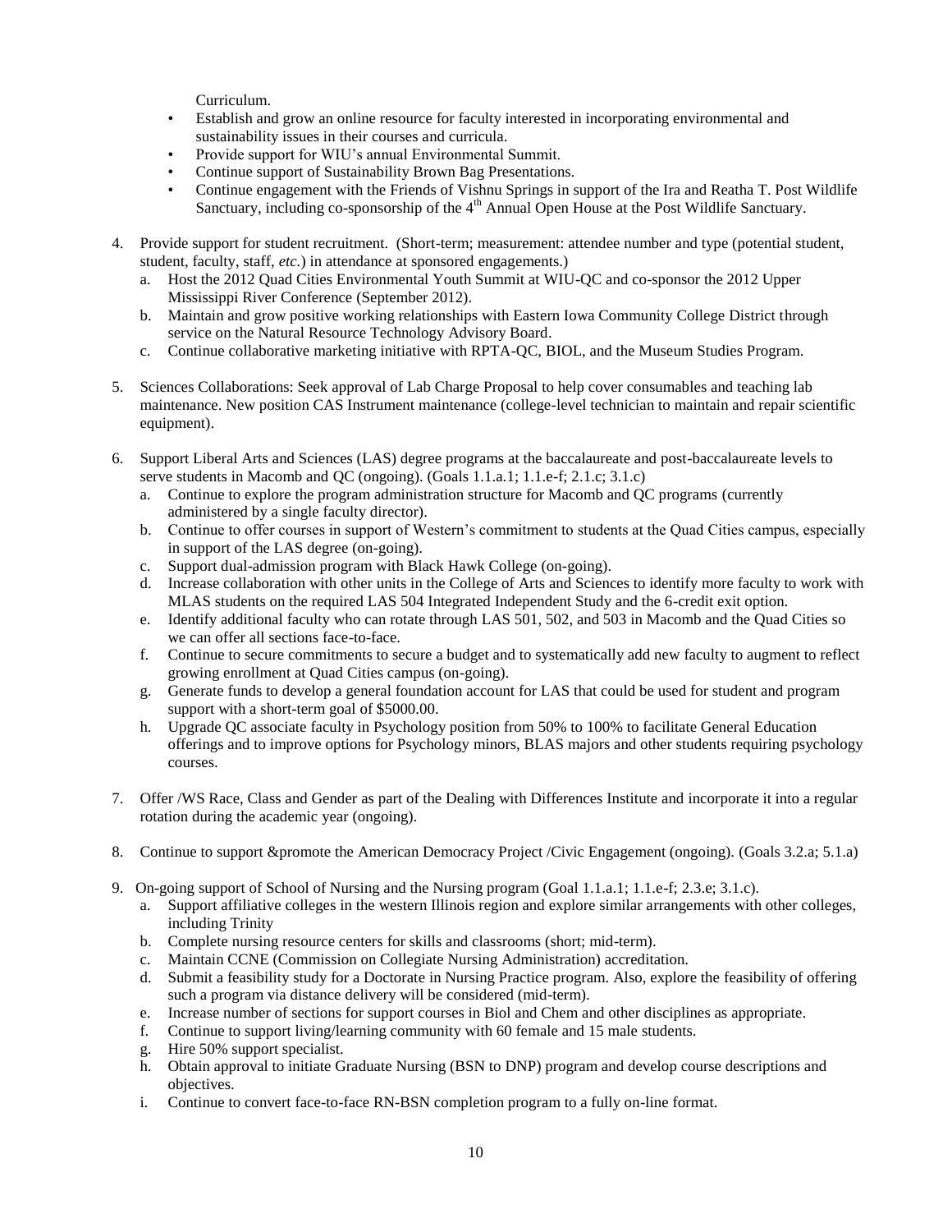Curriculum.

- Establish and grow an online resource for faculty interested in incorporating environmental and sustainability issues in their courses and curricula.
- Provide support for WIU's annual Environmental Summit.
- Continue support of Sustainability Brown Bag Presentations.
- Continue engagement with the Friends of Vishnu Springs in support of the Ira and Reatha T. Post Wildlife Sanctuary, including co-sponsorship of the 4th Annual Open House at the Post Wildlife Sanctuary.

4. Provide support for student recruitment. (Short-term; measurement: attendee number and type (potential student, student, faculty, staff, *etc.*) in attendance at sponsored engagements.)
   a. Host the 2012 Quad Cities Environmental Youth Summit at WIU-QC and co-sponsor the 2012 Upper Mississippi River Conference (September 2012).
   b. Maintain and grow positive working relationships with Eastern Iowa Community College District through service on the Natural Resource Technology Advisory Board.
   c. Continue collaborative marketing initiative with RPTA-QC, BIOL, and the Museum Studies Program.

5. Sciences Collaborations: Seek approval of Lab Charge Proposal to help cover consumables and teaching lab maintenance. New position CAS Instrument maintenance (college-level technician to maintain and repair scientific equipment).

6. Support Liberal Arts and Sciences (LAS) degree programs at the baccalaureate and post-baccalaureate levels to serve students in Macomb and QC (ongoing). (Goals 1.1.a.1; 1.1.e-f; 2.1.c; 3.1.c)
   a. Continue to explore the program administration structure for Macomb and QC programs (currently administered by a single faculty director).
   b. Continue to offer courses in support of Western's commitment to students at the Quad Cities campus, especially in support of the LAS degree (on-going).
   c. Support dual-admission program with Black Hawk College (on-going).
   d. Increase collaboration with other units in the College of Arts and Sciences to identify more faculty to work with MLAS students on the required LAS 504 Integrated Independent Study and the 6-credit exit option.
   e. Identify additional faculty who can rotate through LAS 501, 502, and 503 in Macomb and the Quad Cities so we can offer all sections face-to-face.
   f. Continue to secure commitments to secure a budget and to systematically add new faculty to augment to reflect growing enrollment at Quad Cities campus (on-going).
   g. Generate funds to develop a general foundation account for LAS that could be used for student and program support with a short-term goal of $5000.00.
   h. Upgrade QC associate faculty in Psychology position from 50% to 100% to facilitate General Education offerings and to improve options for Psychology minors, BLAS majors and other students requiring psychology courses.

7. Offer /WS Race, Class and Gender as part of the Dealing with Differences Institute and incorporate it into a regular rotation during the academic year (ongoing).

8. Continue to support &promote the American Democracy Project /Civic Engagement (ongoing). (Goals 3.2.a; 5.1.a)

9. On-going support of School of Nursing and the Nursing program (Goal 1.1.a.1; 1.1.e-f; 2.3.e; 3.1.c).
   a. Support affiliative colleges in the western Illinois region and explore similar arrangements with other colleges, including Trinity
   b. Complete nursing resource centers for skills and classrooms (short; mid-term).
   c. Maintain CCNE (Commission on Collegiate Nursing Administration) accreditation.
   d. Submit a feasibility study for a Doctorate in Nursing Practice program. Also, explore the feasibility of offering such a program via distance delivery will be considered (mid-term).
   e. Increase number of sections for support courses in Biol and Chem and other disciplines as appropriate.
   f. Continue to support living/learning community with 60 female and 15 male students.
   g. Hire 50% support specialist.
   h. Obtain approval to initiate Graduate Nursing (BSN to DNP) program and develop course descriptions and objectives.
   i. Continue to convert face-to-face RN-BSN completion program to a fully on-line format.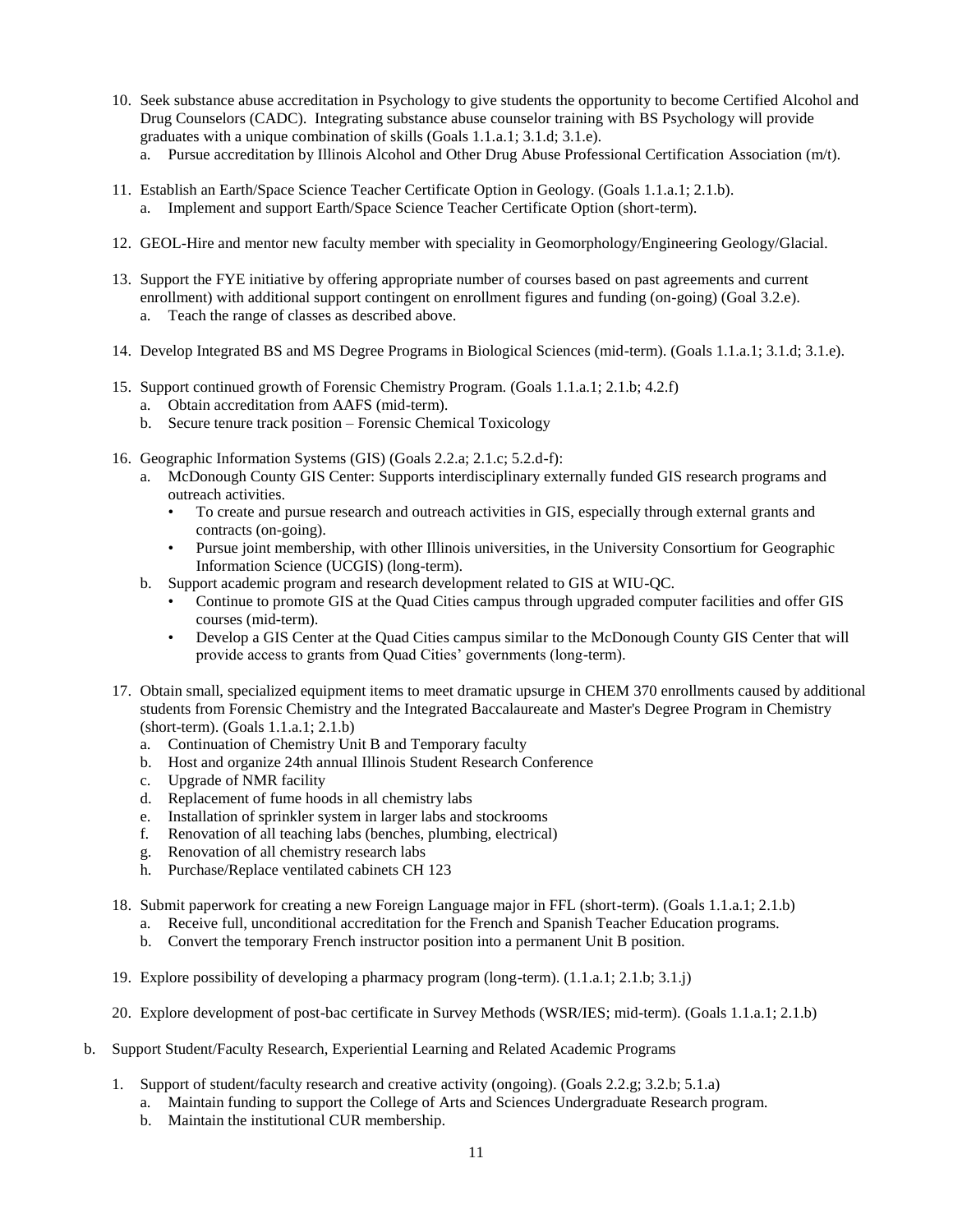10. Seek substance abuse accreditation in Psychology to give students the opportunity to become Certified Alcohol and Drug Counselors (CADC). Integrating substance abuse counselor training with BS Psychology will provide graduates with a unique combination of skills (Goals 1.1.a.1; 3.1.d; 3.1.e).
    a. Pursue accreditation by Illinois Alcohol and Other Drug Abuse Professional Certification Association (m/t).

11. Establish an Earth/Space Science Teacher Certificate Option in Geology. (Goals 1.1.a.1; 2.1.b).
    a. Implement and support Earth/Space Science Teacher Certificate Option (short-term).

12. GEOL-Hire and mentor new faculty member with speciality in Geomorphology/Engineering Geology/Glacial.

13. Support the FYE initiative by offering appropriate number of courses based on past agreements and current enrollment) with additional support contingent on enrollment figures and funding (on-going) (Goal 3.2.e).
    a. Teach the range of classes as described above.

14. Develop Integrated BS and MS Degree Programs in Biological Sciences (mid-term). (Goals 1.1.a.1; 3.1.d; 3.1.e).

15. Support continued growth of Forensic Chemistry Program. (Goals 1.1.a.1; 2.1.b; 4.2.f)
    a. Obtain accreditation from AAFS (mid-term).
    b. Secure tenure track position – Forensic Chemical Toxicology

16. Geographic Information Systems (GIS) (Goals 2.2.a; 2.1.c; 5.2.d-f):
    a. McDonough County GIS Center: Supports interdisciplinary externally funded GIS research programs and outreach activities.
        - To create and pursue research and outreach activities in GIS, especially through external grants and contracts (on-going).
        - Pursue joint membership, with other Illinois universities, in the University Consortium for Geographic Information Science (UCGIS) (long-term).
    b. Support academic program and research development related to GIS at WIU-QC.
        - Continue to promote GIS at the Quad Cities campus through upgraded computer facilities and offer GIS courses (mid-term).
        - Develop a GIS Center at the Quad Cities campus similar to the McDonough County GIS Center that will provide access to grants from Quad Cities' governments (long-term).

17. Obtain small, specialized equipment items to meet dramatic upsurge in CHEM 370 enrollments caused by additional students from Forensic Chemistry and the Integrated Baccalaureate and Master's Degree Program in Chemistry (short-term). (Goals 1.1.a.1; 2.1.b)
    a. Continuation of Chemistry Unit B and Temporary faculty
    b. Host and organize 24th annual Illinois Student Research Conference
    c. Upgrade of NMR facility
    d. Replacement of fume hoods in all chemistry labs
    e. Installation of sprinkler system in larger labs and stockrooms
    f. Renovation of all teaching labs (benches, plumbing, electrical)
    g. Renovation of all chemistry research labs
    h. Purchase/Replace ventilated cabinets CH 123

18. Submit paperwork for creating a new Foreign Language major in FFL (short-term). (Goals 1.1.a.1; 2.1.b)
    a. Receive full, unconditional accreditation for the French and Spanish Teacher Education programs.
    b. Convert the temporary French instructor position into a permanent Unit B position.

19. Explore possibility of developing a pharmacy program (long-term). (1.1.a.1; 2.1.b; 3.1.j)

20. Explore development of post-bac certificate in Survey Methods (WSR/IES; mid-term). (Goals 1.1.a.1; 2.1.b)

b. Support Student/Faculty Research, Experiential Learning and Related Academic Programs

1. Support of student/faculty research and creative activity (ongoing). (Goals 2.2.g; 3.2.b; 5.1.a)
    a. Maintain funding to support the College of Arts and Sciences Undergraduate Research program.
    b. Maintain the institutional CUR membership.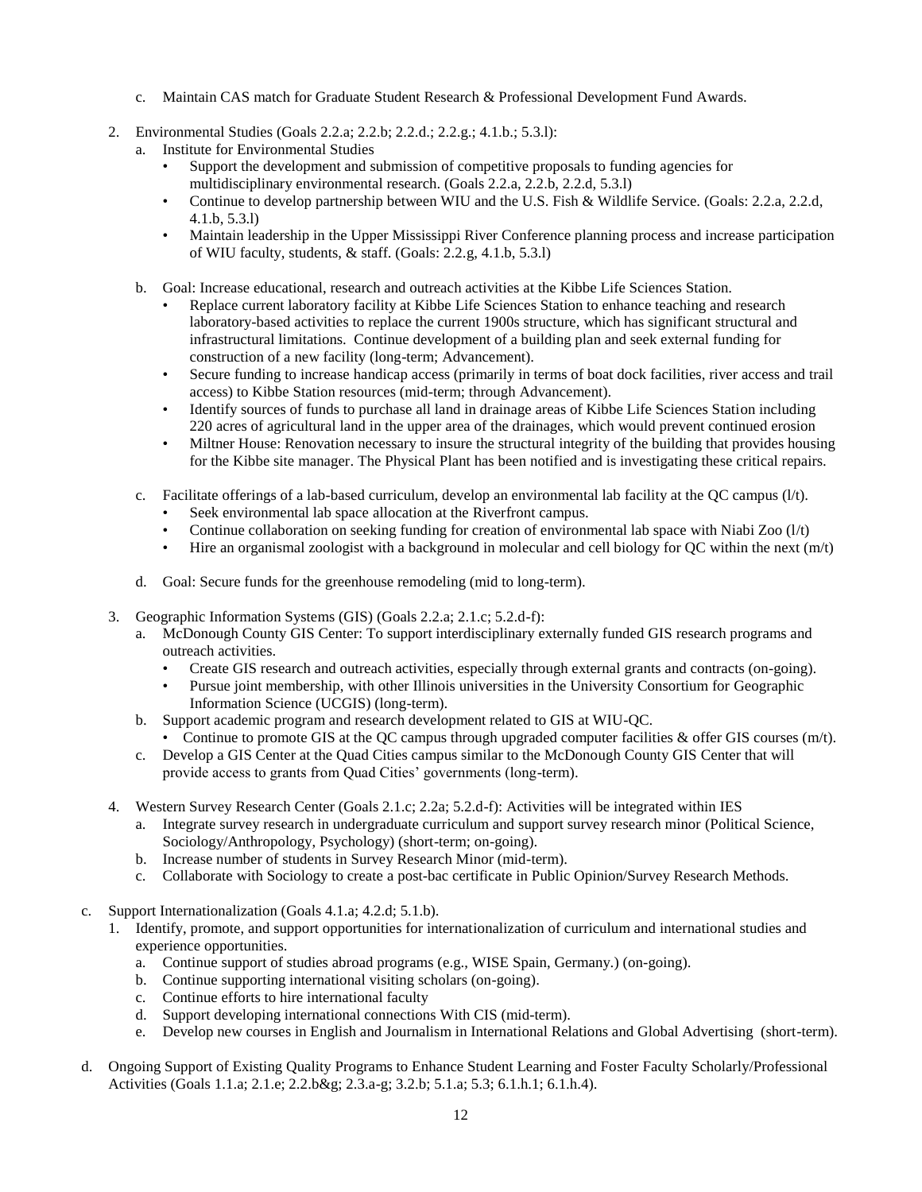c. Maintain CAS match for Graduate Student Research & Professional Development Fund Awards.

2. Environmental Studies (Goals 2.2.a; 2.2.b; 2.2.d.; 2.2.g.; 4.1.b.; 5.3.l):
   a. Institute for Environmental Studies
      - Support the development and submission of competitive proposals to funding agencies for multidisciplinary environmental research. (Goals 2.2.a, 2.2.b, 2.2.d, 5.3.l)
      - Continue to develop partnership between WIU and the U.S. Fish & Wildlife Service. (Goals: 2.2.a, 2.2.d, 4.1.b, 5.3.l)
      - Maintain leadership in the Upper Mississippi River Conference planning process and increase participation of WIU faculty, students, & staff. (Goals: 2.2.g, 4.1.b, 5.3.l)

   b. Goal: Increase educational, research and outreach activities at the Kibbe Life Sciences Station.
      - Replace current laboratory facility at Kibbe Life Sciences Station to enhance teaching and research laboratory-based activities to replace the current 1900s structure, which has significant structural and infrastructural limitations. Continue development of a building plan and seek external funding for construction of a new facility (long-term; Advancement).
      - Secure funding to increase handicap access (primarily in terms of boat dock facilities, river access and trail access) to Kibbe Station resources (mid-term; through Advancement).
      - Identify sources of funds to purchase all land in drainage areas of Kibbe Life Sciences Station including 220 acres of agricultural land in the upper area of the drainages, which would prevent continued erosion
      - Miltner House: Renovation necessary to insure the structural integrity of the building that provides housing for the Kibbe site manager. The Physical Plant has been notified and is investigating these critical repairs.

   c. Facilitate offerings of a lab-based curriculum, develop an environmental lab facility at the QC campus (l/t).
      - Seek environmental lab space allocation at the Riverfront campus.
      - Continue collaboration on seeking funding for creation of environmental lab space with Niabi Zoo (l/t)
      - Hire an organismal zoologist with a background in molecular and cell biology for QC within the next (m/t)

   d. Goal: Secure funds for the greenhouse remodeling (mid to long-term).

3. Geographic Information Systems (GIS) (Goals 2.2.a; 2.1.c; 5.2.d-f):
   a. McDonough County GIS Center: To support interdisciplinary externally funded GIS research programs and outreach activities.
      - Create GIS research and outreach activities, especially through external grants and contracts (on-going).
      - Pursue joint membership, with other Illinois universities in the University Consortium for Geographic Information Science (UCGIS) (long-term).
   b. Support academic program and research development related to GIS at WIU-QC.
      - Continue to promote GIS at the QC campus through upgraded computer facilities & offer GIS courses (m/t).
   c. Develop a GIS Center at the Quad Cities campus similar to the McDonough County GIS Center that will provide access to grants from Quad Cities' governments (long-term).

4. Western Survey Research Center (Goals 2.1.c; 2.2a; 5.2.d-f): Activities will be integrated within IES
   a. Integrate survey research in undergraduate curriculum and support survey research minor (Political Science, Sociology/Anthropology, Psychology) (short-term; on-going).
   b. Increase number of students in Survey Research Minor (mid-term).
   c. Collaborate with Sociology to create a post-bac certificate in Public Opinion/Survey Research Methods.

c. Support Internationalization (Goals 4.1.a; 4.2.d; 5.1.b).
   1. Identify, promote, and support opportunities for internationalization of curriculum and international studies and experience opportunities.
      a. Continue support of studies abroad programs (e.g., WISE Spain, Germany.) (on-going).
      b. Continue supporting international visiting scholars (on-going).
      c. Continue efforts to hire international faculty
      d. Support developing international connections With CIS (mid-term).
      e. Develop new courses in English and Journalism in International Relations and Global Advertising (short-term).

d. Ongoing Support of Existing Quality Programs to Enhance Student Learning and Foster Faculty Scholarly/Professional Activities (Goals 1.1.a; 2.1.e; 2.2.b&g; 2.3.a-g; 3.2.b; 5.1.a; 5.3; 6.1.h.1; 6.1.h.4).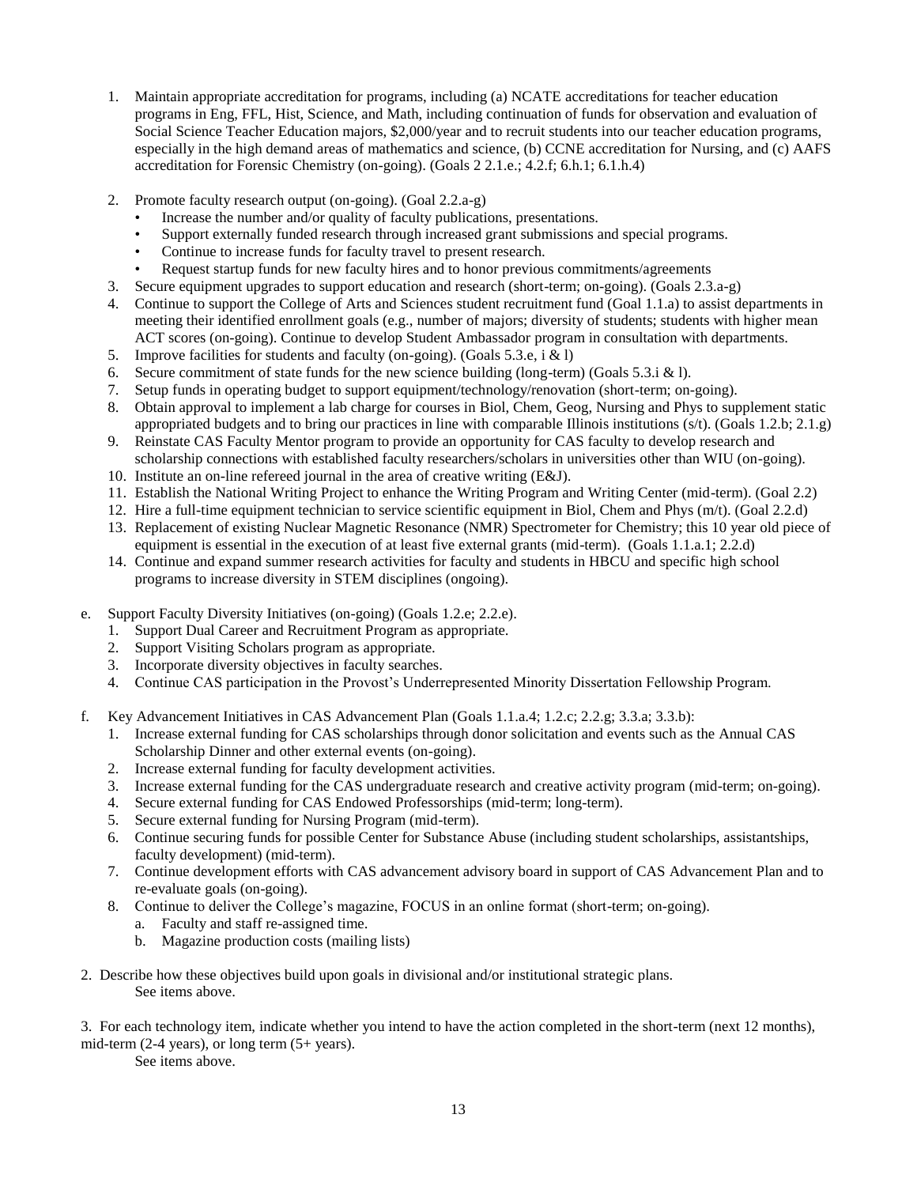1. Maintain appropriate accreditation for programs, including (a) NCATE accreditations for teacher education programs in Eng, FFL, Hist, Science, and Math, including continuation of funds for observation and evaluation of Social Science Teacher Education majors, $2,000/year and to recruit students into our teacher education programs, especially in the high demand areas of mathematics and science, (b) CCNE accreditation for Nursing, and (c) AAFS accreditation for Forensic Chemistry (on-going). (Goals 2 2.1.e.; 4.2.f; 6.h.1; 6.1.h.4)
2. Promote faculty research output (on-going). (Goal 2.2.a-g)
   - Increase the number and/or quality of faculty publications, presentations.
   - Support externally funded research through increased grant submissions and special programs.
   - Continue to increase funds for faculty travel to present research.
   - Request startup funds for new faculty hires and to honor previous commitments/agreements
3. Secure equipment upgrades to support education and research (short-term; on-going). (Goals 2.3.a-g)
4. Continue to support the College of Arts and Sciences student recruitment fund (Goal 1.1.a) to assist departments in meeting their identified enrollment goals (e.g., number of majors; diversity of students; students with higher mean ACT scores (on-going). Continue to develop Student Ambassador program in consultation with departments.
5. Improve facilities for students and faculty (on-going). (Goals 5.3.e, i & l)
6. Secure commitment of state funds for the new science building (long-term) (Goals 5.3.i & l).
7. Setup funds in operating budget to support equipment/technology/renovation (short-term; on-going).
8. Obtain approval to implement a lab charge for courses in Biol, Chem, Geog, Nursing and Phys to supplement static appropriated budgets and to bring our practices in line with comparable Illinois institutions (s/t). (Goals 1.2.b; 2.1.g)
9. Reinstate CAS Faculty Mentor program to provide an opportunity for CAS faculty to develop research and scholarship connections with established faculty researchers/scholars in universities other than WIU (on-going).
10. Institute an on-line refereed journal in the area of creative writing (E&J).
11. Establish the National Writing Project to enhance the Writing Program and Writing Center (mid-term). (Goal 2.2)
12. Hire a full-time equipment technician to service scientific equipment in Biol, Chem and Phys (m/t). (Goal 2.2.d)
13. Replacement of existing Nuclear Magnetic Resonance (NMR) Spectrometer for Chemistry; this 10 year old piece of equipment is essential in the execution of at least five external grants (mid-term). (Goals 1.1.a.1; 2.2.d)
14. Continue and expand summer research activities for faculty and students in HBCU and specific high school programs to increase diversity in STEM disciplines (ongoing).

e. Support Faculty Diversity Initiatives (on-going) (Goals 1.2.e; 2.2.e).
   1. Support Dual Career and Recruitment Program as appropriate.
   2. Support Visiting Scholars program as appropriate.
   3. Incorporate diversity objectives in faculty searches.
   4. Continue CAS participation in the Provost's Underrepresented Minority Dissertation Fellowship Program.

f. Key Advancement Initiatives in CAS Advancement Plan (Goals 1.1.a.4; 1.2.c; 2.2.g; 3.3.a; 3.3.b):
   1. Increase external funding for CAS scholarships through donor solicitation and events such as the Annual CAS Scholarship Dinner and other external events (on-going).
   2. Increase external funding for faculty development activities.
   3. Increase external funding for the CAS undergraduate research and creative activity program (mid-term; on-going).
   4. Secure external funding for CAS Endowed Professorships (mid-term; long-term).
   5. Secure external funding for Nursing Program (mid-term).
   6. Continue securing funds for possible Center for Substance Abuse (including student scholarships, assistantships, faculty development) (mid-term).
   7. Continue development efforts with CAS advancement advisory board in support of CAS Advancement Plan and to re-evaluate goals (on-going).
   8. Continue to deliver the College's magazine, FOCUS in an online format (short-term; on-going).
      a. Faculty and staff re-assigned time.
      b. Magazine production costs (mailing lists)

2. Describe how these objectives build upon goals in divisional and/or institutional strategic plans.
   See items above.

3. For each technology item, indicate whether you intend to have the action completed in the short-term (next 12 months), mid-term (2-4 years), or long term (5+ years).
   See items above.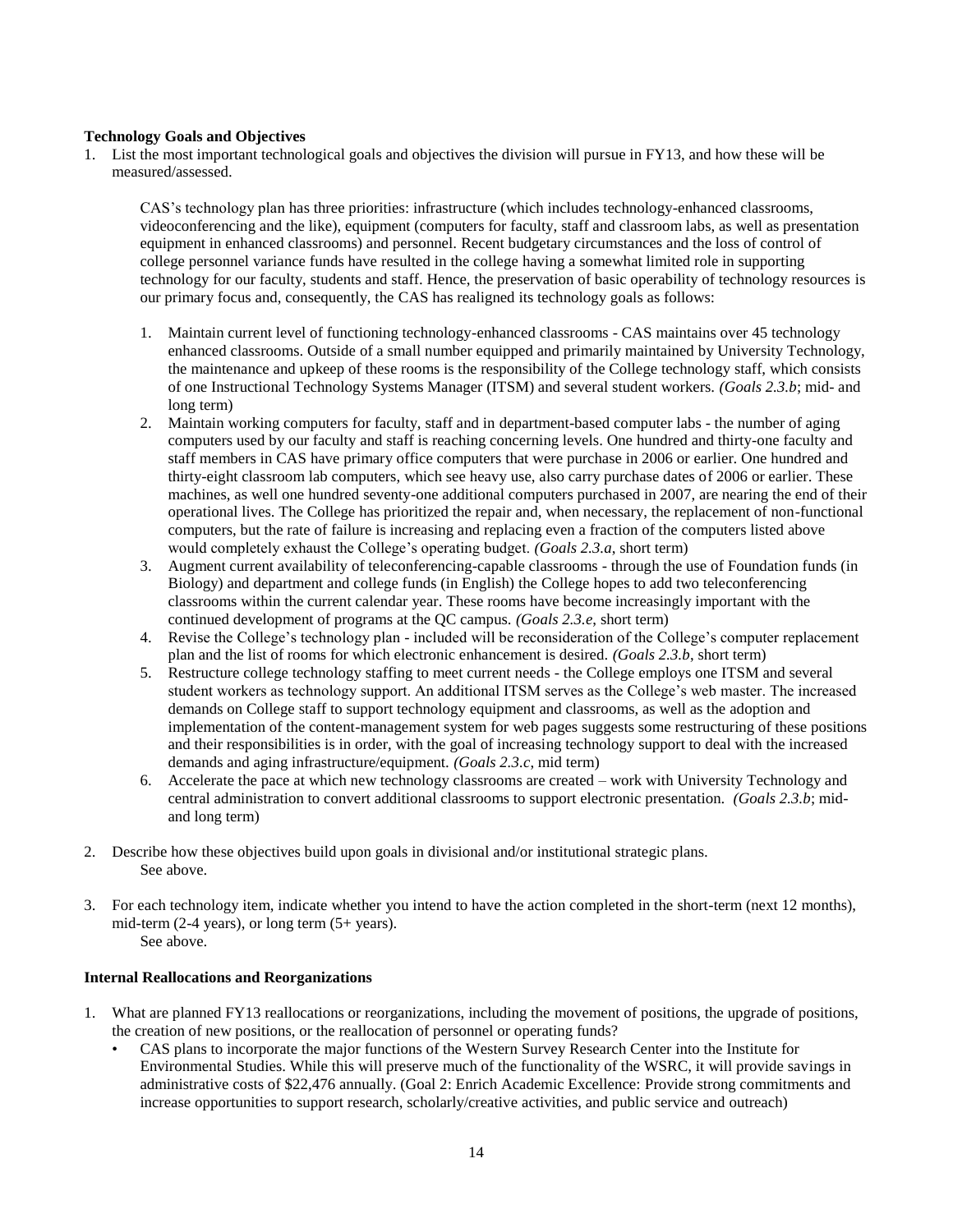**Technology Goals and Objectives**

1. List the most important technological goals and objectives the division will pursue in FY13, and how these will be measured/assessed.

   CAS's technology plan has three priorities: infrastructure (which includes technology-enhanced classrooms, videoconferencing and the like), equipment (computers for faculty, staff and classroom labs, as well as presentation equipment in enhanced classrooms) and personnel. Recent budgetary circumstances and the loss of control of college personnel variance funds have resulted in the college having a somewhat limited role in supporting technology for our faculty, students and staff. Hence, the preservation of basic operability of technology resources is our primary focus and, consequently, the CAS has realigned its technology goals as follows:

   1. Maintain current level of functioning technology-enhanced classrooms - CAS maintains over 45 technology enhanced classrooms. Outside of a small number equipped and primarily maintained by University Technology, the maintenance and upkeep of these rooms is the responsibility of the College technology staff, which consists of one Instructional Technology Systems Manager (ITSM) and several student workers. *(Goals 2.3.b*; mid- and long term)
   2. Maintain working computers for faculty, staff and in department-based computer labs - the number of aging computers used by our faculty and staff is reaching concerning levels. One hundred and thirty-one faculty and staff members in CAS have primary office computers that were purchase in 2006 or earlier. One hundred and thirty-eight classroom lab computers, which see heavy use, also carry purchase dates of 2006 or earlier. These machines, as well one hundred seventy-one additional computers purchased in 2007, are nearing the end of their operational lives. The College has prioritized the repair and, when necessary, the replacement of non-functional computers, but the rate of failure is increasing and replacing even a fraction of the computers listed above would completely exhaust the College's operating budget. *(Goals 2.3.a*, short term)
   3. Augment current availability of teleconferencing-capable classrooms - through the use of Foundation funds (in Biology) and department and college funds (in English) the College hopes to add two teleconferencing classrooms within the current calendar year. These rooms have become increasingly important with the continued development of programs at the QC campus. *(Goals 2.3.e*, short term)
   4. Revise the College's technology plan - included will be reconsideration of the College's computer replacement plan and the list of rooms for which electronic enhancement is desired. *(Goals 2.3.b*, short term)
   5. Restructure college technology staffing to meet current needs - the College employs one ITSM and several student workers as technology support. An additional ITSM serves as the College's web master. The increased demands on College staff to support technology equipment and classrooms, as well as the adoption and implementation of the content-management system for web pages suggests some restructuring of these positions and their responsibilities is in order, with the goal of increasing technology support to deal with the increased demands and aging infrastructure/equipment. *(Goals 2.3.c*, mid term)
   6. Accelerate the pace at which new technology classrooms are created – work with University Technology and central administration to convert additional classrooms to support electronic presentation. *(Goals 2.3.b*; mid- and long term)

2. Describe how these objectives build upon goals in divisional and/or institutional strategic plans.
   See above.

3. For each technology item, indicate whether you intend to have the action completed in the short-term (next 12 months), mid-term (2-4 years), or long term (5+ years).
   See above.

**Internal Reallocations and Reorganizations**

1. What are planned FY13 reallocations or reorganizations, including the movement of positions, the upgrade of positions, the creation of new positions, or the reallocation of personnel or operating funds?
   - CAS plans to incorporate the major functions of the Western Survey Research Center into the Institute for Environmental Studies. While this will preserve much of the functionality of the WSRC, it will provide savings in administrative costs of $22,476 annually. (Goal 2: Enrich Academic Excellence: Provide strong commitments and increase opportunities to support research, scholarly/creative activities, and public service and outreach)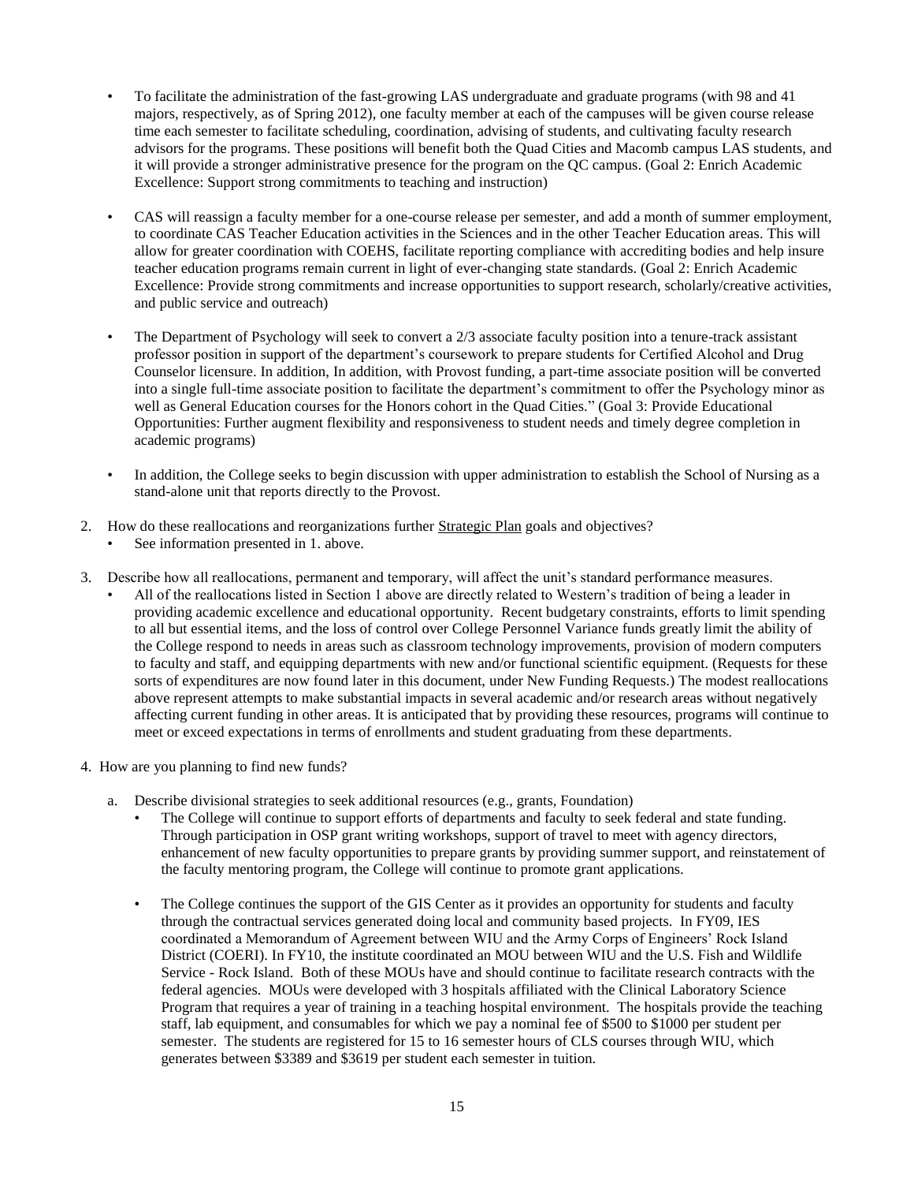- To facilitate the administration of the fast-growing LAS undergraduate and graduate programs (with 98 and 41 majors, respectively, as of Spring 2012), one faculty member at each of the campuses will be given course release time each semester to facilitate scheduling, coordination, advising of students, and cultivating faculty research advisors for the programs. These positions will benefit both the Quad Cities and Macomb campus LAS students, and it will provide a stronger administrative presence for the program on the QC campus. (Goal 2: Enrich Academic Excellence: Support strong commitments to teaching and instruction)

- CAS will reassign a faculty member for a one-course release per semester, and add a month of summer employment, to coordinate CAS Teacher Education activities in the Sciences and in the other Teacher Education areas. This will allow for greater coordination with COEHS, facilitate reporting compliance with accrediting bodies and help insure teacher education programs remain current in light of ever-changing state standards. (Goal 2: Enrich Academic Excellence: Provide strong commitments and increase opportunities to support research, scholarly/creative activities, and public service and outreach)

- The Department of Psychology will seek to convert a 2/3 associate faculty position into a tenure-track assistant professor position in support of the department's coursework to prepare students for Certified Alcohol and Drug Counselor licensure. In addition, In addition, with Provost funding, a part-time associate position will be converted into a single full-time associate position to facilitate the department's commitment to offer the Psychology minor as well as General Education courses for the Honors cohort in the Quad Cities." (Goal 3: Provide Educational Opportunities: Further augment flexibility and responsiveness to student needs and timely degree completion in academic programs)

- In addition, the College seeks to begin discussion with upper administration to establish the School of Nursing as a stand-alone unit that reports directly to the Provost.

2. How do these reallocations and reorganizations further Strategic Plan goals and objectives?
   - See information presented in 1. above.

3. Describe how all reallocations, permanent and temporary, will affect the unit's standard performance measures.
   - All of the reallocations listed in Section 1 above are directly related to Western's tradition of being a leader in providing academic excellence and educational opportunity. Recent budgetary constraints, efforts to limit spending to all but essential items, and the loss of control over College Personnel Variance funds greatly limit the ability of the College respond to needs in areas such as classroom technology improvements, provision of modern computers to faculty and staff, and equipping departments with new and/or functional scientific equipment. (Requests for these sorts of expenditures are now found later in this document, under New Funding Requests.) The modest reallocations above represent attempts to make substantial impacts in several academic and/or research areas without negatively affecting current funding in other areas. It is anticipated that by providing these resources, programs will continue to meet or exceed expectations in terms of enrollments and student graduating from these departments.

4. How are you planning to find new funds?

   a. Describe divisional strategies to seek additional resources (e.g., grants, Foundation)
      - The College will continue to support efforts of departments and faculty to seek federal and state funding. Through participation in OSP grant writing workshops, support of travel to meet with agency directors, enhancement of new faculty opportunities to prepare grants by providing summer support, and reinstatement of the faculty mentoring program, the College will continue to promote grant applications.

      - The College continues the support of the GIS Center as it provides an opportunity for students and faculty through the contractual services generated doing local and community based projects. In FY09, IES coordinated a Memorandum of Agreement between WIU and the Army Corps of Engineers' Rock Island District (COERI). In FY10, the institute coordinated an MOU between WIU and the U.S. Fish and Wildlife Service - Rock Island. Both of these MOUs have and should continue to facilitate research contracts with the federal agencies. MOUs were developed with 3 hospitals affiliated with the Clinical Laboratory Science Program that requires a year of training in a teaching hospital environment. The hospitals provide the teaching staff, lab equipment, and consumables for which we pay a nominal fee of $500 to $1000 per student per semester. The students are registered for 15 to 16 semester hours of CLS courses through WIU, which generates between $3389 and $3619 per student each semester in tuition.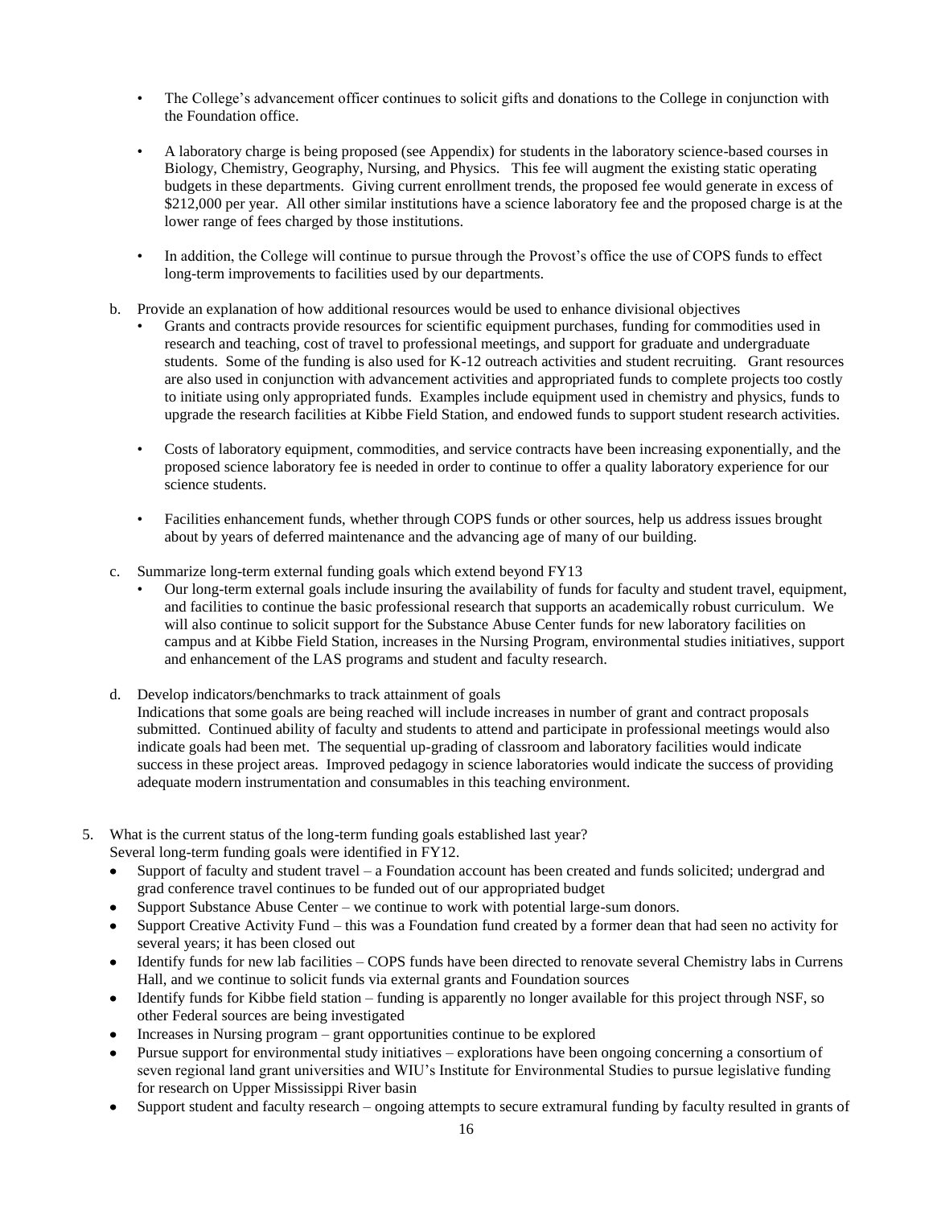- The College's advancement officer continues to solicit gifts and donations to the College in conjunction with the Foundation office.

- A laboratory charge is being proposed (see Appendix) for students in the laboratory science-based courses in Biology, Chemistry, Geography, Nursing, and Physics. This fee will augment the existing static operating budgets in these departments. Giving current enrollment trends, the proposed fee would generate in excess of $212,000 per year. All other similar institutions have a science laboratory fee and the proposed charge is at the lower range of fees charged by those institutions.

- In addition, the College will continue to pursue through the Provost's office the use of COPS funds to effect long-term improvements to facilities used by our departments.

b. Provide an explanation of how additional resources would be used to enhance divisional objectives

- Grants and contracts provide resources for scientific equipment purchases, funding for commodities used in research and teaching, cost of travel to professional meetings, and support for graduate and undergraduate students. Some of the funding is also used for K-12 outreach activities and student recruiting. Grant resources are also used in conjunction with advancement activities and appropriated funds to complete projects too costly to initiate using only appropriated funds. Examples include equipment used in chemistry and physics, funds to upgrade the research facilities at Kibbe Field Station, and endowed funds to support student research activities.

- Costs of laboratory equipment, commodities, and service contracts have been increasing exponentially, and the proposed science laboratory fee is needed in order to continue to offer a quality laboratory experience for our science students.

- Facilities enhancement funds, whether through COPS funds or other sources, help us address issues brought about by years of deferred maintenance and the advancing age of many of our building.

c. Summarize long-term external funding goals which extend beyond FY13

- Our long-term external goals include insuring the availability of funds for faculty and student travel, equipment, and facilities to continue the basic professional research that supports an academically robust curriculum. We will also continue to solicit support for the Substance Abuse Center funds for new laboratory facilities on campus and at Kibbe Field Station, increases in the Nursing Program, environmental studies initiatives, support and enhancement of the LAS programs and student and faculty research.

d. Develop indicators/benchmarks to track attainment of goals

Indications that some goals are being reached will include increases in number of grant and contract proposals submitted. Continued ability of faculty and students to attend and participate in professional meetings would also indicate goals had been met. The sequential up-grading of classroom and laboratory facilities would indicate success in these project areas. Improved pedagogy in science laboratories would indicate the success of providing adequate modern instrumentation and consumables in this teaching environment.

5. What is the current status of the long-term funding goals established last year?

Several long-term funding goals were identified in FY12.

- Support of faculty and student travel – a Foundation account has been created and funds solicited; undergrad and grad conference travel continues to be funded out of our appropriated budget
- Support Substance Abuse Center – we continue to work with potential large-sum donors.
- Support Creative Activity Fund – this was a Foundation fund created by a former dean that had seen no activity for several years; it has been closed out
- Identify funds for new lab facilities – COPS funds have been directed to renovate several Chemistry labs in Currens Hall, and we continue to solicit funds via external grants and Foundation sources
- Identify funds for Kibbe field station – funding is apparently no longer available for this project through NSF, so other Federal sources are being investigated
- Increases in Nursing program – grant opportunities continue to be explored
- Pursue support for environmental study initiatives – explorations have been ongoing concerning a consortium of seven regional land grant universities and WIU's Institute for Environmental Studies to pursue legislative funding for research on Upper Mississippi River basin
- Support student and faculty research – ongoing attempts to secure extramural funding by faculty resulted in grants of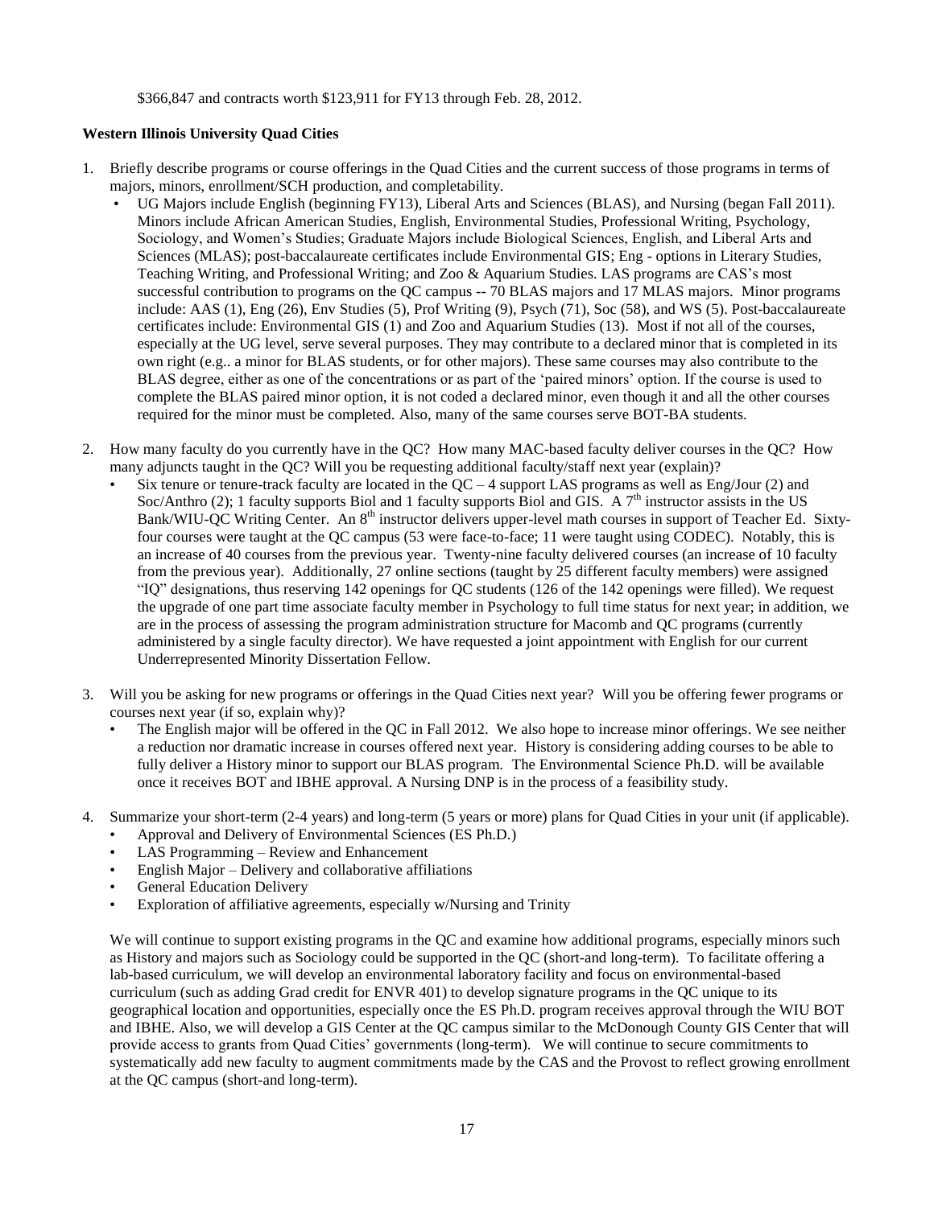$366,847 and contracts worth $123,911 for FY13 through Feb. 28, 2012.

**Western Illinois University Quad Cities**

1. Briefly describe programs or course offerings in the Quad Cities and the current success of those programs in terms of majors, minors, enrollment/SCH production, and completability.
   - UG Majors include English (beginning FY13), Liberal Arts and Sciences (BLAS), and Nursing (began Fall 2011). Minors include African American Studies, English, Environmental Studies, Professional Writing, Psychology, Sociology, and Women's Studies; Graduate Majors include Biological Sciences, English, and Liberal Arts and Sciences (MLAS); post-baccalaureate certificates include Environmental GIS; Eng - options in Literary Studies, Teaching Writing, and Professional Writing; and Zoo & Aquarium Studies. LAS programs are CAS's most successful contribution to programs on the QC campus -- 70 BLAS majors and 17 MLAS majors. Minor programs include: AAS (1), Eng (26), Env Studies (5), Prof Writing (9), Psych (71), Soc (58), and WS (5). Post-baccalaureate certificates include: Environmental GIS (1) and Zoo and Aquarium Studies (13). Most if not all of the courses, especially at the UG level, serve several purposes. They may contribute to a declared minor that is completed in its own right (e.g.. a minor for BLAS students, or for other majors). These same courses may also contribute to the BLAS degree, either as one of the concentrations or as part of the 'paired minors' option. If the course is used to complete the BLAS paired minor option, it is not coded a declared minor, even though it and all the other courses required for the minor must be completed. Also, many of the same courses serve BOT-BA students.

2. How many faculty do you currently have in the QC? How many MAC-based faculty deliver courses in the QC? How many adjuncts taught in the QC? Will you be requesting additional faculty/staff next year (explain)?
   - Six tenure or tenure-track faculty are located in the QC – 4 support LAS programs as well as Eng/Jour (2) and Soc/Anthro (2); 1 faculty supports Biol and 1 faculty supports Biol and GIS. A 7th instructor assists in the US Bank/WIU-QC Writing Center. An 8th instructor delivers upper-level math courses in support of Teacher Ed. Sixty-four courses were taught at the QC campus (53 were face-to-face; 11 were taught using CODEC). Notably, this is an increase of 40 courses from the previous year. Twenty-nine faculty delivered courses (an increase of 10 faculty from the previous year). Additionally, 27 online sections (taught by 25 different faculty members) were assigned "IQ" designations, thus reserving 142 openings for QC students (126 of the 142 openings were filled). We request the upgrade of one part time associate faculty member in Psychology to full time status for next year; in addition, we are in the process of assessing the program administration structure for Macomb and QC programs (currently administered by a single faculty director). We have requested a joint appointment with English for our current Underrepresented Minority Dissertation Fellow.

3. Will you be asking for new programs or offerings in the Quad Cities next year? Will you be offering fewer programs or courses next year (if so, explain why)?
   - The English major will be offered in the QC in Fall 2012. We also hope to increase minor offerings. We see neither a reduction nor dramatic increase in courses offered next year. History is considering adding courses to be able to fully deliver a History minor to support our BLAS program. The Environmental Science Ph.D. will be available once it receives BOT and IBHE approval. A Nursing DNP is in the process of a feasibility study.

4. Summarize your short-term (2-4 years) and long-term (5 years or more) plans for Quad Cities in your unit (if applicable).
   - Approval and Delivery of Environmental Sciences (ES Ph.D.)
   - LAS Programming – Review and Enhancement
   - English Major – Delivery and collaborative affiliations
   - General Education Delivery
   - Exploration of affiliative agreements, especially w/Nursing and Trinity

   We will continue to support existing programs in the QC and examine how additional programs, especially minors such as History and majors such as Sociology could be supported in the QC (short-and long-term). To facilitate offering a lab-based curriculum, we will develop an environmental laboratory facility and focus on environmental-based curriculum (such as adding Grad credit for ENVR 401) to develop signature programs in the QC unique to its geographical location and opportunities, especially once the ES Ph.D. program receives approval through the WIU BOT and IBHE. Also, we will develop a GIS Center at the QC campus similar to the McDonough County GIS Center that will provide access to grants from Quad Cities' governments (long-term). We will continue to secure commitments to systematically add new faculty to augment commitments made by the CAS and the Provost to reflect growing enrollment at the QC campus (short-and long-term).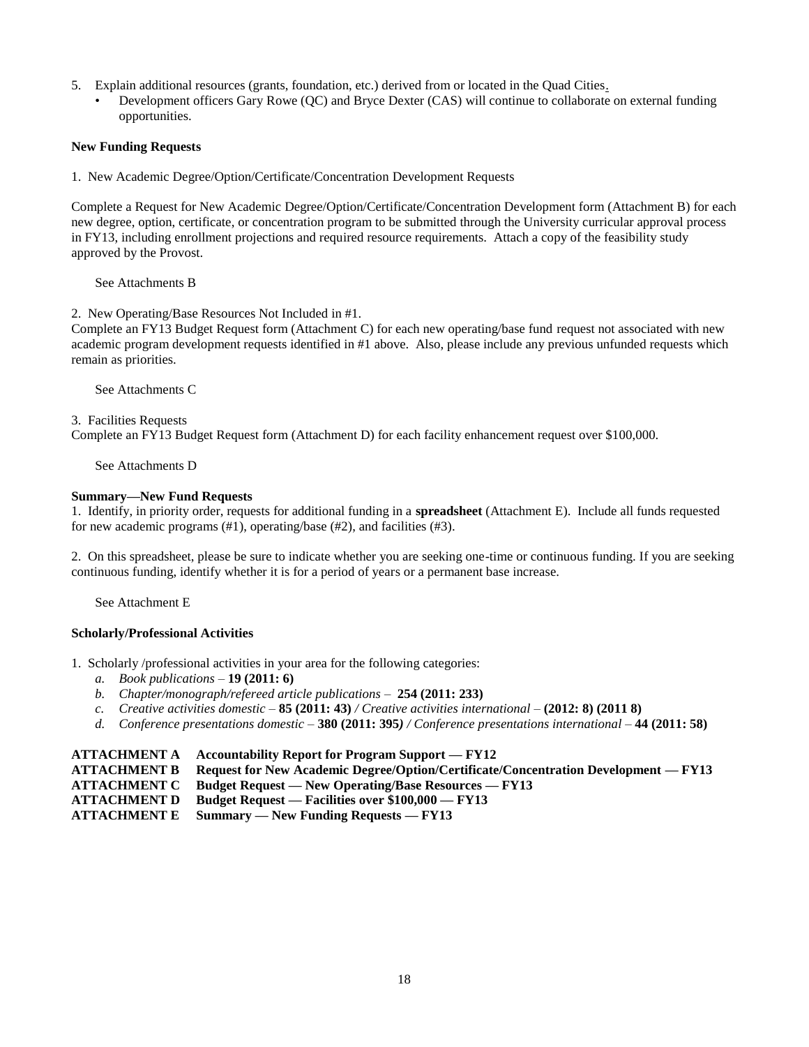5. Explain additional resources (grants, foundation, etc.) derived from or located in the Quad Cities.
   - Development officers Gary Rowe (QC) and Bryce Dexter (CAS) will continue to collaborate on external funding opportunities.

**New Funding Requests**

1. New Academic Degree/Option/Certificate/Concentration Development Requests

Complete a Request for New Academic Degree/Option/Certificate/Concentration Development form (Attachment B) for each new degree, option, certificate, or concentration program to be submitted through the University curricular approval process in FY13, including enrollment projections and required resource requirements. Attach a copy of the feasibility study approved by the Provost.

See Attachments B

2. New Operating/Base Resources Not Included in #1.
Complete an FY13 Budget Request form (Attachment C) for each new operating/base fund request not associated with new academic program development requests identified in #1 above. Also, please include any previous unfunded requests which remain as priorities.

See Attachments C

3. Facilities Requests
Complete an FY13 Budget Request form (Attachment D) for each facility enhancement request over $100,000.

See Attachments D

**Summary—New Fund Requests**
1. Identify, in priority order, requests for additional funding in a **spreadsheet** (Attachment E). Include all funds requested for new academic programs (#1), operating/base (#2), and facilities (#3).

2. On this spreadsheet, please be sure to indicate whether you are seeking one-time or continuous funding. If you are seeking continuous funding, identify whether it is for a period of years or a permanent base increase.

See Attachment E

**Scholarly/Professional Activities**

1. Scholarly /professional activities in your area for the following categories:
   a. *Book publications* – **19 (2011: 6)**
   b. *Chapter/monograph/refereed article publications* – **254 (2011: 233)**
   c. *Creative activities domestic* – **85 (2011: 43)** */ Creative activities international* – **(2012: 8) (2011 8)**
   d. *Conference presentations domestic* – **380 (2011: 395***) / Conference presentations international* – **44 (2011: 58)**

**ATTACHMENT A Accountability Report for Program Support — FY12**
**ATTACHMENT B Request for New Academic Degree/Option/Certificate/Concentration Development — FY13**
**ATTACHMENT C Budget Request — New Operating/Base Resources — FY13**
**ATTACHMENT D Budget Request — Facilities over $100,000 — FY13**
**ATTACHMENT E Summary — New Funding Requests — FY13**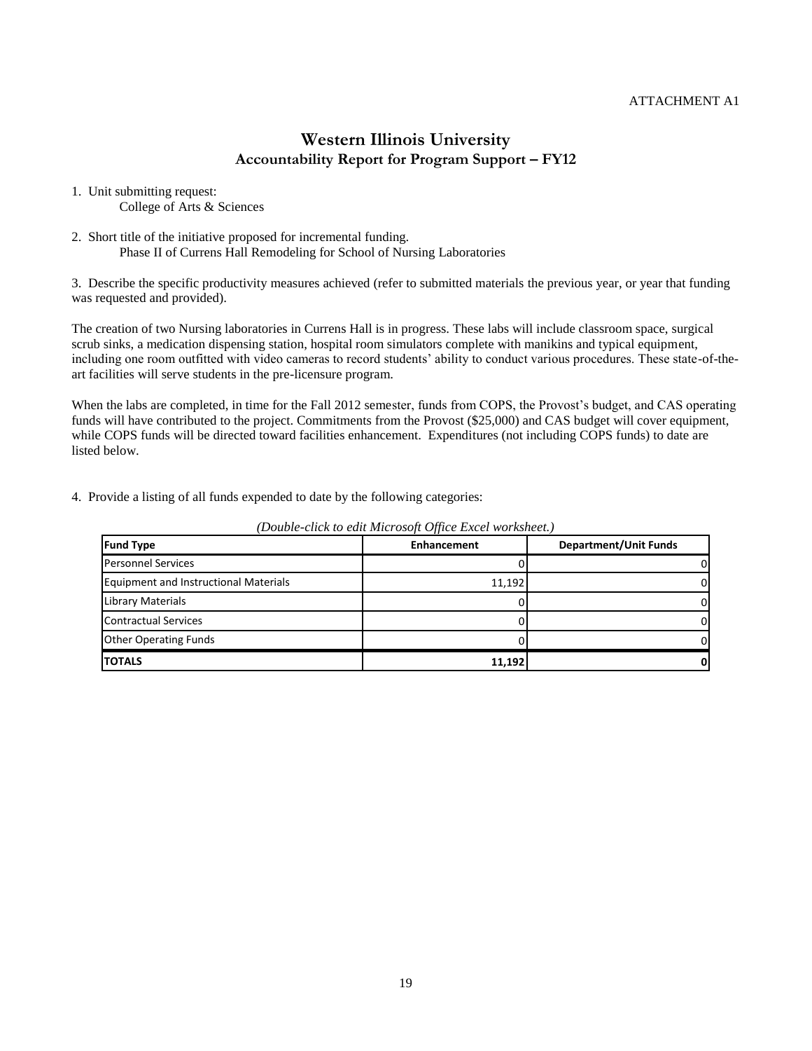ATTACHMENT A1

# Western Illinois University
## Accountability Report for Program Support – FY12

1. Unit submitting request:
   College of Arts & Sciences

2. Short title of the initiative proposed for incremental funding.
   Phase II of Currens Hall Remodeling for School of Nursing Laboratories

3. Describe the specific productivity measures achieved (refer to submitted materials the previous year, or year that funding was requested and provided).

The creation of two Nursing laboratories in Currens Hall is in progress. These labs will include classroom space, surgical scrub sinks, a medication dispensing station, hospital room simulators complete with manikins and typical equipment, including one room outfitted with video cameras to record students' ability to conduct various procedures. These state-of-the-art facilities will serve students in the pre-licensure program.

When the labs are completed, in time for the Fall 2012 semester, funds from COPS, the Provost's budget, and CAS operating funds will have contributed to the project. Commitments from the Provost ($25,000) and CAS budget will cover equipment, while COPS funds will be directed toward facilities enhancement. Expenditures (not including COPS funds) to date are listed below.

4. Provide a listing of all funds expended to date by the following categories:

*(Double-click to edit Microsoft Office Excel worksheet.)*

| Fund Type | Enhancement | Department/Unit Funds |
|---|---|---|
| Personnel Services | 0 | 0 |
| Equipment and Instructional Materials | 11,192 | 0 |
| Library Materials | 0 | 0 |
| Contractual Services | 0 | 0 |
| Other Operating Funds | 0 | 0 |
| **TOTALS** | **11,192** | **0** |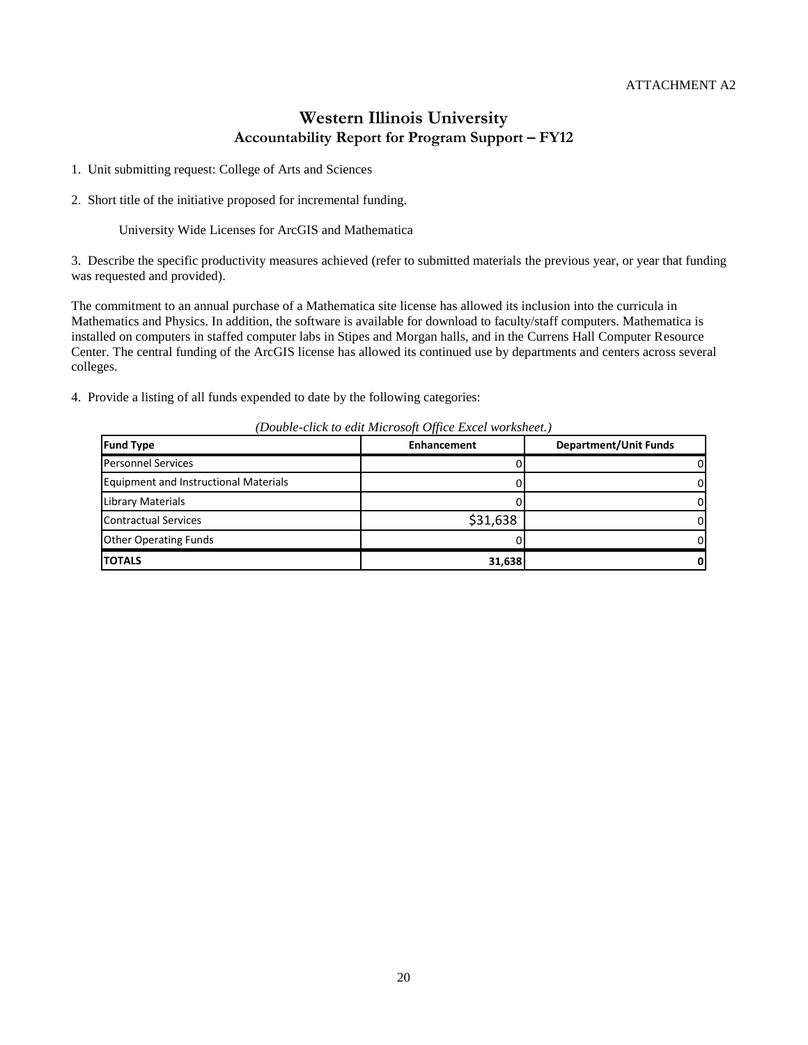ATTACHMENT A2

# Western Illinois University
## Accountability Report for Program Support – FY12

1. Unit submitting request: College of Arts and Sciences

2. Short title of the initiative proposed for incremental funding.

   University Wide Licenses for ArcGIS and Mathematica

3. Describe the specific productivity measures achieved (refer to submitted materials the previous year, or year that funding was requested and provided).

The commitment to an annual purchase of a Mathematica site license has allowed its inclusion into the curricula in Mathematics and Physics. In addition, the software is available for download to faculty/staff computers. Mathematica is installed on computers in staffed computer labs in Stipes and Morgan halls, and in the Currens Hall Computer Resource Center. The central funding of the ArcGIS license has allowed its continued use by departments and centers across several colleges.

4. Provide a listing of all funds expended to date by the following categories:

*(Double-click to edit Microsoft Office Excel worksheet.)*

| Fund Type | Enhancement | Department/Unit Funds |
|---|---|---|
| Personnel Services | 0 | 0 |
| Equipment and Instructional Materials | 0 | 0 |
| Library Materials | 0 | 0 |
| Contractual Services | $31,638 | 0 |
| Other Operating Funds | 0 | 0 |
| **TOTALS** | **31,638** | **0** |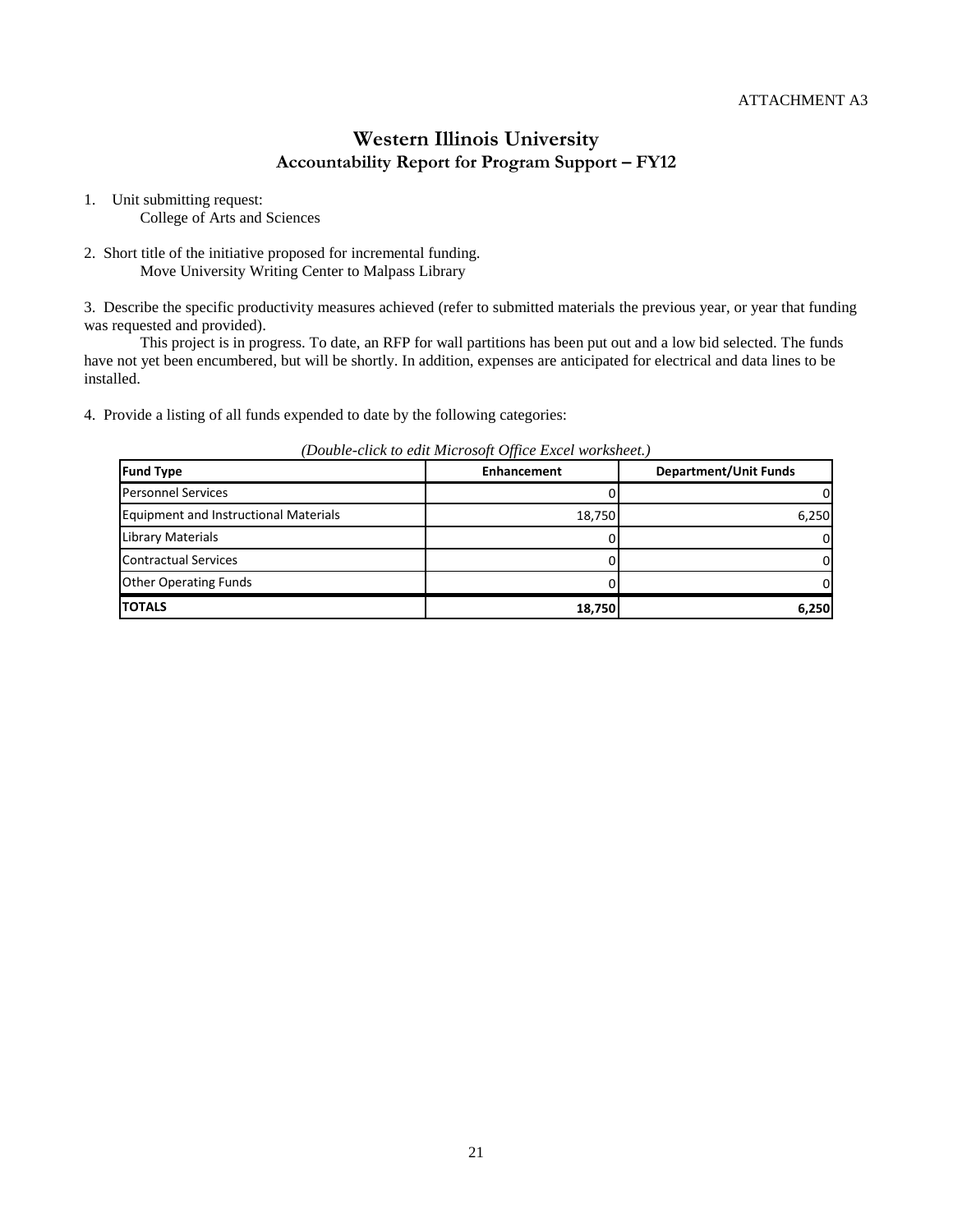ATTACHMENT A3

# Western Illinois University
## Accountability Report for Program Support – FY12

1. Unit submitting request:
   College of Arts and Sciences

2. Short title of the initiative proposed for incremental funding.
   Move University Writing Center to Malpass Library

3. Describe the specific productivity measures achieved (refer to submitted materials the previous year, or year that funding was requested and provided).

   This project is in progress. To date, an RFP for wall partitions has been put out and a low bid selected. The funds have not yet been encumbered, but will be shortly. In addition, expenses are anticipated for electrical and data lines to be installed.

4. Provide a listing of all funds expended to date by the following categories:

*(Double-click to edit Microsoft Office Excel worksheet.)*

| Fund Type | Enhancement | Department/Unit Funds |
|---|---|---|
| Personnel Services | 0 | 0 |
| Equipment and Instructional Materials | 18,750 | 6,250 |
| Library Materials | 0 | 0 |
| Contractual Services | 0 | 0 |
| Other Operating Funds | 0 | 0 |
| **TOTALS** | **18,750** | **6,250** |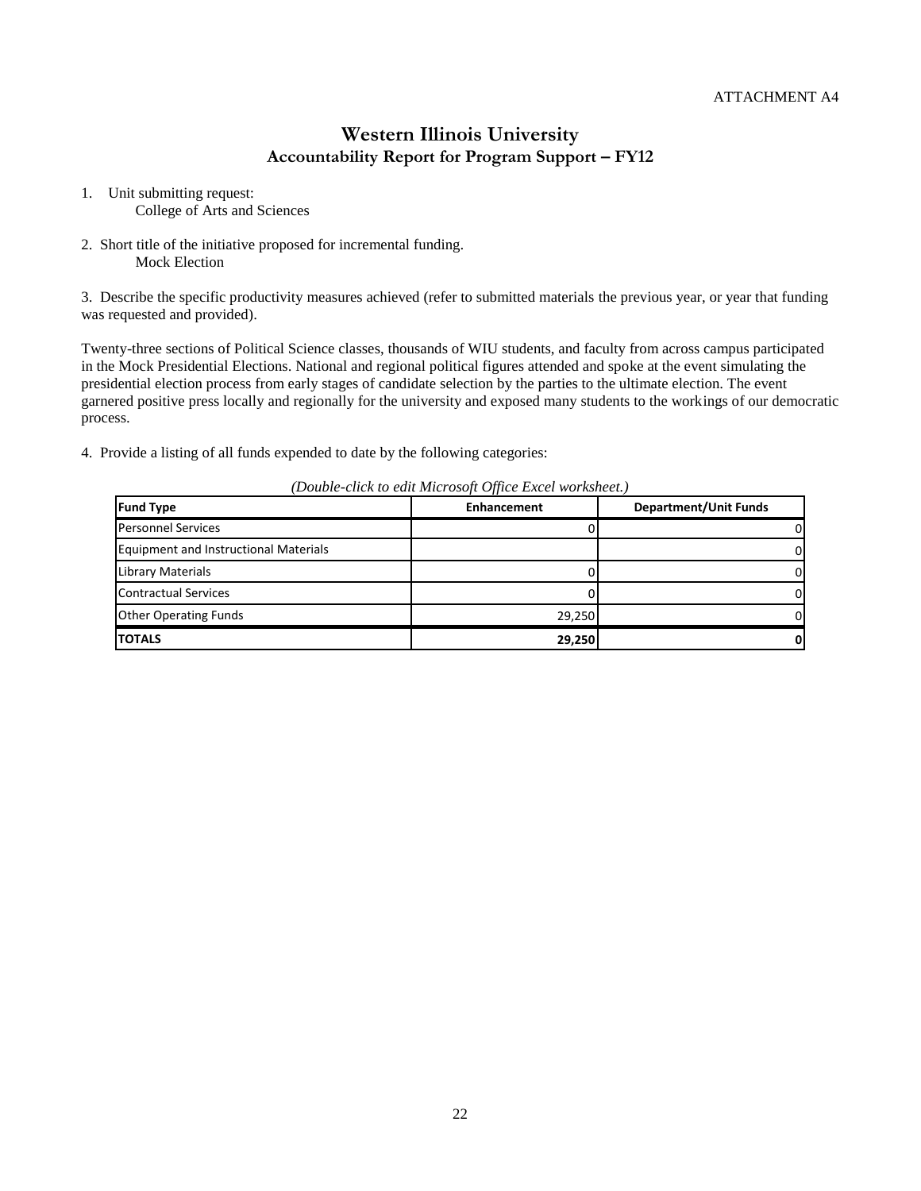ATTACHMENT A4

# Western Illinois University

## Accountability Report for Program Support – FY12

1. Unit submitting request:
   College of Arts and Sciences

2. Short title of the initiative proposed for incremental funding.
   Mock Election

3. Describe the specific productivity measures achieved (refer to submitted materials the previous year, or year that funding was requested and provided).

Twenty-three sections of Political Science classes, thousands of WIU students, and faculty from across campus participated in the Mock Presidential Elections. National and regional political figures attended and spoke at the event simulating the presidential election process from early stages of candidate selection by the parties to the ultimate election. The event garnered positive press locally and regionally for the university and exposed many students to the workings of our democratic process.

4. Provide a listing of all funds expended to date by the following categories:

*(Double-click to edit Microsoft Office Excel worksheet.)*

| Fund Type | Enhancement | Department/Unit Funds |
|---|---|---|
| Personnel Services | 0 | 0 |
| Equipment and Instructional Materials | | 0 |
| Library Materials | 0 | 0 |
| Contractual Services | 0 | 0 |
| Other Operating Funds | 29,250 | 0 |
| **TOTALS** | **29,250** | **0** |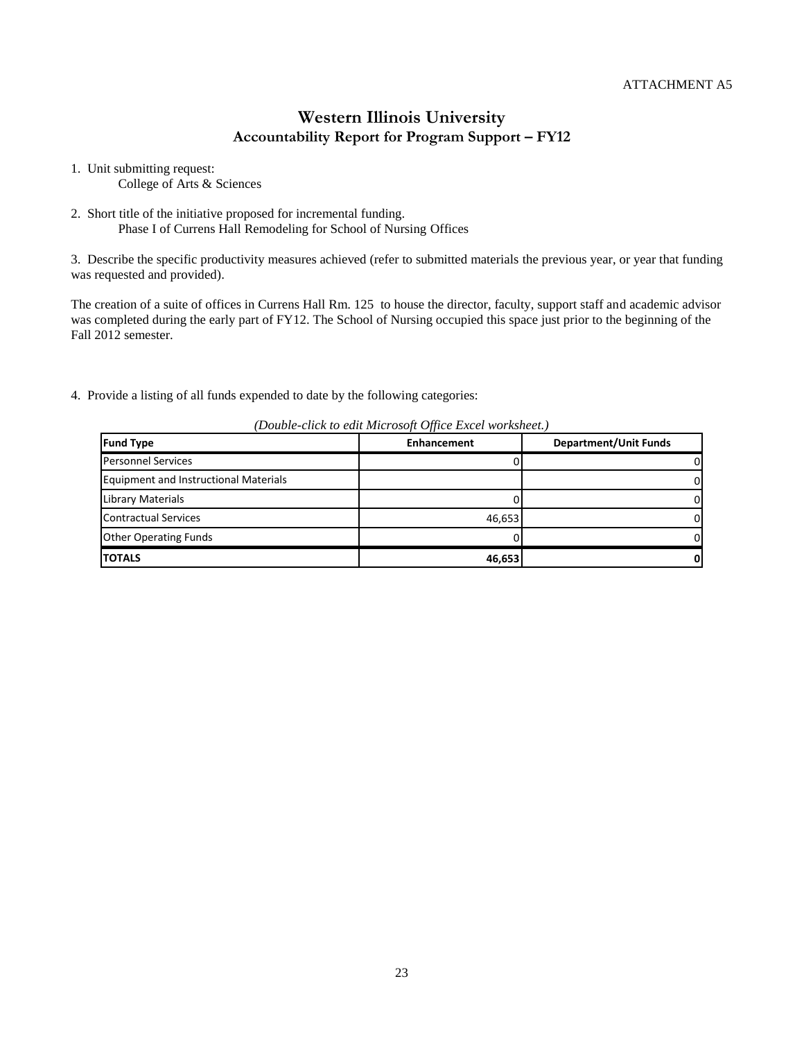ATTACHMENT A5

## Western Illinois University
### Accountability Report for Program Support – FY12

1. Unit submitting request:
   College of Arts & Sciences

2. Short title of the initiative proposed for incremental funding.
   Phase I of Currens Hall Remodeling for School of Nursing Offices

3. Describe the specific productivity measures achieved (refer to submitted materials the previous year, or year that funding was requested and provided).

The creation of a suite of offices in Currens Hall Rm. 125 to house the director, faculty, support staff and academic advisor was completed during the early part of FY12. The School of Nursing occupied this space just prior to the beginning of the Fall 2012 semester.

4. Provide a listing of all funds expended to date by the following categories:

*(Double-click to edit Microsoft Office Excel worksheet.)*

| Fund Type | Enhancement | Department/Unit Funds |
|---|---|---|
| Personnel Services | 0 | 0 |
| Equipment and Instructional Materials | | 0 |
| Library Materials | 0 | 0 |
| Contractual Services | 46,653 | 0 |
| Other Operating Funds | 0 | 0 |
| **TOTALS** | **46,653** | **0** |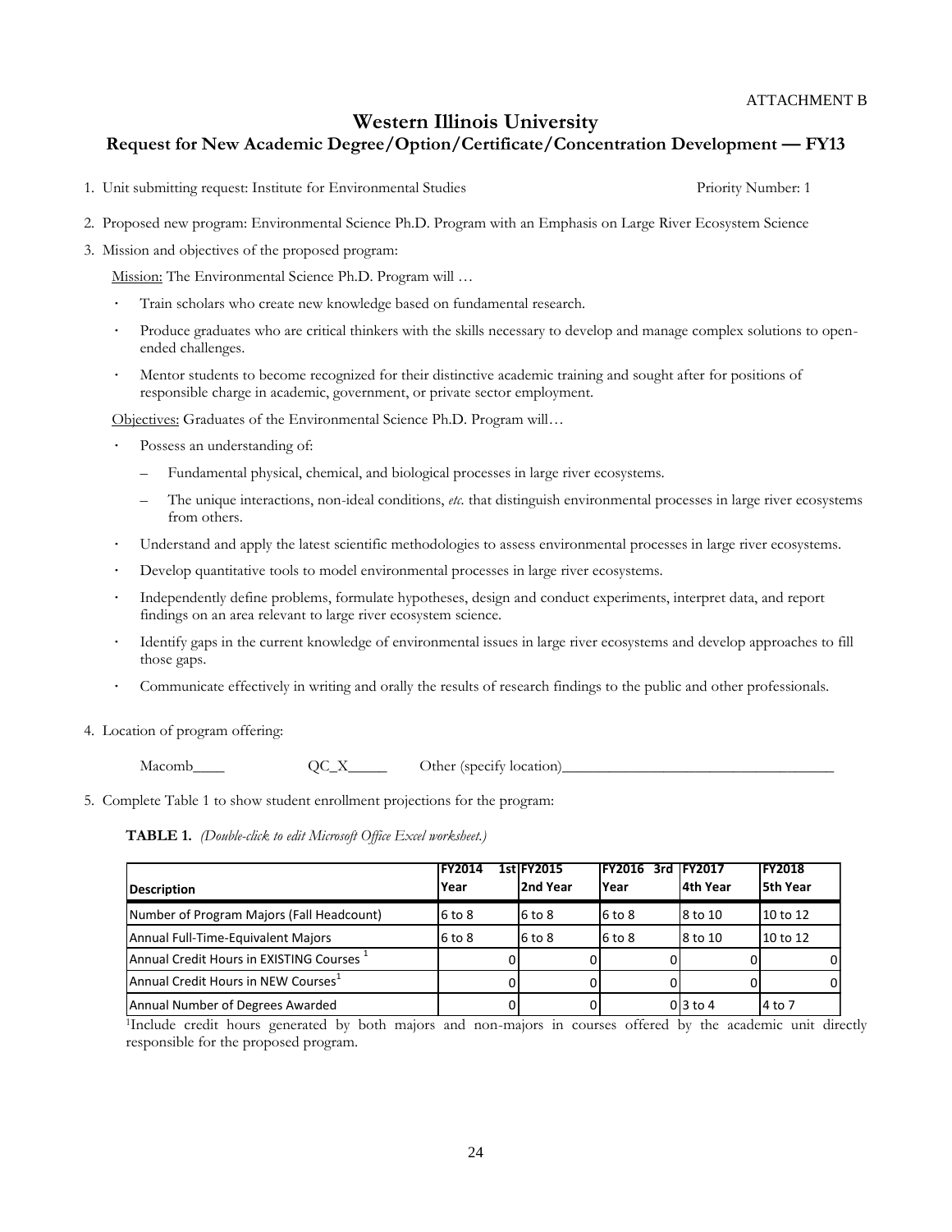ATTACHMENT B

# Western Illinois University

## Request for New Academic Degree/Option/Certificate/Concentration Development — FY13

1. Unit submitting request: Institute for Environmental Studies　　　　　　Priority Number: 1

2. Proposed new program: Environmental Science Ph.D. Program with an Emphasis on Large River Ecosystem Science

3. Mission and objectives of the proposed program:

   Mission: The Environmental Science Ph.D. Program will …

   - Train scholars who create new knowledge based on fundamental research.
   - Produce graduates who are critical thinkers with the skills necessary to develop and manage complex solutions to open-ended challenges.
   - Mentor students to become recognized for their distinctive academic training and sought after for positions of responsible charge in academic, government, or private sector employment.

   Objectives: Graduates of the Environmental Science Ph.D. Program will…

   - Possess an understanding of:
     - Fundamental physical, chemical, and biological processes in large river ecosystems.
     - The unique interactions, non-ideal conditions, *etc.* that distinguish environmental processes in large river ecosystems from others.
   - Understand and apply the latest scientific methodologies to assess environmental processes in large river ecosystems.
   - Develop quantitative tools to model environmental processes in large river ecosystems.
   - Independently define problems, formulate hypotheses, design and conduct experiments, interpret data, and report findings on an area relevant to large river ecosystem science.
   - Identify gaps in the current knowledge of environmental issues in large river ecosystems and develop approaches to fill those gaps.
   - Communicate effectively in writing and orally the results of research findings to the public and other professionals.

4. Location of program offering:

   Macomb____　　　QC_X_____　　　Other (specify location)____________________________________

5. Complete Table 1 to show student enrollment projections for the program:

**TABLE 1.** *(Double-click to edit Microsoft Office Excel worksheet.)*

| Description | FY2014 1st Year | FY2015 2nd Year | FY2016 3rd Year | FY2017 4th Year | FY2018 5th Year |
|---|---|---|---|---|---|
| Number of Program Majors (Fall Headcount) | 6 to 8 | 6 to 8 | 6 to 8 | 8 to 10 | 10 to 12 |
| Annual Full-Time-Equivalent Majors | 6 to 8 | 6 to 8 | 6 to 8 | 8 to 10 | 10 to 12 |
| Annual Credit Hours in EXISTING Courses [1] | 0 | 0 | 0 | 0 | 0 |
| Annual Credit Hours in NEW Courses[1] | 0 | 0 | 0 | 0 | 0 |
| Annual Number of Degrees Awarded | 0 | 0 | 0 | 3 to 4 | 4 to 7 |

[1]Include credit hours generated by both majors and non-majors in courses offered by the academic unit directly responsible for the proposed program.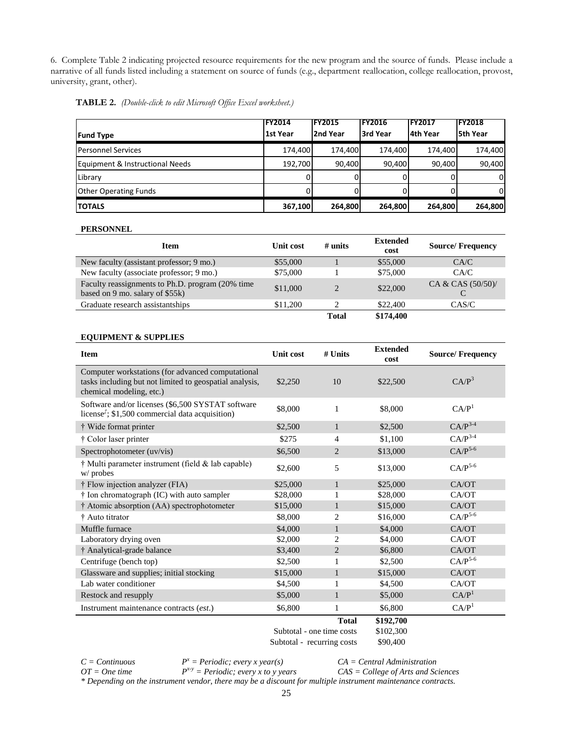6. Complete Table 2 indicating projected resource requirements for the new program and the source of funds. Please include a narrative of all funds listed including a statement on source of funds (e.g., department reallocation, college reallocation, provost, university, grant, other).

**TABLE 2.** *(Double-click to edit Microsoft Office Excel worksheet.)*

| Fund Type | FY2014 1st Year | FY2015 2nd Year | FY2016 3rd Year | FY2017 4th Year | FY2018 5th Year |
|---|---|---|---|---|---|
| Personnel Services | 174,400 | 174,400 | 174,400 | 174,400 | 174,400 |
| Equipment & Instructional Needs | 192,700 | 90,400 | 90,400 | 90,400 | 90,400 |
| Library | 0 | 0 | 0 | 0 | 0 |
| Other Operating Funds | 0 | 0 | 0 | 0 | 0 |
| **TOTALS** | **367,100** | **264,800** | **264,800** | **264,800** | **264,800** |

**PERSONNEL**

| Item | Unit cost | # units | Extended cost | Source/ Frequency |
|---|---|---|---|---|
| New faculty (assistant professor; 9 mo.) | \$55,000 | 1 | \$55,000 | CA/C |
| New faculty (associate professor; 9 mo.) | \$75,000 | 1 | \$75,000 | CA/C |
| Faculty reassignments to Ph.D. program (20% time based on 9 mo. salary of \$55k) | \$11,000 | 2 | \$22,000 | CA & CAS (50/50)/ C |
| Graduate research assistantships | \$11,200 | 2 | \$22,400 | CAS/C |
| | | **Total** | **\$174,400** | |

**EQUIPMENT & SUPPLIES**

| Item | Unit cost | # Units | Extended cost | Source/ Frequency |
|---|---|---|---|---|
| Computer workstations (for advanced computational tasks including but not limited to geospatial analysis, chemical modeling, etc.) | \$2,250 | 10 | \$22,500 | $CA/P^3$ |
| Software and/or licenses (\$6,500 SYSTAT software license‡; \$1,500 commercial data acquisition) | \$8,000 | 1 | \$8,000 | $CA/P^1$ |
| † Wide format printer | \$2,500 | 1 | \$2,500 | $CA/P^{3-4}$ |
| † Color laser printer | \$275 | 4 | \$1,100 | $CA/P^{3-4}$ |
| Spectrophotometer (uv/vis) | \$6,500 | 2 | \$13,000 | $CA/P^{5-6}$ |
| † Multi parameter instrument (field & lab capable) w/ probes | \$2,600 | 5 | \$13,000 | $CA/P^{5-6}$ |
| † Flow injection analyzer (FIA) | \$25,000 | 1 | \$25,000 | CA/OT |
| † Ion chromatograph (IC) with auto sampler | \$28,000 | 1 | \$28,000 | CA/OT |
| † Atomic absorption (AA) spectrophotometer | \$15,000 | 1 | \$15,000 | CA/OT |
| † Auto titrator | \$8,000 | 2 | \$16,000 | $CA/P^{5-6}$ |
| Muffle furnace | \$4,000 | 1 | \$4,000 | CA/OT |
| Laboratory drying oven | \$2,000 | 2 | \$4,000 | CA/OT |
| † Analytical-grade balance | \$3,400 | 2 | \$6,800 | CA/OT |
| Centrifuge (bench top) | \$2,500 | 1 | \$2,500 | $CA/P^{5-6}$ |
| Glassware and supplies; initial stocking | \$15,000 | 1 | \$15,000 | CA/OT |
| Lab water conditioner | \$4,500 | 1 | \$4,500 | CA/OT |
| Restock and resupply | \$5,000 | 1 | \$5,000 | $CA/P^1$ |
| Instrument maintenance contracts (*est.*) | \$6,800 | 1 | \$6,800 | $CA/P^1$ |
| | | **Total** | **\$192,700** | |
| | | Subtotal - one time costs | \$102,300 | |
| | | Subtotal - recurring costs | \$90,400 | |

*C = Continuous* | *$P^x$ = Periodic; every x year(s)* | *CA = Central Administration*

*OT = One time* | *$P^{x-y}$ = Periodic; every x to y years* | *CAS = College of Arts and Sciences*

*\* Depending on the instrument vendor, there may be a discount for multiple instrument maintenance contracts.*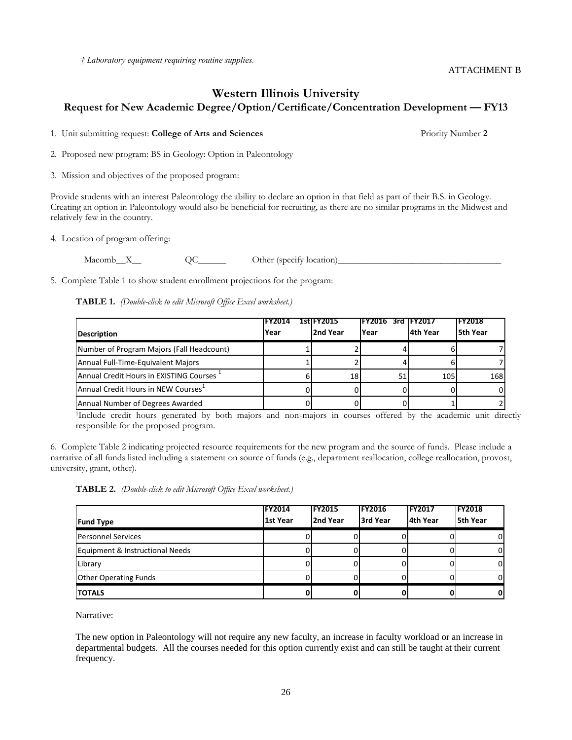*† Laboratory equipment requiring routine supplies.*

ATTACHMENT B

# Western Illinois University

## Request for New Academic Degree/Option/Certificate/Concentration Development — FY13

1. Unit submitting request: **College of Arts and Sciences** Priority Number **2**

2. Proposed new program: BS in Geology: Option in Paleontology

3. Mission and objectives of the proposed program:

Provide students with an interest Paleontology the ability to declare an option in that field as part of their B.S. in Geology. Creating an option in Paleontology would also be beneficial for recruiting, as there are no similar programs in the Midwest and relatively few in the country.

4. Location of program offering:

Macomb__X__ QC______ Other (specify location)________________________________

5. Complete Table 1 to show student enrollment projections for the program:

**TABLE 1.** *(Double-click to edit Microsoft Office Excel worksheet.)*

| Description | FY2014 1st Year | FY2015 2nd Year | FY2016 3rd Year | FY2017 4th Year | FY2018 5th Year |
|---|---|---|---|---|---|
| Number of Program Majors (Fall Headcount) | 1 | 2 | 4 | 6 | 7 |
| Annual Full-Time-Equivalent Majors | 1 | 2 | 4 | 6 | 7 |
| Annual Credit Hours in EXISTING Courses [1] | 6 | 18 | 51 | 105 | 168 |
| Annual Credit Hours in NEW Courses[1] | 0 | 0 | 0 | 0 | 0 |
| Annual Number of Degrees Awarded | 0 | 0 | 0 | 1 | 2 |

[1]Include credit hours generated by both majors and non-majors in courses offered by the academic unit directly responsible for the proposed program.

6. Complete Table 2 indicating projected resource requirements for the new program and the source of funds. Please include a narrative of all funds listed including a statement on source of funds (e.g., department reallocation, college reallocation, provost, university, grant, other).

**TABLE 2.** *(Double-click to edit Microsoft Office Excel worksheet.)*

| Fund Type | FY2014 1st Year | FY2015 2nd Year | FY2016 3rd Year | FY2017 4th Year | FY2018 5th Year |
|---|---|---|---|---|---|
| Personnel Services | 0 | 0 | 0 | 0 | 0 |
| Equipment & Instructional Needs | 0 | 0 | 0 | 0 | 0 |
| Library | 0 | 0 | 0 | 0 | 0 |
| Other Operating Funds | 0 | 0 | 0 | 0 | 0 |
| **TOTALS** | **0** | **0** | **0** | **0** | **0** |

Narrative:

The new option in Paleontology will not require any new faculty, an increase in faculty workload or an increase in departmental budgets. All the courses needed for this option currently exist and can still be taught at their current frequency.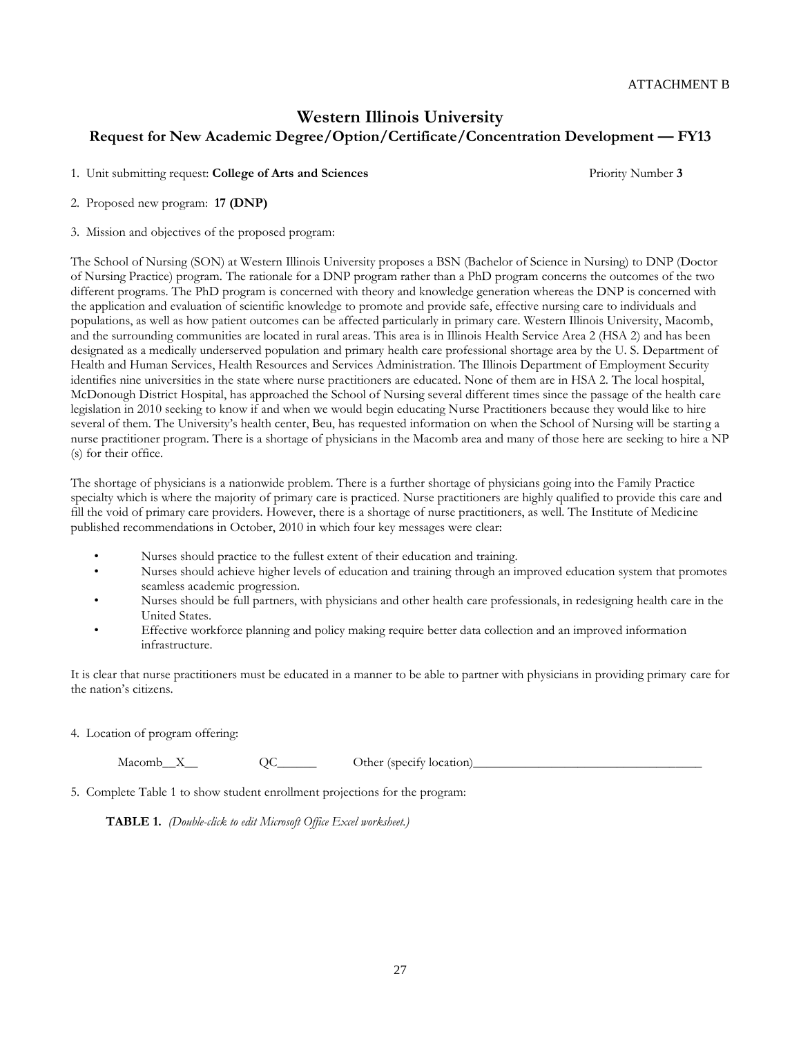ATTACHMENT B

# Western Illinois University

## Request for New Academic Degree/Option/Certificate/Concentration Development — FY13

1. Unit submitting request: **College of Arts and Sciences** Priority Number **3**

2. Proposed new program: **17 (DNP)**

3. Mission and objectives of the proposed program:

The School of Nursing (SON) at Western Illinois University proposes a BSN (Bachelor of Science in Nursing) to DNP (Doctor of Nursing Practice) program. The rationale for a DNP program rather than a PhD program concerns the outcomes of the two different programs. The PhD program is concerned with theory and knowledge generation whereas the DNP is concerned with the application and evaluation of scientific knowledge to promote and provide safe, effective nursing care to individuals and populations, as well as how patient outcomes can be affected particularly in primary care. Western Illinois University, Macomb, and the surrounding communities are located in rural areas. This area is in Illinois Health Service Area 2 (HSA 2) and has been designated as a medically underserved population and primary health care professional shortage area by the U. S. Department of Health and Human Services, Health Resources and Services Administration. The Illinois Department of Employment Security identifies nine universities in the state where nurse practitioners are educated. None of them are in HSA 2. The local hospital, McDonough District Hospital, has approached the School of Nursing several different times since the passage of the health care legislation in 2010 seeking to know if and when we would begin educating Nurse Practitioners because they would like to hire several of them. The University's health center, Beu, has requested information on when the School of Nursing will be starting a nurse practitioner program. There is a shortage of physicians in the Macomb area and many of those here are seeking to hire a NP (s) for their office.

The shortage of physicians is a nationwide problem. There is a further shortage of physicians going into the Family Practice specialty which is where the majority of primary care is practiced. Nurse practitioners are highly qualified to provide this care and fill the void of primary care providers. However, there is a shortage of nurse practitioners, as well. The Institute of Medicine published recommendations in October, 2010 in which four key messages were clear:

- Nurses should practice to the fullest extent of their education and training.
- Nurses should achieve higher levels of education and training through an improved education system that promotes seamless academic progression.
- Nurses should be full partners, with physicians and other health care professionals, in redesigning health care in the United States.
- Effective workforce planning and policy making require better data collection and an improved information infrastructure.

It is clear that nurse practitioners must be educated in a manner to be able to partner with physicians in providing primary care for the nation's citizens.

4. Location of program offering:

Macomb__X__ QC______ Other (specify location)___________________________________

5. Complete Table 1 to show student enrollment projections for the program:

**TABLE 1.** *(Double-click to edit Microsoft Office Excel worksheet.)*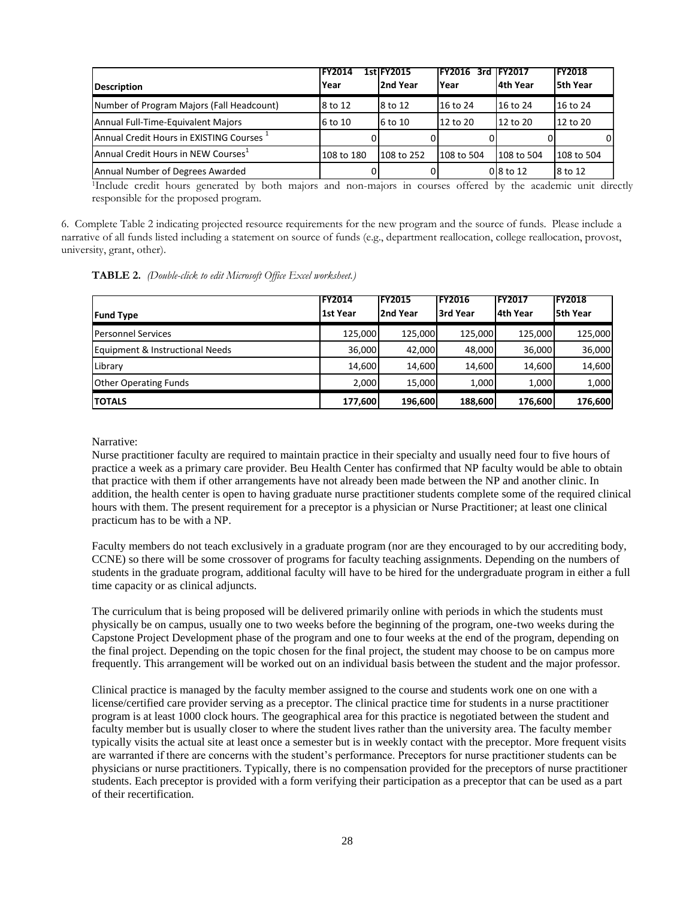| Description | FY2014 1st Year | FY2015 2nd Year | FY2016 3rd Year | FY2017 4th Year | FY2018 5th Year |
|---|---|---|---|---|---|
| Number of Program Majors (Fall Headcount) | 8 to 12 | 8 to 12 | 16 to 24 | 16 to 24 | 16 to 24 |
| Annual Full-Time-Equivalent Majors | 6 to 10 | 6 to 10 | 12 to 20 | 12 to 20 | 12 to 20 |
| Annual Credit Hours in EXISTING Courses [1] | 0 | 0 | 0 | 0 | 0 |
| Annual Credit Hours in NEW Courses[1] | 108 to 180 | 108 to 252 | 108 to 504 | 108 to 504 | 108 to 504 |
| Annual Number of Degrees Awarded | 0 | 0 | 0 | 8 to 12 | 8 to 12 |

[1]Include credit hours generated by both majors and non-majors in courses offered by the academic unit directly responsible for the proposed program.

6. Complete Table 2 indicating projected resource requirements for the new program and the source of funds. Please include a narrative of all funds listed including a statement on source of funds (e.g., department reallocation, college reallocation, provost, university, grant, other).

**TABLE 2.** *(Double-click to edit Microsoft Office Excel worksheet.)*

| Fund Type | FY2014 1st Year | FY2015 2nd Year | FY2016 3rd Year | FY2017 4th Year | FY2018 5th Year |
|---|---|---|---|---|---|
| Personnel Services | 125,000 | 125,000 | 125,000 | 125,000 | 125,000 |
| Equipment & Instructional Needs | 36,000 | 42,000 | 48,000 | 36,000 | 36,000 |
| Library | 14,600 | 14,600 | 14,600 | 14,600 | 14,600 |
| Other Operating Funds | 2,000 | 15,000 | 1,000 | 1,000 | 1,000 |
| **TOTALS** | **177,600** | **196,600** | **188,600** | **176,600** | **176,600** |

Narrative:

Nurse practitioner faculty are required to maintain practice in their specialty and usually need four to five hours of practice a week as a primary care provider. Beu Health Center has confirmed that NP faculty would be able to obtain that practice with them if other arrangements have not already been made between the NP and another clinic. In addition, the health center is open to having graduate nurse practitioner students complete some of the required clinical hours with them. The present requirement for a preceptor is a physician or Nurse Practitioner; at least one clinical practicum has to be with a NP.

Faculty members do not teach exclusively in a graduate program (nor are they encouraged to by our accrediting body, CCNE) so there will be some crossover of programs for faculty teaching assignments. Depending on the numbers of students in the graduate program, additional faculty will have to be hired for the undergraduate program in either a full time capacity or as clinical adjuncts.

The curriculum that is being proposed will be delivered primarily online with periods in which the students must physically be on campus, usually one to two weeks before the beginning of the program, one-two weeks during the Capstone Project Development phase of the program and one to four weeks at the end of the program, depending on the final project. Depending on the topic chosen for the final project, the student may choose to be on campus more frequently. This arrangement will be worked out on an individual basis between the student and the major professor.

Clinical practice is managed by the faculty member assigned to the course and students work one on one with a license/certified care provider serving as a preceptor. The clinical practice time for students in a nurse practitioner program is at least 1000 clock hours. The geographical area for this practice is negotiated between the student and faculty member but is usually closer to where the student lives rather than the university area. The faculty member typically visits the actual site at least once a semester but is in weekly contact with the preceptor. More frequent visits are warranted if there are concerns with the student's performance. Preceptors for nurse practitioner students can be physicians or nurse practitioners. Typically, there is no compensation provided for the preceptors of nurse practitioner students. Each preceptor is provided with a form verifying their participation as a preceptor that can be used as a part of their recertification.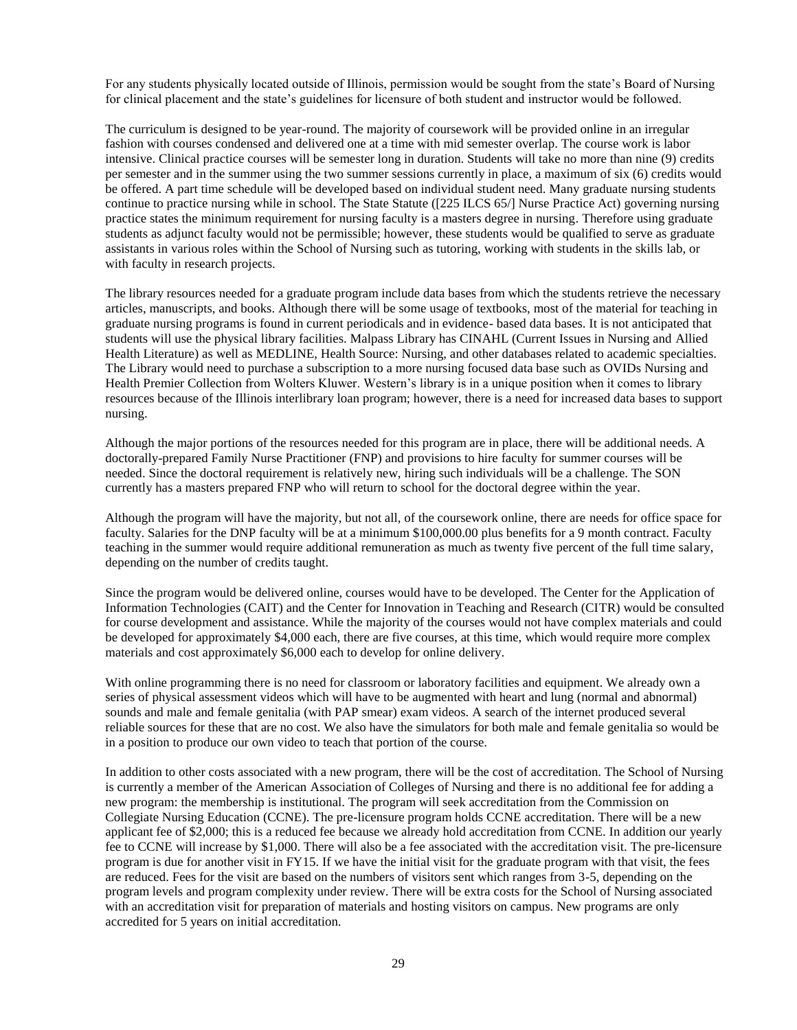For any students physically located outside of Illinois, permission would be sought from the state's Board of Nursing for clinical placement and the state's guidelines for licensure of both student and instructor would be followed.

The curriculum is designed to be year-round. The majority of coursework will be provided online in an irregular fashion with courses condensed and delivered one at a time with mid semester overlap. The course work is labor intensive. Clinical practice courses will be semester long in duration. Students will take no more than nine (9) credits per semester and in the summer using the two summer sessions currently in place, a maximum of six (6) credits would be offered. A part time schedule will be developed based on individual student need. Many graduate nursing students continue to practice nursing while in school. The State Statute ([225 ILCS 65/] Nurse Practice Act) governing nursing practice states the minimum requirement for nursing faculty is a masters degree in nursing. Therefore using graduate students as adjunct faculty would not be permissible; however, these students would be qualified to serve as graduate assistants in various roles within the School of Nursing such as tutoring, working with students in the skills lab, or with faculty in research projects.

The library resources needed for a graduate program include data bases from which the students retrieve the necessary articles, manuscripts, and books. Although there will be some usage of textbooks, most of the material for teaching in graduate nursing programs is found in current periodicals and in evidence- based data bases. It is not anticipated that students will use the physical library facilities. Malpass Library has CINAHL (Current Issues in Nursing and Allied Health Literature) as well as MEDLINE, Health Source: Nursing, and other databases related to academic specialties. The Library would need to purchase a subscription to a more nursing focused data base such as OVIDs Nursing and Health Premier Collection from Wolters Kluwer. Western's library is in a unique position when it comes to library resources because of the Illinois interlibrary loan program; however, there is a need for increased data bases to support nursing.

Although the major portions of the resources needed for this program are in place, there will be additional needs. A doctorally-prepared Family Nurse Practitioner (FNP) and provisions to hire faculty for summer courses will be needed. Since the doctoral requirement is relatively new, hiring such individuals will be a challenge. The SON currently has a masters prepared FNP who will return to school for the doctoral degree within the year.

Although the program will have the majority, but not all, of the coursework online, there are needs for office space for faculty. Salaries for the DNP faculty will be at a minimum $100,000.00 plus benefits for a 9 month contract. Faculty teaching in the summer would require additional remuneration as much as twenty five percent of the full time salary, depending on the number of credits taught.

Since the program would be delivered online, courses would have to be developed. The Center for the Application of Information Technologies (CAIT) and the Center for Innovation in Teaching and Research (CITR) would be consulted for course development and assistance. While the majority of the courses would not have complex materials and could be developed for approximately $4,000 each, there are five courses, at this time, which would require more complex materials and cost approximately $6,000 each to develop for online delivery.

With online programming there is no need for classroom or laboratory facilities and equipment. We already own a series of physical assessment videos which will have to be augmented with heart and lung (normal and abnormal) sounds and male and female genitalia (with PAP smear) exam videos. A search of the internet produced several reliable sources for these that are no cost. We also have the simulators for both male and female genitalia so would be in a position to produce our own video to teach that portion of the course.

In addition to other costs associated with a new program, there will be the cost of accreditation. The School of Nursing is currently a member of the American Association of Colleges of Nursing and there is no additional fee for adding a new program: the membership is institutional. The program will seek accreditation from the Commission on Collegiate Nursing Education (CCNE). The pre-licensure program holds CCNE accreditation. There will be a new applicant fee of $2,000; this is a reduced fee because we already hold accreditation from CCNE. In addition our yearly fee to CCNE will increase by $1,000. There will also be a fee associated with the accreditation visit. The pre-licensure program is due for another visit in FY15. If we have the initial visit for the graduate program with that visit, the fees are reduced. Fees for the visit are based on the numbers of visitors sent which ranges from 3-5, depending on the program levels and program complexity under review. There will be extra costs for the School of Nursing associated with an accreditation visit for preparation of materials and hosting visitors on campus. New programs are only accredited for 5 years on initial accreditation.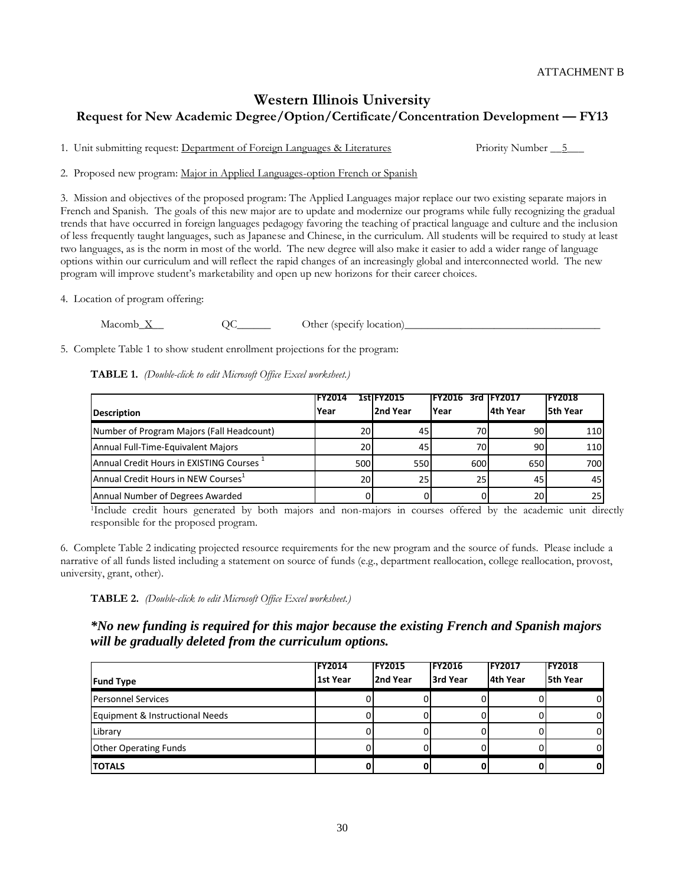ATTACHMENT B

# Western Illinois University

## Request for New Academic Degree/Option/Certificate/Concentration Development — FY13

1. Unit submitting request: Department of Foreign Languages & Literatures Priority Number __5___

2. Proposed new program: Major in Applied Languages-option French or Spanish

3. Mission and objectives of the proposed program: The Applied Languages major replace our two existing separate majors in French and Spanish. The goals of this new major are to update and modernize our programs while fully recognizing the gradual trends that have occurred in foreign languages pedagogy favoring the teaching of practical language and culture and the inclusion of less frequently taught languages, such as Japanese and Chinese, in the curriculum. All students will be required to study at least two languages, as is the norm in most of the world. The new degree will also make it easier to add a wider range of language options within our curriculum and will reflect the rapid changes of an increasingly global and interconnected world. The new program will improve student's marketability and open up new horizons for their career choices.

4. Location of program offering:

Macomb_X__ QC______ Other (specify location)___________________________________

5. Complete Table 1 to show student enrollment projections for the program:

**TABLE 1.** *(Double-click to edit Microsoft Office Excel worksheet.)*

| Description | FY2014 1st Year | FY2015 2nd Year | FY2016 3rd Year | FY2017 4th Year | FY2018 5th Year |
|---|---|---|---|---|---|
| Number of Program Majors (Fall Headcount) | 20 | 45 | 70 | 90 | 110 |
| Annual Full-Time-Equivalent Majors | 20 | 45 | 70 | 90 | 110 |
| Annual Credit Hours in EXISTING Courses [1] | 500 | 550 | 600 | 650 | 700 |
| Annual Credit Hours in NEW Courses[1] | 20 | 25 | 25 | 45 | 45 |
| Annual Number of Degrees Awarded | 0 | 0 | 0 | 20 | 25 |

[1]Include credit hours generated by both majors and non-majors in courses offered by the academic unit directly responsible for the proposed program.

6. Complete Table 2 indicating projected resource requirements for the new program and the source of funds. Please include a narrative of all funds listed including a statement on source of funds (e.g., department reallocation, college reallocation, provost, university, grant, other).

**TABLE 2.** *(Double-click to edit Microsoft Office Excel worksheet.)*

***No new funding is required for this major because the existing French and Spanish majors will be gradually deleted from the curriculum options.***

| Fund Type | FY2014 1st Year | FY2015 2nd Year | FY2016 3rd Year | FY2017 4th Year | FY2018 5th Year |
|---|---|---|---|---|---|
| Personnel Services | 0 | 0 | 0 | 0 | 0 |
| Equipment & Instructional Needs | 0 | 0 | 0 | 0 | 0 |
| Library | 0 | 0 | 0 | 0 | 0 |
| Other Operating Funds | 0 | 0 | 0 | 0 | 0 |
| **TOTALS** | **0** | **0** | **0** | **0** | **0** |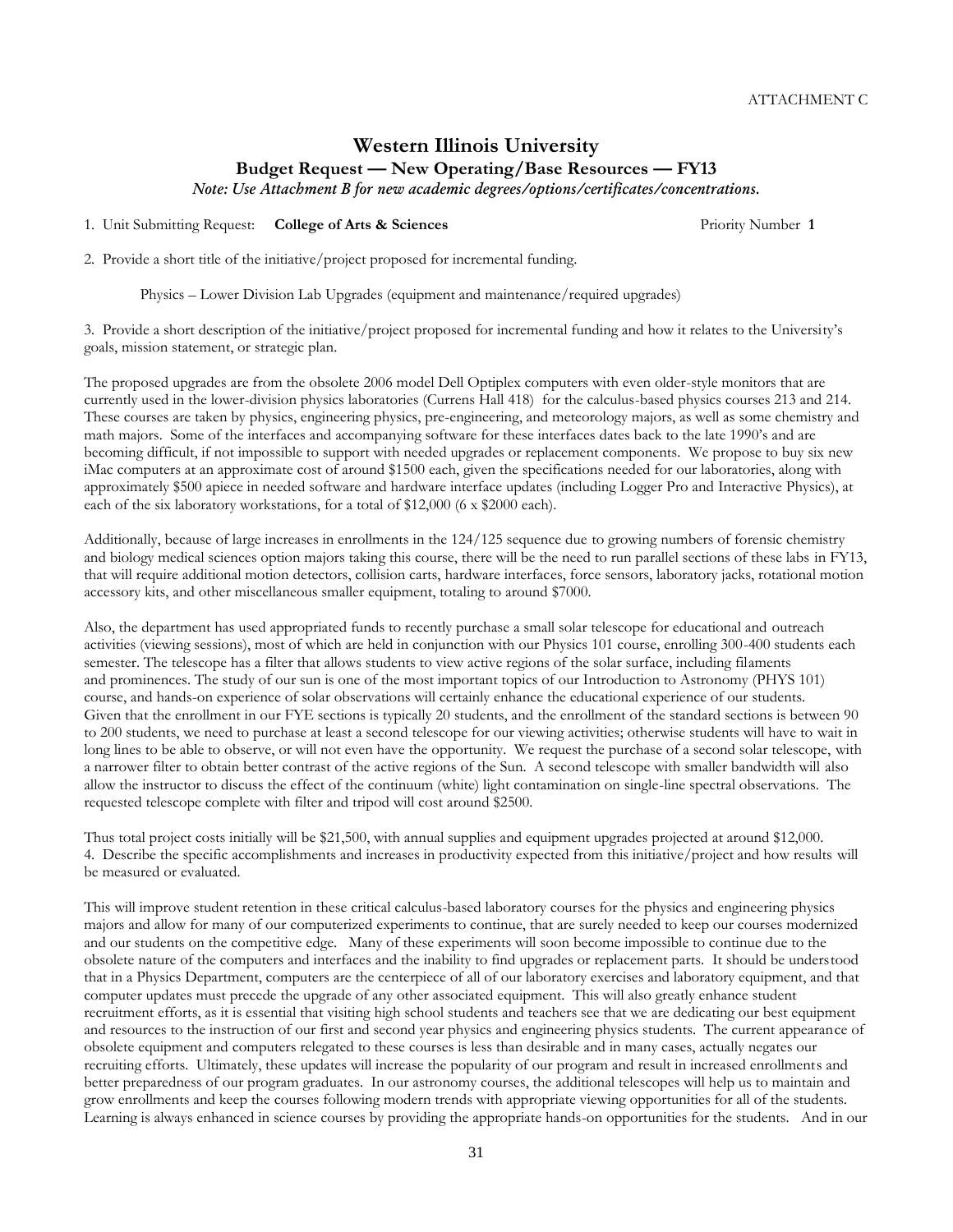ATTACHMENT C

# Western Illinois University

## Budget Request — New Operating/Base Resources — FY13

*Note: Use Attachment B for new academic degrees/options/certificates/concentrations.*

1. Unit Submitting Request: **College of Arts & Sciences** Priority Number **1**

2. Provide a short title of the initiative/project proposed for incremental funding.

Physics – Lower Division Lab Upgrades (equipment and maintenance/required upgrades)

3. Provide a short description of the initiative/project proposed for incremental funding and how it relates to the University's goals, mission statement, or strategic plan.

The proposed upgrades are from the obsolete 2006 model Dell Optiplex computers with even older-style monitors that are currently used in the lower-division physics laboratories (Currens Hall 418) for the calculus-based physics courses 213 and 214. These courses are taken by physics, engineering physics, pre-engineering, and meteorology majors, as well as some chemistry and math majors. Some of the interfaces and accompanying software for these interfaces dates back to the late 1990's and are becoming difficult, if not impossible to support with needed upgrades or replacement components. We propose to buy six new iMac computers at an approximate cost of around $1500 each, given the specifications needed for our laboratories, along with approximately $500 apiece in needed software and hardware interface updates (including Logger Pro and Interactive Physics), at each of the six laboratory workstations, for a total of $12,000 (6 x $2000 each).

Additionally, because of large increases in enrollments in the 124/125 sequence due to growing numbers of forensic chemistry and biology medical sciences option majors taking this course, there will be the need to run parallel sections of these labs in FY13, that will require additional motion detectors, collision carts, hardware interfaces, force sensors, laboratory jacks, rotational motion accessory kits, and other miscellaneous smaller equipment, totaling to around $7000.

Also, the department has used appropriated funds to recently purchase a small solar telescope for educational and outreach activities (viewing sessions), most of which are held in conjunction with our Physics 101 course, enrolling 300-400 students each semester. The telescope has a filter that allows students to view active regions of the solar surface, including filaments and prominences. The study of our sun is one of the most important topics of our Introduction to Astronomy (PHYS 101) course, and hands-on experience of solar observations will certainly enhance the educational experience of our students. Given that the enrollment in our FYE sections is typically 20 students, and the enrollment of the standard sections is between 90 to 200 students, we need to purchase at least a second telescope for our viewing activities; otherwise students will have to wait in long lines to be able to observe, or will not even have the opportunity. We request the purchase of a second solar telescope, with a narrower filter to obtain better contrast of the active regions of the Sun. A second telescope with smaller bandwidth will also allow the instructor to discuss the effect of the continuum (white) light contamination on single-line spectral observations. The requested telescope complete with filter and tripod will cost around $2500.

Thus total project costs initially will be $21,500, with annual supplies and equipment upgrades projected at around $12,000.

4. Describe the specific accomplishments and increases in productivity expected from this initiative/project and how results will be measured or evaluated.

This will improve student retention in these critical calculus-based laboratory courses for the physics and engineering physics majors and allow for many of our computerized experiments to continue, that are surely needed to keep our courses modernized and our students on the competitive edge. Many of these experiments will soon become impossible to continue due to the obsolete nature of the computers and interfaces and the inability to find upgrades or replacement parts. It should be understood that in a Physics Department, computers are the centerpiece of all of our laboratory exercises and laboratory equipment, and that computer updates must precede the upgrade of any other associated equipment. This will also greatly enhance student recruitment efforts, as it is essential that visiting high school students and teachers see that we are dedicating our best equipment and resources to the instruction of our first and second year physics and engineering physics students. The current appearance of obsolete equipment and computers relegated to these courses is less than desirable and in many cases, actually negates our recruiting efforts. Ultimately, these updates will increase the popularity of our program and result in increased enrollments and better preparedness of our program graduates. In our astronomy courses, the additional telescopes will help us to maintain and grow enrollments and keep the courses following modern trends with appropriate viewing opportunities for all of the students. Learning is always enhanced in science courses by providing the appropriate hands-on opportunities for the students. And in our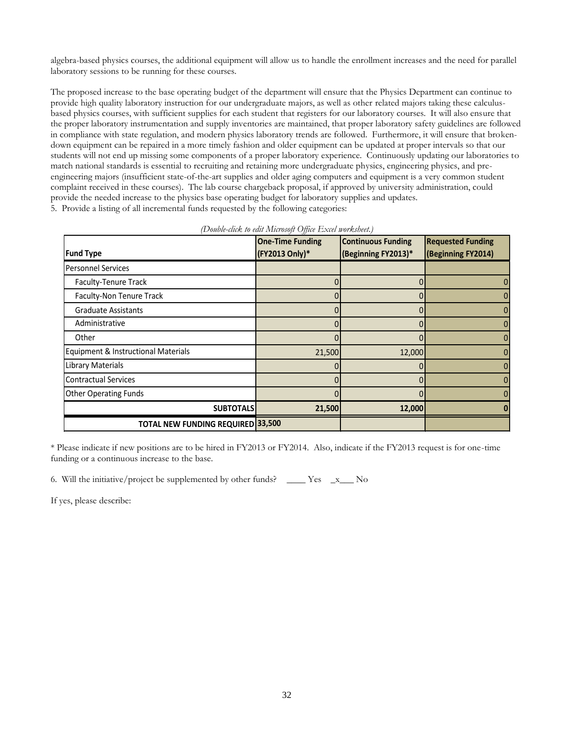algebra-based physics courses, the additional equipment will allow us to handle the enrollment increases and the need for parallel laboratory sessions to be running for these courses.

The proposed increase to the base operating budget of the department will ensure that the Physics Department can continue to provide high quality laboratory instruction for our undergraduate majors, as well as other related majors taking these calculus-based physics courses, with sufficient supplies for each student that registers for our laboratory courses. It will also ensure that the proper laboratory instrumentation and supply inventories are maintained, that proper laboratory safety guidelines are followed in compliance with state regulation, and modern physics laboratory trends are followed. Furthermore, it will ensure that broken-down equipment can be repaired in a more timely fashion and older equipment can be updated at proper intervals so that our students will not end up missing some components of a proper laboratory experience. Continuously updating our laboratories to match national standards is essential to recruiting and retaining more undergraduate physics, engineering physics, and pre-engineering majors (insufficient state-of-the-art supplies and older aging computers and equipment is a very common student complaint received in these courses). The lab course chargeback proposal, if approved by university administration, could provide the needed increase to the physics base operating budget for laboratory supplies and updates.

5. Provide a listing of all incremental funds requested by the following categories:

*(Double-click to edit Microsoft Office Excel worksheet.)*

| Fund Type | One-Time Funding (FY2013 Only)* | Continuous Funding (Beginning FY2013)* | Requested Funding (Beginning FY2014) |
|---|---|---|---|
| Personnel Services | | | |
| Faculty-Tenure Track | 0 | 0 | 0 |
| Faculty-Non Tenure Track | 0 | 0 | 0 |
| Graduate Assistants | 0 | 0 | 0 |
| Administrative | 0 | 0 | 0 |
| Other | 0 | 0 | 0 |
| Equipment & Instructional Materials | 21,500 | 12,000 | 0 |
| Library Materials | 0 | 0 | 0 |
| Contractual Services | 0 | 0 | 0 |
| Other Operating Funds | 0 | 0 | 0 |
| **SUBTOTALS** | **21,500** | **12,000** | **0** |
| **TOTAL NEW FUNDING REQUIRED** | **33,500** | | |

* Please indicate if new positions are to be hired in FY2013 or FY2014. Also, indicate if the FY2013 request is for one-time funding or a continuous increase to the base.

6. Will the initiative/project be supplemented by other funds? ____ Yes _x___ No

If yes, please describe: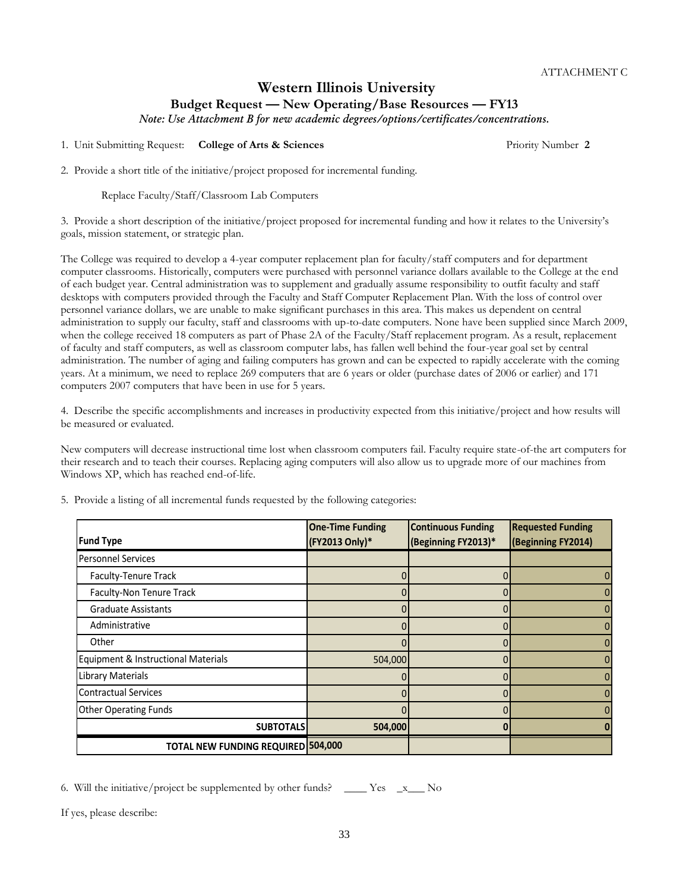ATTACHMENT C

# Western Illinois University

## Budget Request — New Operating/Base Resources — FY13

*Note: Use Attachment B for new academic degrees/options/certificates/concentrations.*

1. Unit Submitting Request: **College of Arts & Sciences** Priority Number **2**

2. Provide a short title of the initiative/project proposed for incremental funding.

Replace Faculty/Staff/Classroom Lab Computers

3. Provide a short description of the initiative/project proposed for incremental funding and how it relates to the University's goals, mission statement, or strategic plan.

The College was required to develop a 4-year computer replacement plan for faculty/staff computers and for department computer classrooms. Historically, computers were purchased with personnel variance dollars available to the College at the end of each budget year. Central administration was to supplement and gradually assume responsibility to outfit faculty and staff desktops with computers provided through the Faculty and Staff Computer Replacement Plan. With the loss of control over personnel variance dollars, we are unable to make significant purchases in this area. This makes us dependent on central administration to supply our faculty, staff and classrooms with up-to-date computers. None have been supplied since March 2009, when the college received 18 computers as part of Phase 2A of the Faculty/Staff replacement program. As a result, replacement of faculty and staff computers, as well as classroom computer labs, has fallen well behind the four-year goal set by central administration. The number of aging and failing computers has grown and can be expected to rapidly accelerate with the coming years. At a minimum, we need to replace 269 computers that are 6 years or older (purchase dates of 2006 or earlier) and 171 computers 2007 computers that have been in use for 5 years.

4. Describe the specific accomplishments and increases in productivity expected from this initiative/project and how results will be measured or evaluated.

New computers will decrease instructional time lost when classroom computers fail. Faculty require state-of-the art computers for their research and to teach their courses. Replacing aging computers will also allow us to upgrade more of our machines from Windows XP, which has reached end-of-life.

5. Provide a listing of all incremental funds requested by the following categories:

| Fund Type | One-Time Funding (FY2013 Only)* | Continuous Funding (Beginning FY2013)* | Requested Funding (Beginning FY2014) |
|---|---|---|---|
| Personnel Services | | | |
| Faculty-Tenure Track | 0 | 0 | 0 |
| Faculty-Non Tenure Track | 0 | 0 | 0 |
| Graduate Assistants | 0 | 0 | 0 |
| Administrative | 0 | 0 | 0 |
| Other | 0 | 0 | 0 |
| Equipment & Instructional Materials | 504,000 | 0 | 0 |
| Library Materials | 0 | 0 | 0 |
| Contractual Services | 0 | 0 | 0 |
| Other Operating Funds | 0 | 0 | 0 |
| **SUBTOTALS** | **504,000** | **0** | **0** |
| **TOTAL NEW FUNDING REQUIRED** | **504,000** | | |

6. Will the initiative/project be supplemented by other funds? \_\_\_\_ Yes \_x\_\_\_ No

If yes, please describe: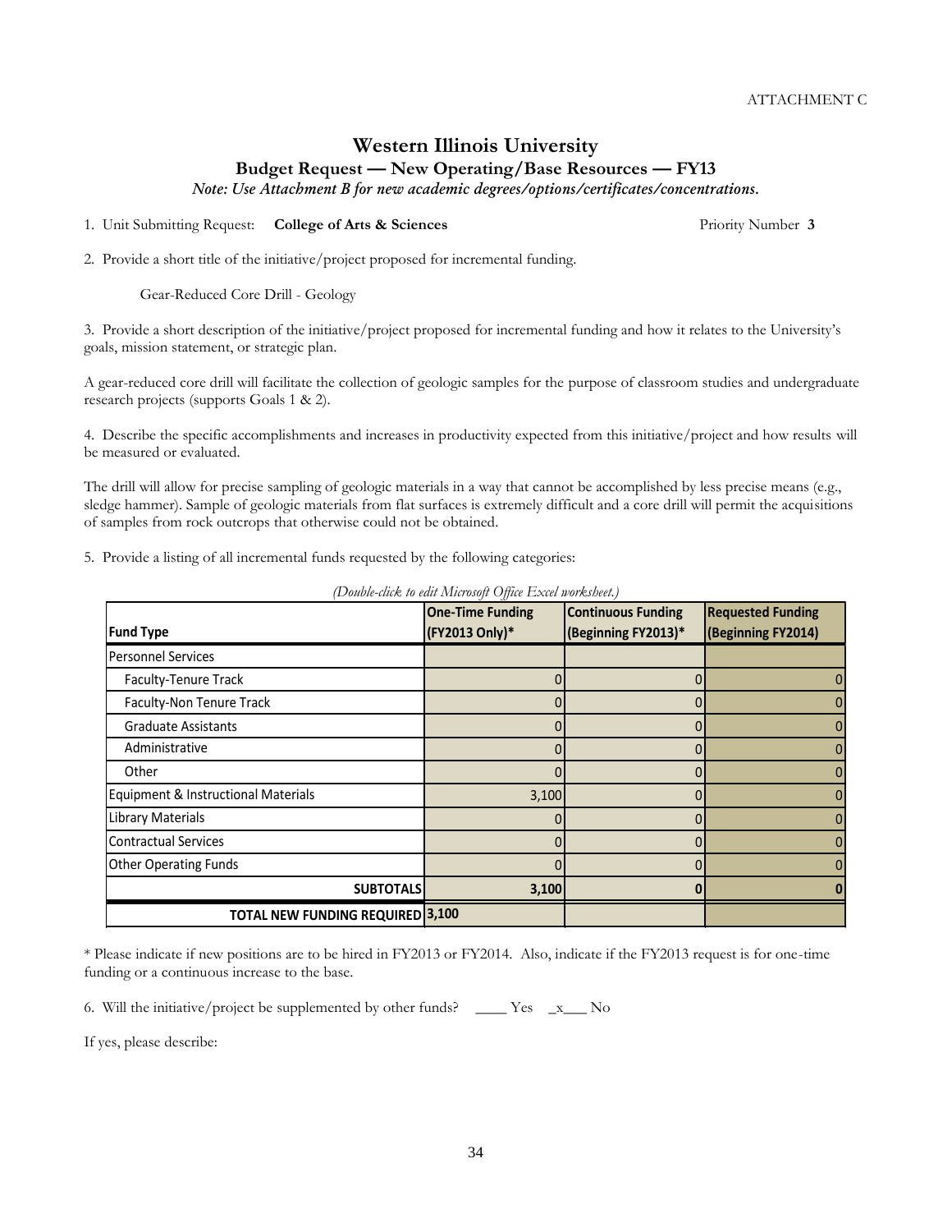ATTACHMENT C

# Western Illinois University

## Budget Request — New Operating/Base Resources — FY13

*Note: Use Attachment B for new academic degrees/options/certificates/concentrations.*

1. Unit Submitting Request: **College of Arts & Sciences** Priority Number **3**

2. Provide a short title of the initiative/project proposed for incremental funding.

Gear-Reduced Core Drill - Geology

3. Provide a short description of the initiative/project proposed for incremental funding and how it relates to the University's goals, mission statement, or strategic plan.

A gear-reduced core drill will facilitate the collection of geologic samples for the purpose of classroom studies and undergraduate research projects (supports Goals 1 & 2).

4. Describe the specific accomplishments and increases in productivity expected from this initiative/project and how results will be measured or evaluated.

The drill will allow for precise sampling of geologic materials in a way that cannot be accomplished by less precise means (e.g., sledge hammer). Sample of geologic materials from flat surfaces is extremely difficult and a core drill will permit the acquisitions of samples from rock outcrops that otherwise could not be obtained.

5. Provide a listing of all incremental funds requested by the following categories:

*(Double-click to edit Microsoft Office Excel worksheet.)*

| Fund Type | One-Time Funding (FY2013 Only)* | Continuous Funding (Beginning FY2013)* | Requested Funding (Beginning FY2014) |
|---|---|---|---|
| Personnel Services | | | |
| Faculty-Tenure Track | 0 | 0 | 0 |
| Faculty-Non Tenure Track | 0 | 0 | 0 |
| Graduate Assistants | 0 | 0 | 0 |
| Administrative | 0 | 0 | 0 |
| Other | 0 | 0 | 0 |
| Equipment & Instructional Materials | 3,100 | 0 | 0 |
| Library Materials | 0 | 0 | 0 |
| Contractual Services | 0 | 0 | 0 |
| Other Operating Funds | 0 | 0 | 0 |
| **SUBTOTALS** | **3,100** | **0** | **0** |
| **TOTAL NEW FUNDING REQUIRED** | **3,100** | | |

* Please indicate if new positions are to be hired in FY2013 or FY2014. Also, indicate if the FY2013 request is for one-time funding or a continuous increase to the base.

6. Will the initiative/project be supplemented by other funds? ____ Yes _x___ No

If yes, please describe: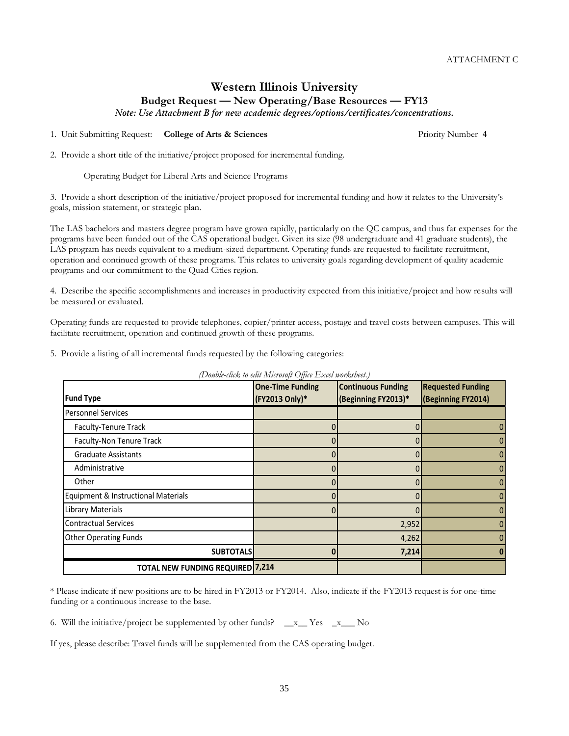ATTACHMENT C

# Western Illinois University

## Budget Request — New Operating/Base Resources — FY13

*Note: Use Attachment B for new academic degrees/options/certificates/concentrations.*

1. Unit Submitting Request: **College of Arts & Sciences** Priority Number **4**

2. Provide a short title of the initiative/project proposed for incremental funding.

   Operating Budget for Liberal Arts and Science Programs

3. Provide a short description of the initiative/project proposed for incremental funding and how it relates to the University's goals, mission statement, or strategic plan.

The LAS bachelors and masters degree program have grown rapidly, particularly on the QC campus, and thus far expenses for the programs have been funded out of the CAS operational budget. Given its size (98 undergraduate and 41 graduate students), the LAS program has needs equivalent to a medium-sized department. Operating funds are requested to facilitate recruitment, operation and continued growth of these programs. This relates to university goals regarding development of quality academic programs and our commitment to the Quad Cities region.

4. Describe the specific accomplishments and increases in productivity expected from this initiative/project and how results will be measured or evaluated.

Operating funds are requested to provide telephones, copier/printer access, postage and travel costs between campuses. This will facilitate recruitment, operation and continued growth of these programs.

5. Provide a listing of all incremental funds requested by the following categories:

*(Double-click to edit Microsoft Office Excel worksheet.)*

| Fund Type | One-Time Funding (FY2013 Only)* | Continuous Funding (Beginning FY2013)* | Requested Funding (Beginning FY2014) |
|---|---|---|---|
| Personnel Services | | | |
| Faculty-Tenure Track | 0 | 0 | 0 |
| Faculty-Non Tenure Track | 0 | 0 | 0 |
| Graduate Assistants | 0 | 0 | 0 |
| Administrative | 0 | 0 | 0 |
| Other | 0 | 0 | 0 |
| Equipment & Instructional Materials | 0 | 0 | 0 |
| Library Materials | 0 | 0 | 0 |
| Contractual Services | | 2,952 | 0 |
| Other Operating Funds | | 4,262 | 0 |
| **SUBTOTALS** | **0** | **7,214** | **0** |
| **TOTAL NEW FUNDING REQUIRED** | **7,214** | | |

\* Please indicate if new positions are to be hired in FY2013 or FY2014. Also, indicate if the FY2013 request is for one-time funding or a continuous increase to the base.

6. Will the initiative/project be supplemented by other funds? \_\_x\_\_ Yes \_x\_\_\_ No

If yes, please describe: Travel funds will be supplemented from the CAS operating budget.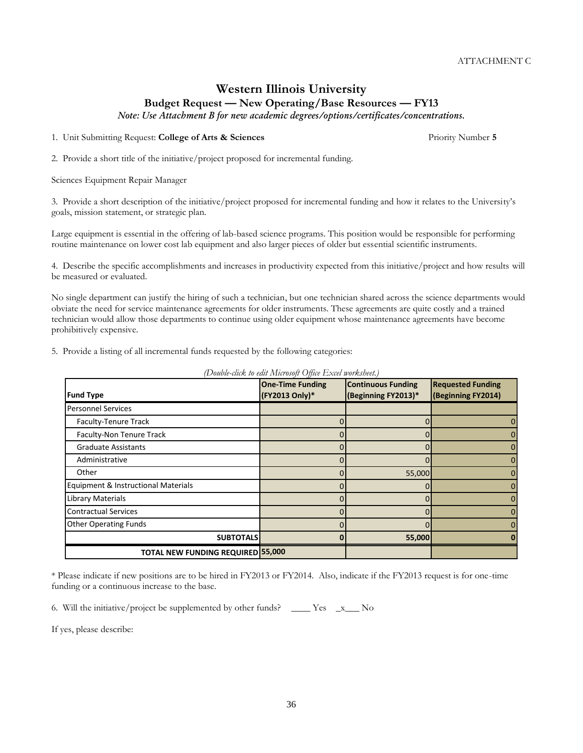ATTACHMENT C

# Western Illinois University

## Budget Request — New Operating/Base Resources — FY13

*Note: Use Attachment B for new academic degrees/options/certificates/concentrations.*

1. Unit Submitting Request: **College of Arts & Sciences** Priority Number **5**

2. Provide a short title of the initiative/project proposed for incremental funding.

Sciences Equipment Repair Manager

3. Provide a short description of the initiative/project proposed for incremental funding and how it relates to the University's goals, mission statement, or strategic plan.

Large equipment is essential in the offering of lab-based science programs. This position would be responsible for performing routine maintenance on lower cost lab equipment and also larger pieces of older but essential scientific instruments.

4. Describe the specific accomplishments and increases in productivity expected from this initiative/project and how results will be measured or evaluated.

No single department can justify the hiring of such a technician, but one technician shared across the science departments would obviate the need for service maintenance agreements for older instruments. These agreements are quite costly and a trained technician would allow those departments to continue using older equipment whose maintenance agreements have become prohibitively expensive.

5. Provide a listing of all incremental funds requested by the following categories:

*(Double-click to edit Microsoft Office Excel worksheet.)*

| Fund Type | One-Time Funding (FY2013 Only)* | Continuous Funding (Beginning FY2013)* | Requested Funding (Beginning FY2014) |
|---|---|---|---|
| Personnel Services | | | |
| Faculty-Tenure Track | 0 | 0 | 0 |
| Faculty-Non Tenure Track | 0 | 0 | 0 |
| Graduate Assistants | 0 | 0 | 0 |
| Administrative | 0 | 0 | 0 |
| Other | 0 | 55,000 | 0 |
| Equipment & Instructional Materials | 0 | 0 | 0 |
| Library Materials | 0 | 0 | 0 |
| Contractual Services | 0 | 0 | 0 |
| Other Operating Funds | 0 | 0 | 0 |
| **SUBTOTALS** | **0** | **55,000** | **0** |
| **TOTAL NEW FUNDING REQUIRED** | **55,000** | | |

\* Please indicate if new positions are to be hired in FY2013 or FY2014. Also, indicate if the FY2013 request is for one-time funding or a continuous increase to the base.

6. Will the initiative/project be supplemented by other funds? \_\_\_\_ Yes \_x\_\_\_ No

If yes, please describe: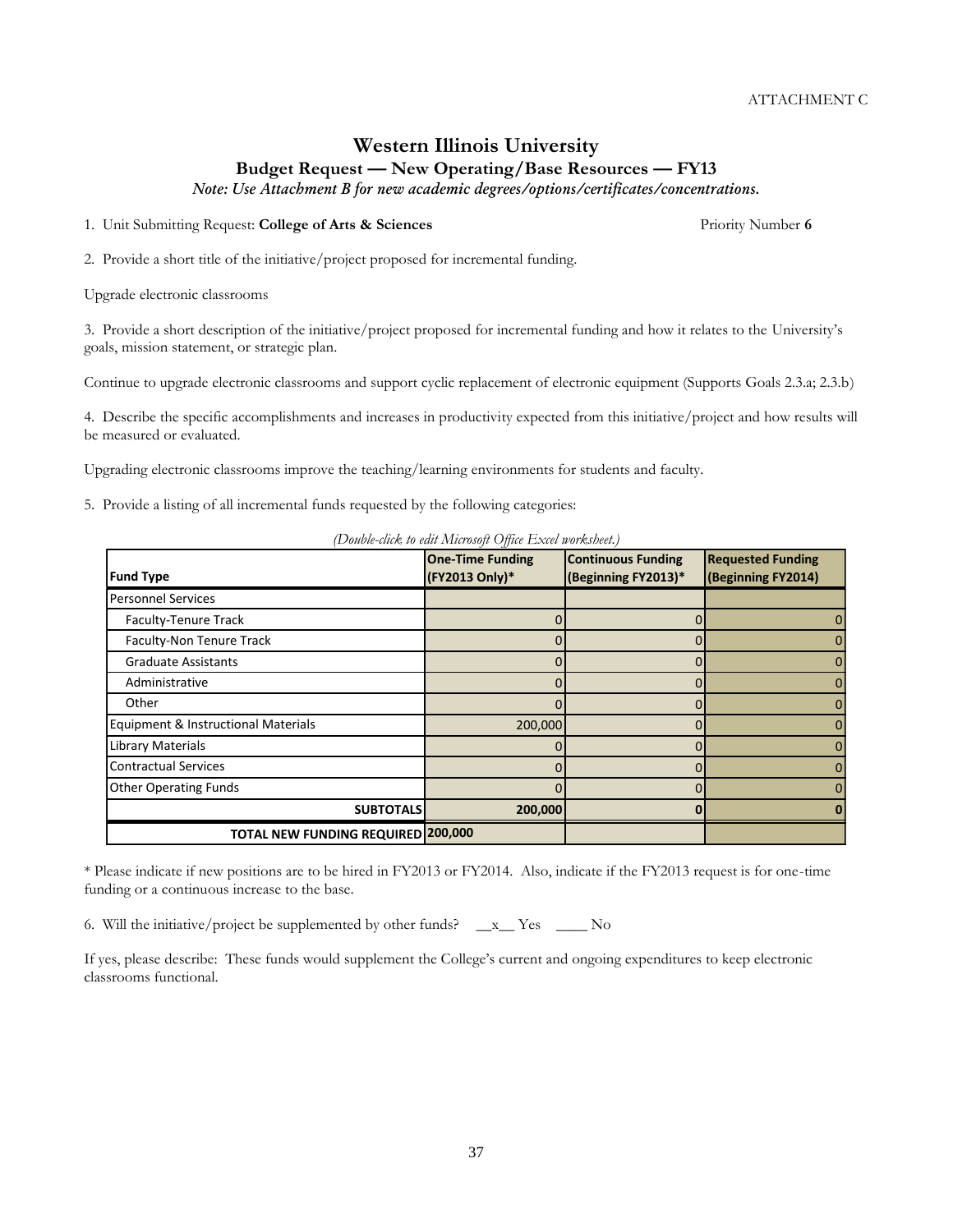ATTACHMENT C

# Western Illinois University

## Budget Request — New Operating/Base Resources — FY13

*Note: Use Attachment B for new academic degrees/options/certificates/concentrations.*

1. Unit Submitting Request: **College of Arts & Sciences** Priority Number **6**

2. Provide a short title of the initiative/project proposed for incremental funding.

Upgrade electronic classrooms

3. Provide a short description of the initiative/project proposed for incremental funding and how it relates to the University's goals, mission statement, or strategic plan.

Continue to upgrade electronic classrooms and support cyclic replacement of electronic equipment (Supports Goals 2.3.a; 2.3.b)

4. Describe the specific accomplishments and increases in productivity expected from this initiative/project and how results will be measured or evaluated.

Upgrading electronic classrooms improve the teaching/learning environments for students and faculty.

5. Provide a listing of all incremental funds requested by the following categories:

*(Double-click to edit Microsoft Office Excel worksheet.)*

| Fund Type | One-Time Funding (FY2013 Only)* | Continuous Funding (Beginning FY2013)* | Requested Funding (Beginning FY2014) |
|---|---|---|---|
| Personnel Services | | | |
| Faculty-Tenure Track | 0 | 0 | 0 |
| Faculty-Non Tenure Track | 0 | 0 | 0 |
| Graduate Assistants | 0 | 0 | 0 |
| Administrative | 0 | 0 | 0 |
| Other | 0 | 0 | 0 |
| Equipment & Instructional Materials | 200,000 | 0 | 0 |
| Library Materials | 0 | 0 | 0 |
| Contractual Services | 0 | 0 | 0 |
| Other Operating Funds | 0 | 0 | 0 |
| **SUBTOTALS** | **200,000** | **0** | **0** |
| **TOTAL NEW FUNDING REQUIRED** | **200,000** | | |

\* Please indicate if new positions are to be hired in FY2013 or FY2014. Also, indicate if the FY2013 request is for one-time funding or a continuous increase to the base.

6. Will the initiative/project be supplemented by other funds? \_\_x\_\_ Yes \_\_\_\_ No

If yes, please describe: These funds would supplement the College's current and ongoing expenditures to keep electronic classrooms functional.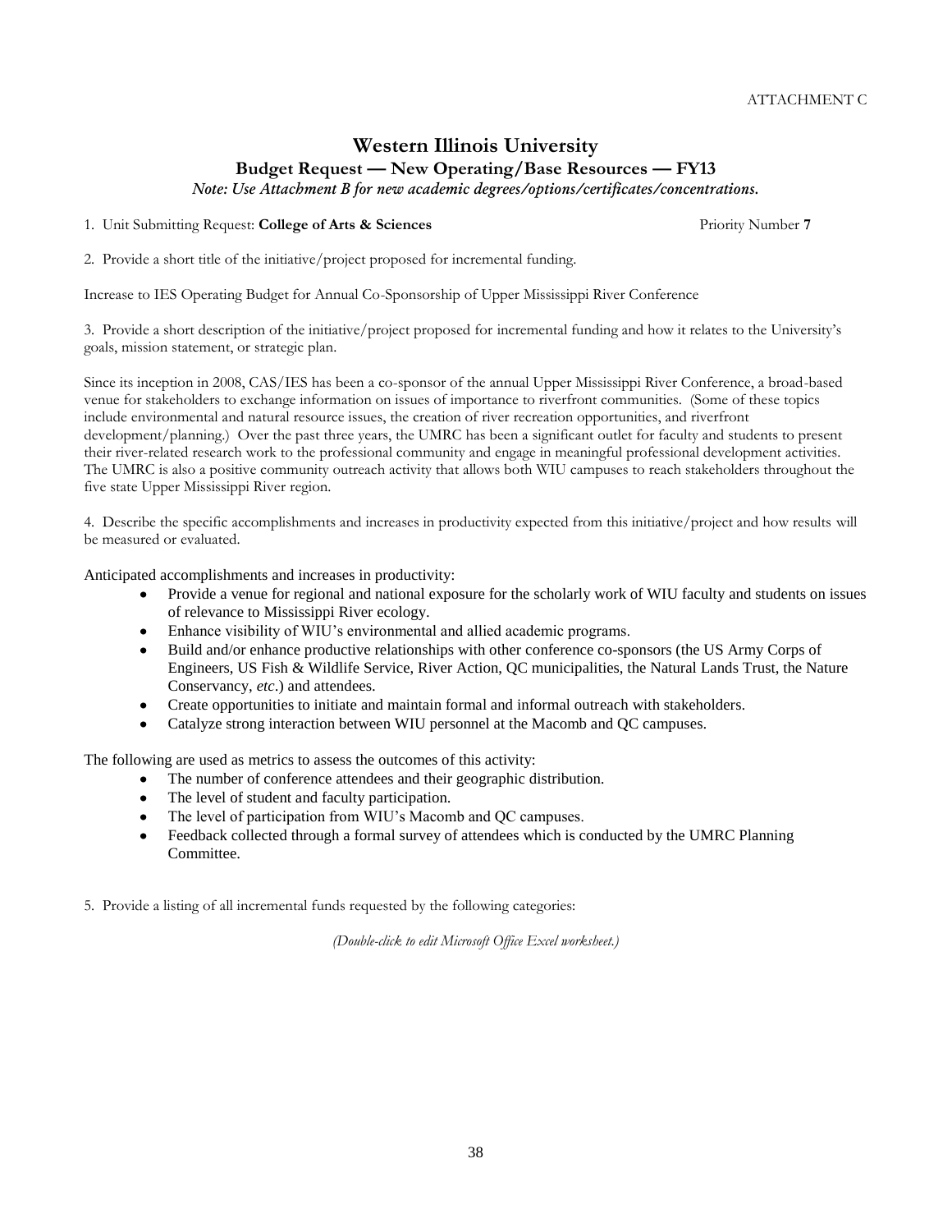ATTACHMENT C

# Western Illinois University

## Budget Request — New Operating/Base Resources — FY13

*Note: Use Attachment B for new academic degrees/options/certificates/concentrations.*

1. Unit Submitting Request: **College of Arts & Sciences** Priority Number **7**

2. Provide a short title of the initiative/project proposed for incremental funding.

Increase to IES Operating Budget for Annual Co-Sponsorship of Upper Mississippi River Conference

3. Provide a short description of the initiative/project proposed for incremental funding and how it relates to the University's goals, mission statement, or strategic plan.

Since its inception in 2008, CAS/IES has been a co-sponsor of the annual Upper Mississippi River Conference, a broad-based venue for stakeholders to exchange information on issues of importance to riverfront communities. (Some of these topics include environmental and natural resource issues, the creation of river recreation opportunities, and riverfront development/planning.) Over the past three years, the UMRC has been a significant outlet for faculty and students to present their river-related research work to the professional community and engage in meaningful professional development activities. The UMRC is also a positive community outreach activity that allows both WIU campuses to reach stakeholders throughout the five state Upper Mississippi River region.

4. Describe the specific accomplishments and increases in productivity expected from this initiative/project and how results will be measured or evaluated.

Anticipated accomplishments and increases in productivity:

- Provide a venue for regional and national exposure for the scholarly work of WIU faculty and students on issues of relevance to Mississippi River ecology.
- Enhance visibility of WIU's environmental and allied academic programs.
- Build and/or enhance productive relationships with other conference co-sponsors (the US Army Corps of Engineers, US Fish & Wildlife Service, River Action, QC municipalities, the Natural Lands Trust, the Nature Conservancy, *etc*.) and attendees.
- Create opportunities to initiate and maintain formal and informal outreach with stakeholders.
- Catalyze strong interaction between WIU personnel at the Macomb and QC campuses.

The following are used as metrics to assess the outcomes of this activity:

- The number of conference attendees and their geographic distribution.
- The level of student and faculty participation.
- The level of participation from WIU's Macomb and QC campuses.
- Feedback collected through a formal survey of attendees which is conducted by the UMRC Planning Committee.

5. Provide a listing of all incremental funds requested by the following categories:

*(Double-click to edit Microsoft Office Excel worksheet.)*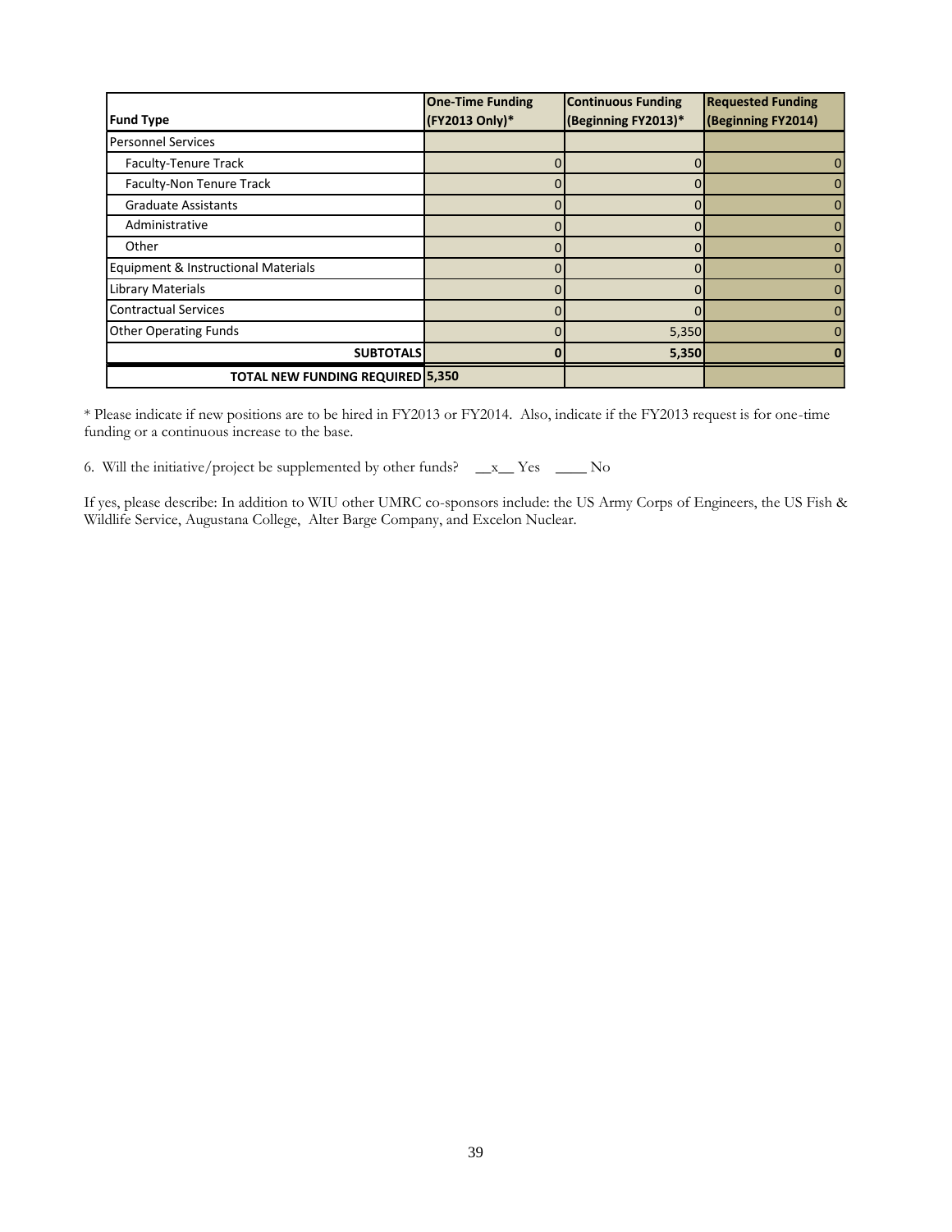| Fund Type | One-Time Funding (FY2013 Only)* | Continuous Funding (Beginning FY2013)* | Requested Funding (Beginning FY2014) |
|---|---|---|---|
| Personnel Services | | | |
| Faculty-Tenure Track | 0 | 0 | 0 |
| Faculty-Non Tenure Track | 0 | 0 | 0 |
| Graduate Assistants | 0 | 0 | 0 |
| Administrative | 0 | 0 | 0 |
| Other | 0 | 0 | 0 |
| Equipment & Instructional Materials | 0 | 0 | 0 |
| Library Materials | 0 | 0 | 0 |
| Contractual Services | 0 | 0 | 0 |
| Other Operating Funds | 0 | 5,350 | 0 |
| **SUBTOTALS** | **0** | **5,350** | **0** |
| **TOTAL NEW FUNDING REQUIRED** | **5,350** | | |

* Please indicate if new positions are to be hired in FY2013 or FY2014. Also, indicate if the FY2013 request is for one-time funding or a continuous increase to the base.

6. Will the initiative/project be supplemented by other funds? __x__ Yes ____ No

If yes, please describe: In addition to WIU other UMRC co-sponsors include: the US Army Corps of Engineers, the US Fish & Wildlife Service, Augustana College, Alter Barge Company, and Excelon Nuclear.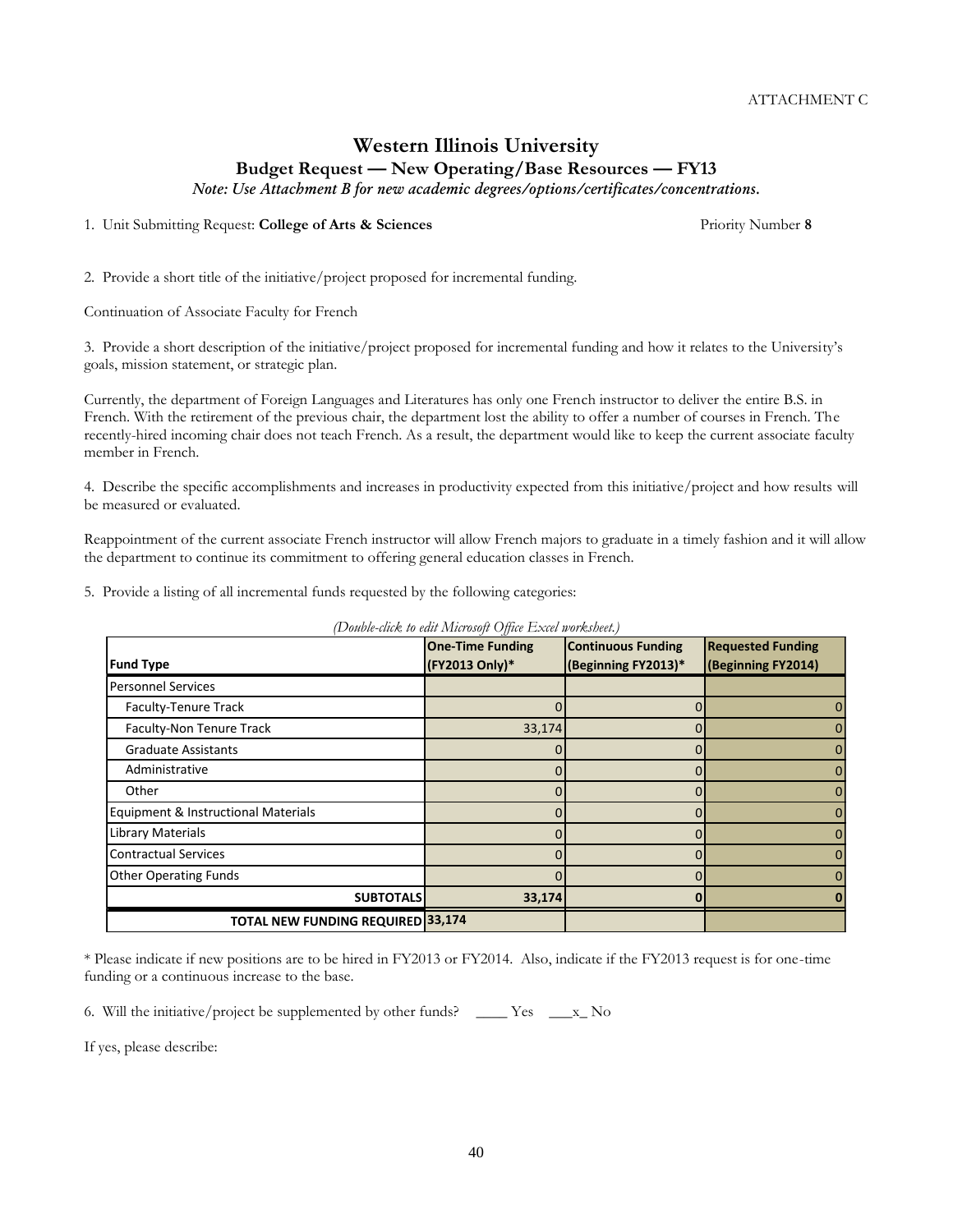ATTACHMENT C

# Western Illinois University

## Budget Request — New Operating/Base Resources — FY13

*Note: Use Attachment B for new academic degrees/options/certificates/concentrations.*

1. Unit Submitting Request: **College of Arts & Sciences** Priority Number **8**

2. Provide a short title of the initiative/project proposed for incremental funding.

Continuation of Associate Faculty for French

3. Provide a short description of the initiative/project proposed for incremental funding and how it relates to the University's goals, mission statement, or strategic plan.

Currently, the department of Foreign Languages and Literatures has only one French instructor to deliver the entire B.S. in French. With the retirement of the previous chair, the department lost the ability to offer a number of courses in French. The recently-hired incoming chair does not teach French. As a result, the department would like to keep the current associate faculty member in French.

4. Describe the specific accomplishments and increases in productivity expected from this initiative/project and how results will be measured or evaluated.

Reappointment of the current associate French instructor will allow French majors to graduate in a timely fashion and it will allow the department to continue its commitment to offering general education classes in French.

5. Provide a listing of all incremental funds requested by the following categories:

*(Double-click to edit Microsoft Office Excel worksheet.)*

| Fund Type | One-Time Funding (FY2013 Only)* | Continuous Funding (Beginning FY2013)* | Requested Funding (Beginning FY2014) |
|---|---|---|---|
| Personnel Services | | | |
| Faculty-Tenure Track | 0 | 0 | 0 |
| Faculty-Non Tenure Track | 33,174 | 0 | 0 |
| Graduate Assistants | 0 | 0 | 0 |
| Administrative | 0 | 0 | 0 |
| Other | 0 | 0 | 0 |
| Equipment & Instructional Materials | 0 | 0 | 0 |
| Library Materials | 0 | 0 | 0 |
| Contractual Services | 0 | 0 | 0 |
| Other Operating Funds | 0 | 0 | 0 |
| **SUBTOTALS** | **33,174** | **0** | **0** |
| **TOTAL NEW FUNDING REQUIRED** | **33,174** | | |

\* Please indicate if new positions are to be hired in FY2013 or FY2014. Also, indicate if the FY2013 request is for one-time funding or a continuous increase to the base.

6. Will the initiative/project be supplemented by other funds? ____ Yes ___x_ No

If yes, please describe: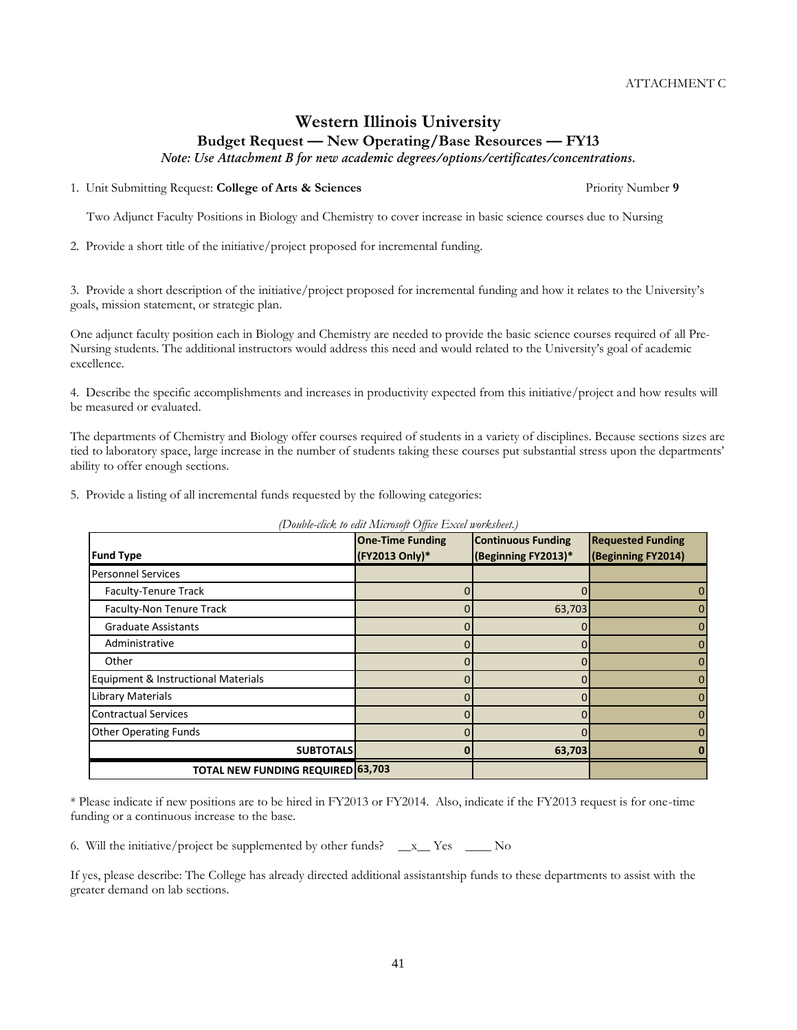ATTACHMENT C

# Western Illinois University

## Budget Request — New Operating/Base Resources — FY13

*Note: Use Attachment B for new academic degrees/options/certificates/concentrations.*

1. Unit Submitting Request: **College of Arts & Sciences** Priority Number **9**

Two Adjunct Faculty Positions in Biology and Chemistry to cover increase in basic science courses due to Nursing

2. Provide a short title of the initiative/project proposed for incremental funding.

3. Provide a short description of the initiative/project proposed for incremental funding and how it relates to the University's goals, mission statement, or strategic plan.

One adjunct faculty position each in Biology and Chemistry are needed to provide the basic science courses required of all Pre-Nursing students. The additional instructors would address this need and would related to the University's goal of academic excellence.

4. Describe the specific accomplishments and increases in productivity expected from this initiative/project and how results will be measured or evaluated.

The departments of Chemistry and Biology offer courses required of students in a variety of disciplines. Because sections sizes are tied to laboratory space, large increase in the number of students taking these courses put substantial stress upon the departments' ability to offer enough sections.

5. Provide a listing of all incremental funds requested by the following categories:

*(Double-click to edit Microsoft Office Excel worksheet.)*

| Fund Type | One-Time Funding (FY2013 Only)* | Continuous Funding (Beginning FY2013)* | Requested Funding (Beginning FY2014) |
|---|---|---|---|
| Personnel Services | | | |
| Faculty-Tenure Track | 0 | 0 | 0 |
| Faculty-Non Tenure Track | 0 | 63,703 | 0 |
| Graduate Assistants | 0 | 0 | 0 |
| Administrative | 0 | 0 | 0 |
| Other | 0 | 0 | 0 |
| Equipment & Instructional Materials | 0 | 0 | 0 |
| Library Materials | 0 | 0 | 0 |
| Contractual Services | 0 | 0 | 0 |
| Other Operating Funds | 0 | 0 | 0 |
| **SUBTOTALS** | **0** | **63,703** | **0** |
| **TOTAL NEW FUNDING REQUIRED** | **63,703** | | |

\* Please indicate if new positions are to be hired in FY2013 or FY2014. Also, indicate if the FY2013 request is for one-time funding or a continuous increase to the base.

6. Will the initiative/project be supplemented by other funds? \_\_x\_\_ Yes \_\_\_\_ No

If yes, please describe: The College has already directed additional assistantship funds to these departments to assist with the greater demand on lab sections.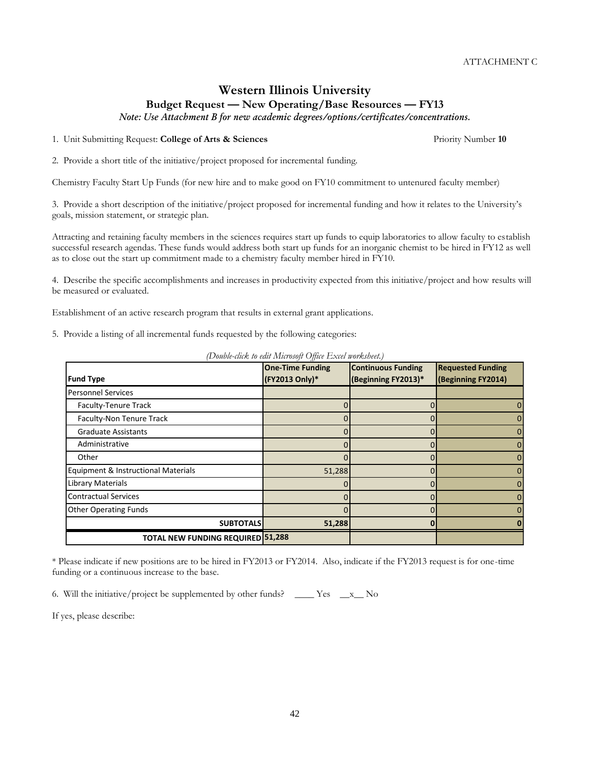ATTACHMENT C

# Western Illinois University
## Budget Request — New Operating/Base Resources — FY13
*Note: Use Attachment B for new academic degrees/options/certificates/concentrations.*

1. Unit Submitting Request: **College of Arts & Sciences** Priority Number **10**

2. Provide a short title of the initiative/project proposed for incremental funding.

Chemistry Faculty Start Up Funds (for new hire and to make good on FY10 commitment to untenured faculty member)

3. Provide a short description of the initiative/project proposed for incremental funding and how it relates to the University's goals, mission statement, or strategic plan.

Attracting and retaining faculty members in the sciences requires start up funds to equip laboratories to allow faculty to establish successful research agendas. These funds would address both start up funds for an inorganic chemist to be hired in FY12 as well as to close out the start up commitment made to a chemistry faculty member hired in FY10.

4. Describe the specific accomplishments and increases in productivity expected from this initiative/project and how results will be measured or evaluated.

Establishment of an active research program that results in external grant applications.

5. Provide a listing of all incremental funds requested by the following categories:

*(Double-click to edit Microsoft Office Excel worksheet.)*

| Fund Type | One-Time Funding (FY2013 Only)* | Continuous Funding (Beginning FY2013)* | Requested Funding (Beginning FY2014) |
|---|---|---|---|
| Personnel Services | | | |
| Faculty-Tenure Track | 0 | 0 | 0 |
| Faculty-Non Tenure Track | 0 | 0 | 0 |
| Graduate Assistants | 0 | 0 | 0 |
| Administrative | 0 | 0 | 0 |
| Other | 0 | 0 | 0 |
| Equipment & Instructional Materials | 51,288 | 0 | 0 |
| Library Materials | 0 | 0 | 0 |
| Contractual Services | 0 | 0 | 0 |
| Other Operating Funds | 0 | 0 | 0 |
| **SUBTOTALS** | **51,288** | **0** | **0** |
| **TOTAL NEW FUNDING REQUIRED** | **51,288** | | |

* Please indicate if new positions are to be hired in FY2013 or FY2014. Also, indicate if the FY2013 request is for one-time funding or a continuous increase to the base.

6. Will the initiative/project be supplemented by other funds? \_\_\_\_ Yes \_\_x\_\_ No

If yes, please describe: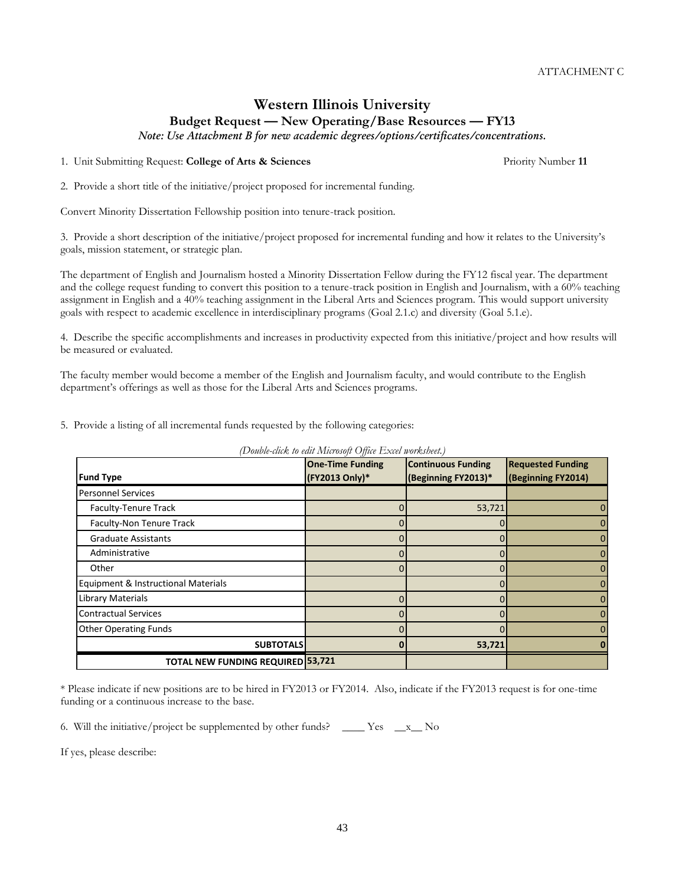ATTACHMENT C

# Western Illinois University

## Budget Request — New Operating/Base Resources — FY13

*Note: Use Attachment B for new academic degrees/options/certificates/concentrations.*

1. Unit Submitting Request: **College of Arts & Sciences** Priority Number **11**

2. Provide a short title of the initiative/project proposed for incremental funding.

Convert Minority Dissertation Fellowship position into tenure-track position.

3. Provide a short description of the initiative/project proposed for incremental funding and how it relates to the University's goals, mission statement, or strategic plan.

The department of English and Journalism hosted a Minority Dissertation Fellow during the FY12 fiscal year. The department and the college request funding to convert this position to a tenure-track position in English and Journalism, with a 60% teaching assignment in English and a 40% teaching assignment in the Liberal Arts and Sciences program. This would support university goals with respect to academic excellence in interdisciplinary programs (Goal 2.1.c) and diversity (Goal 5.1.e).

4. Describe the specific accomplishments and increases in productivity expected from this initiative/project and how results will be measured or evaluated.

The faculty member would become a member of the English and Journalism faculty, and would contribute to the English department's offerings as well as those for the Liberal Arts and Sciences programs.

5. Provide a listing of all incremental funds requested by the following categories:

*(Double-click to edit Microsoft Office Excel worksheet.)*

| Fund Type | One-Time Funding (FY2013 Only)* | Continuous Funding (Beginning FY2013)* | Requested Funding (Beginning FY2014) |
|---|---|---|---|
| Personnel Services | | | |
| Faculty-Tenure Track | 0 | 53,721 | 0 |
| Faculty-Non Tenure Track | 0 | 0 | 0 |
| Graduate Assistants | 0 | 0 | 0 |
| Administrative | 0 | 0 | 0 |
| Other | 0 | 0 | 0 |
| Equipment & Instructional Materials | | 0 | 0 |
| Library Materials | 0 | 0 | 0 |
| Contractual Services | 0 | 0 | 0 |
| Other Operating Funds | 0 | 0 | 0 |
| **SUBTOTALS** | **0** | **53,721** | **0** |
| **TOTAL NEW FUNDING REQUIRED 53,721** | | | |

\* Please indicate if new positions are to be hired in FY2013 or FY2014. Also, indicate if the FY2013 request is for one-time funding or a continuous increase to the base.

6. Will the initiative/project be supplemented by other funds? ____ Yes __x__ No

If yes, please describe: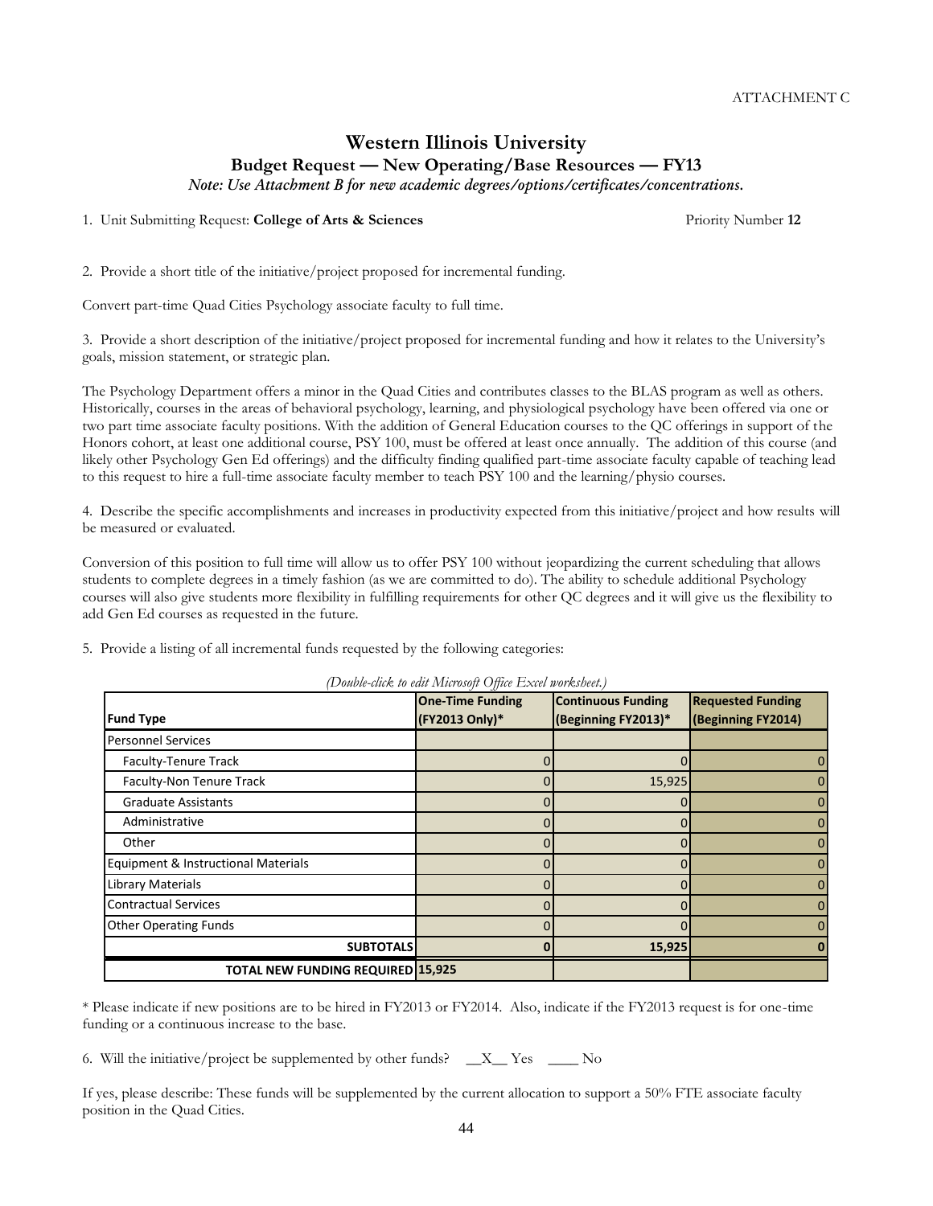ATTACHMENT C

# Western Illinois University

## Budget Request — New Operating/Base Resources — FY13

*Note: Use Attachment B for new academic degrees/options/certificates/concentrations.*

1. Unit Submitting Request: **College of Arts & Sciences** Priority Number **12**

2. Provide a short title of the initiative/project proposed for incremental funding.

Convert part-time Quad Cities Psychology associate faculty to full time.

3. Provide a short description of the initiative/project proposed for incremental funding and how it relates to the University's goals, mission statement, or strategic plan.

The Psychology Department offers a minor in the Quad Cities and contributes classes to the BLAS program as well as others. Historically, courses in the areas of behavioral psychology, learning, and physiological psychology have been offered via one or two part time associate faculty positions. With the addition of General Education courses to the QC offerings in support of the Honors cohort, at least one additional course, PSY 100, must be offered at least once annually. The addition of this course (and likely other Psychology Gen Ed offerings) and the difficulty finding qualified part-time associate faculty capable of teaching lead to this request to hire a full-time associate faculty member to teach PSY 100 and the learning/physio courses.

4. Describe the specific accomplishments and increases in productivity expected from this initiative/project and how results will be measured or evaluated.

Conversion of this position to full time will allow us to offer PSY 100 without jeopardizing the current scheduling that allows students to complete degrees in a timely fashion (as we are committed to do). The ability to schedule additional Psychology courses will also give students more flexibility in fulfilling requirements for other QC degrees and it will give us the flexibility to add Gen Ed courses as requested in the future.

5. Provide a listing of all incremental funds requested by the following categories:

*(Double-click to edit Microsoft Office Excel worksheet.)*

| Fund Type | One-Time Funding (FY2013 Only)* | Continuous Funding (Beginning FY2013)* | Requested Funding (Beginning FY2014) |
|---|---|---|---|
| Personnel Services | | | |
| Faculty-Tenure Track | 0 | 0 | 0 |
| Faculty-Non Tenure Track | 0 | 15,925 | 0 |
| Graduate Assistants | 0 | 0 | 0 |
| Administrative | 0 | 0 | 0 |
| Other | 0 | 0 | 0 |
| Equipment & Instructional Materials | 0 | 0 | 0 |
| Library Materials | 0 | 0 | 0 |
| Contractual Services | 0 | 0 | 0 |
| Other Operating Funds | 0 | 0 | 0 |
| **SUBTOTALS** | **0** | **15,925** | **0** |
| **TOTAL NEW FUNDING REQUIRED** | **15,925** | | |

\* Please indicate if new positions are to be hired in FY2013 or FY2014. Also, indicate if the FY2013 request is for one-time funding or a continuous increase to the base.

6. Will the initiative/project be supplemented by other funds? \_\_X\_\_ Yes \_\_\_\_ No

If yes, please describe: These funds will be supplemented by the current allocation to support a 50% FTE associate faculty position in the Quad Cities.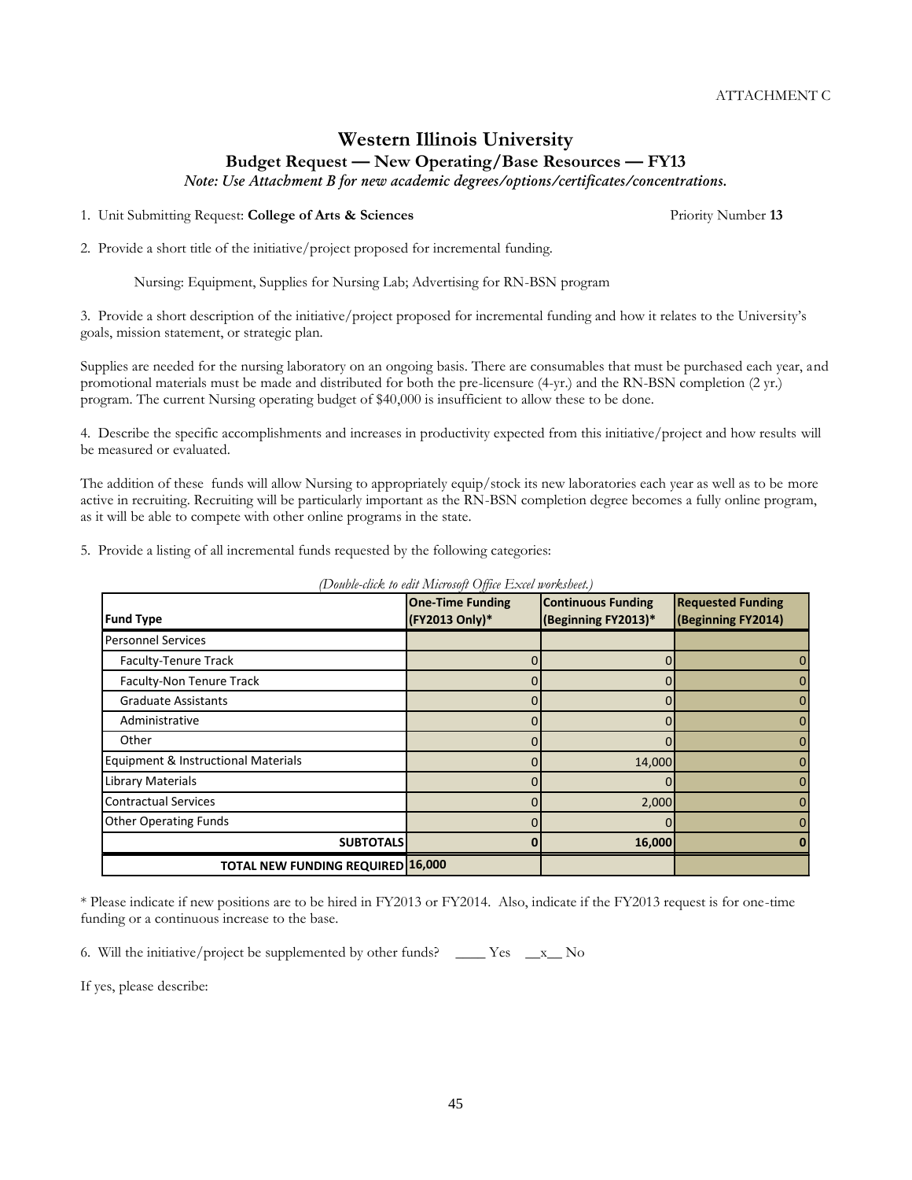ATTACHMENT C

# Western Illinois University

## Budget Request — New Operating/Base Resources — FY13

*Note: Use Attachment B for new academic degrees/options/certificates/concentrations.*

1. Unit Submitting Request: **College of Arts & Sciences** Priority Number **13**

2. Provide a short title of the initiative/project proposed for incremental funding.

Nursing: Equipment, Supplies for Nursing Lab; Advertising for RN-BSN program

3. Provide a short description of the initiative/project proposed for incremental funding and how it relates to the University's goals, mission statement, or strategic plan.

Supplies are needed for the nursing laboratory on an ongoing basis. There are consumables that must be purchased each year, and promotional materials must be made and distributed for both the pre-licensure (4-yr.) and the RN-BSN completion (2 yr.) program. The current Nursing operating budget of $40,000 is insufficient to allow these to be done.

4. Describe the specific accomplishments and increases in productivity expected from this initiative/project and how results will be measured or evaluated.

The addition of these funds will allow Nursing to appropriately equip/stock its new laboratories each year as well as to be more active in recruiting. Recruiting will be particularly important as the RN-BSN completion degree becomes a fully online program, as it will be able to compete with other online programs in the state.

5. Provide a listing of all incremental funds requested by the following categories:

*(Double-click to edit Microsoft Office Excel worksheet.)*

| Fund Type | One-Time Funding (FY2013 Only)* | Continuous Funding (Beginning FY2013)* | Requested Funding (Beginning FY2014) |
|---|---|---|---|
| Personnel Services | | | |
| Faculty-Tenure Track | 0 | 0 | 0 |
| Faculty-Non Tenure Track | 0 | 0 | 0 |
| Graduate Assistants | 0 | 0 | 0 |
| Administrative | 0 | 0 | 0 |
| Other | 0 | 0 | 0 |
| Equipment & Instructional Materials | 0 | 14,000 | 0 |
| Library Materials | 0 | 0 | 0 |
| Contractual Services | 0 | 2,000 | 0 |
| Other Operating Funds | 0 | 0 | 0 |
| **SUBTOTALS** | **0** | **16,000** | **0** |
| **TOTAL NEW FUNDING REQUIRED** | **16,000** | | |

\* Please indicate if new positions are to be hired in FY2013 or FY2014. Also, indicate if the FY2013 request is for one-time funding or a continuous increase to the base.

6. Will the initiative/project be supplemented by other funds? \_\_\_\_ Yes \_\_x\_\_ No

If yes, please describe: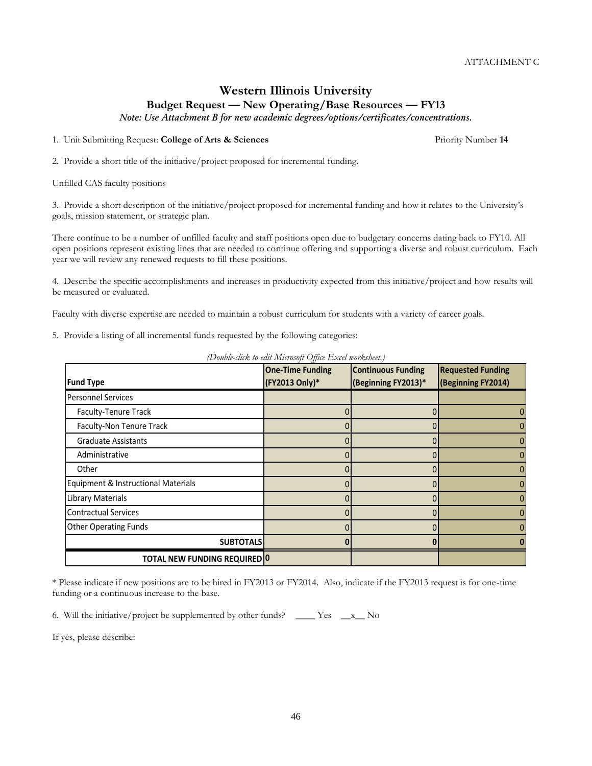ATTACHMENT C

# Western Illinois University

## Budget Request — New Operating/Base Resources — FY13

*Note: Use Attachment B for new academic degrees/options/certificates/concentrations.*

1. Unit Submitting Request: **College of Arts & Sciences** Priority Number **14**

2. Provide a short title of the initiative/project proposed for incremental funding.

Unfilled CAS faculty positions

3. Provide a short description of the initiative/project proposed for incremental funding and how it relates to the University's goals, mission statement, or strategic plan.

There continue to be a number of unfilled faculty and staff positions open due to budgetary concerns dating back to FY10. All open positions represent existing lines that are needed to continue offering and supporting a diverse and robust curriculum. Each year we will review any renewed requests to fill these positions.

4. Describe the specific accomplishments and increases in productivity expected from this initiative/project and how results will be measured or evaluated.

Faculty with diverse expertise are needed to maintain a robust curriculum for students with a variety of career goals.

5. Provide a listing of all incremental funds requested by the following categories:

*(Double-click to edit Microsoft Office Excel worksheet.)*

| Fund Type | One-Time Funding (FY2013 Only)* | Continuous Funding (Beginning FY2013)* | Requested Funding (Beginning FY2014) |
|---|---|---|---|
| Personnel Services | | | |
| Faculty-Tenure Track | 0 | 0 | 0 |
| Faculty-Non Tenure Track | 0 | 0 | 0 |
| Graduate Assistants | 0 | 0 | 0 |
| Administrative | 0 | 0 | 0 |
| Other | 0 | 0 | 0 |
| Equipment & Instructional Materials | 0 | 0 | 0 |
| Library Materials | 0 | 0 | 0 |
| Contractual Services | 0 | 0 | 0 |
| Other Operating Funds | 0 | 0 | 0 |
| **SUBTOTALS** | **0** | **0** | **0** |
| **TOTAL NEW FUNDING REQUIRED** | **0** | | |

* Please indicate if new positions are to be hired in FY2013 or FY2014. Also, indicate if the FY2013 request is for one-time funding or a continuous increase to the base.

6. Will the initiative/project be supplemented by other funds? ____ Yes __x__ No

If yes, please describe: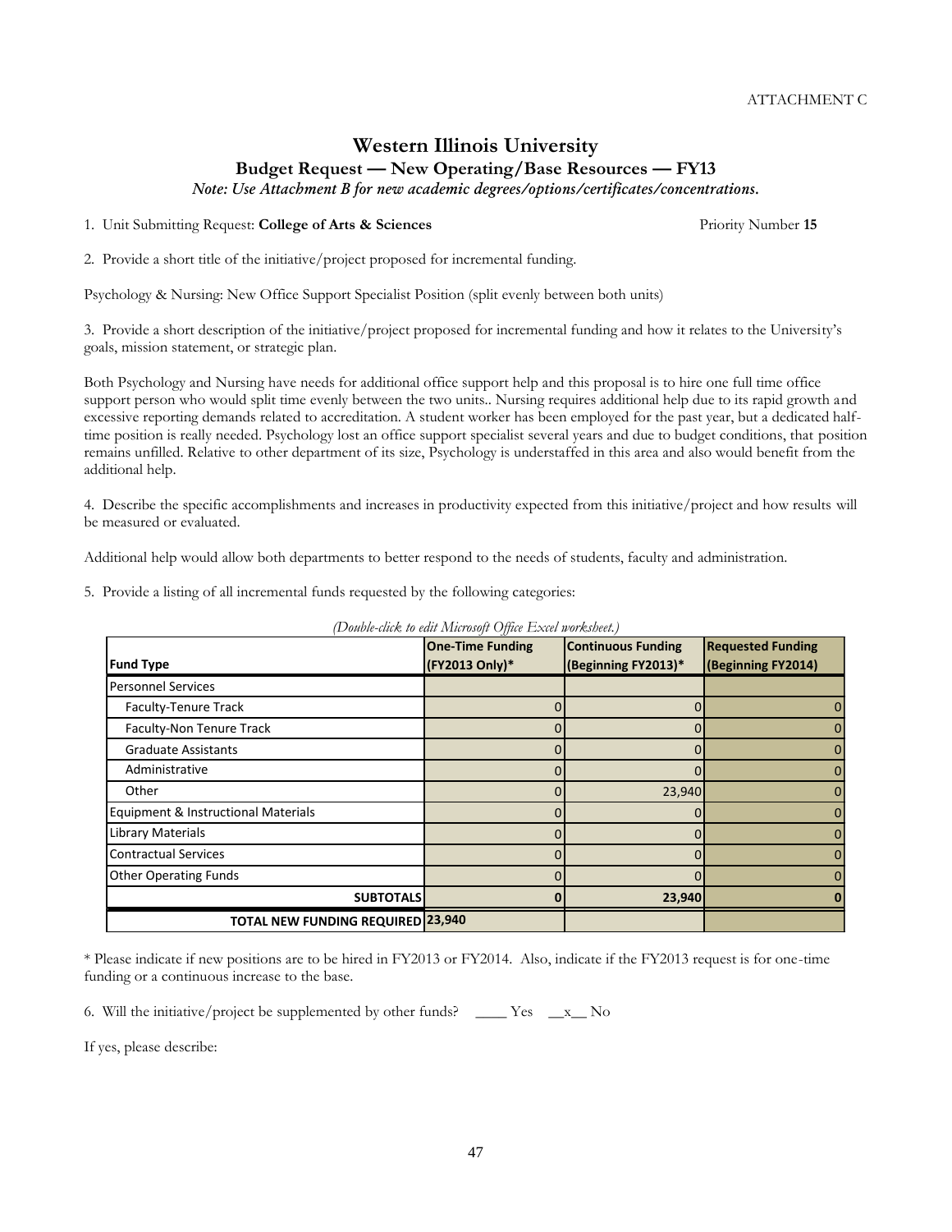ATTACHMENT C

# Western Illinois University

## Budget Request — New Operating/Base Resources — FY13

*Note: Use Attachment B for new academic degrees/options/certificates/concentrations.*

1. Unit Submitting Request: **College of Arts & Sciences** Priority Number **15**

2. Provide a short title of the initiative/project proposed for incremental funding.

Psychology & Nursing: New Office Support Specialist Position (split evenly between both units)

3. Provide a short description of the initiative/project proposed for incremental funding and how it relates to the University's goals, mission statement, or strategic plan.

Both Psychology and Nursing have needs for additional office support help and this proposal is to hire one full time office support person who would split time evenly between the two units.. Nursing requires additional help due to its rapid growth and excessive reporting demands related to accreditation. A student worker has been employed for the past year, but a dedicated half-time position is really needed. Psychology lost an office support specialist several years and due to budget conditions, that position remains unfilled. Relative to other department of its size, Psychology is understaffed in this area and also would benefit from the additional help.

4. Describe the specific accomplishments and increases in productivity expected from this initiative/project and how results will be measured or evaluated.

Additional help would allow both departments to better respond to the needs of students, faculty and administration.

5. Provide a listing of all incremental funds requested by the following categories:

*(Double-click to edit Microsoft Office Excel worksheet.)*

| Fund Type | One-Time Funding (FY2013 Only)* | Continuous Funding (Beginning FY2013)* | Requested Funding (Beginning FY2014) |
|---|---|---|---|
| Personnel Services | | | |
| Faculty-Tenure Track | 0 | 0 | 0 |
| Faculty-Non Tenure Track | 0 | 0 | 0 |
| Graduate Assistants | 0 | 0 | 0 |
| Administrative | 0 | 0 | 0 |
| Other | 0 | 23,940 | 0 |
| Equipment & Instructional Materials | 0 | 0 | 0 |
| Library Materials | 0 | 0 | 0 |
| Contractual Services | 0 | 0 | 0 |
| Other Operating Funds | 0 | 0 | 0 |
| **SUBTOTALS** | **0** | **23,940** | **0** |
| **TOTAL NEW FUNDING REQUIRED** | **23,940** | | |

\* Please indicate if new positions are to be hired in FY2013 or FY2014. Also, indicate if the FY2013 request is for one-time funding or a continuous increase to the base.

6. Will the initiative/project be supplemented by other funds? ____ Yes __x__ No

If yes, please describe: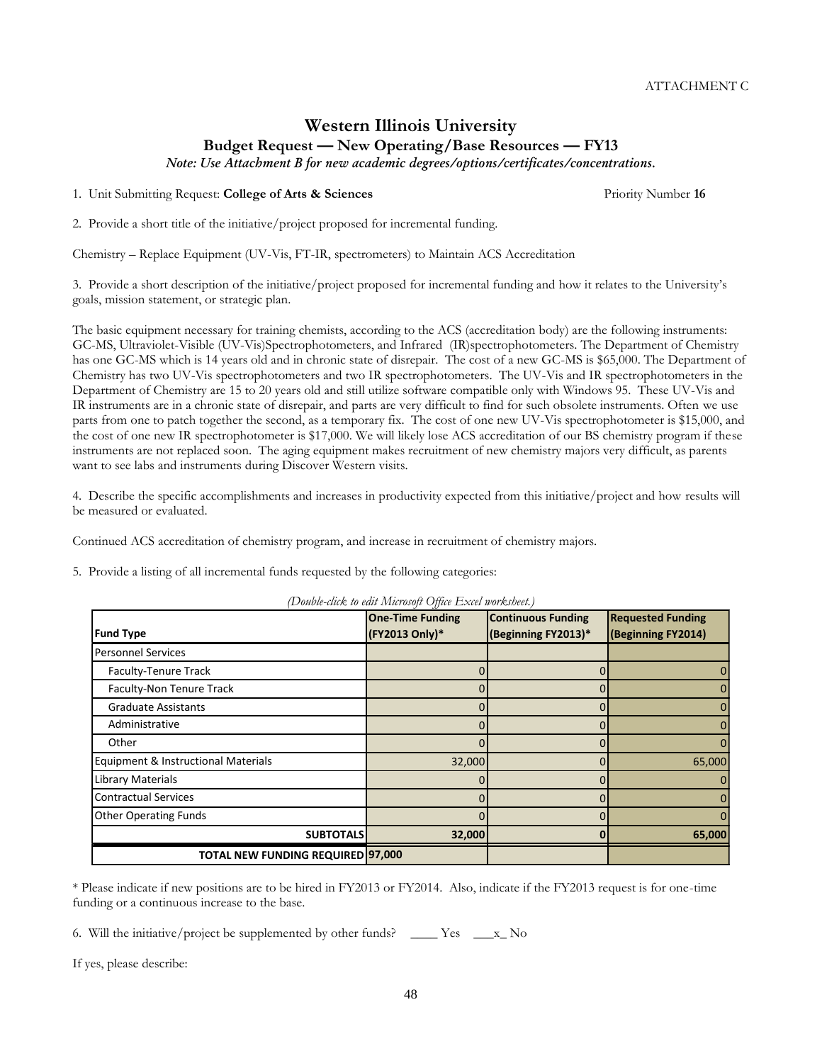ATTACHMENT C

# Western Illinois University

## Budget Request — New Operating/Base Resources — FY13

*Note: Use Attachment B for new academic degrees/options/certificates/concentrations.*

1. Unit Submitting Request: **College of Arts & Sciences** Priority Number **16**

2. Provide a short title of the initiative/project proposed for incremental funding.

Chemistry – Replace Equipment (UV-Vis, FT-IR, spectrometers) to Maintain ACS Accreditation

3. Provide a short description of the initiative/project proposed for incremental funding and how it relates to the University's goals, mission statement, or strategic plan.

The basic equipment necessary for training chemists, according to the ACS (accreditation body) are the following instruments: GC-MS, Ultraviolet-Visible (UV-Vis)Spectrophotometers, and Infrared (IR)spectrophotometers. The Department of Chemistry has one GC-MS which is 14 years old and in chronic state of disrepair. The cost of a new GC-MS is $65,000. The Department of Chemistry has two UV-Vis spectrophotometers and two IR spectrophotometers. The UV-Vis and IR spectrophotometers in the Department of Chemistry are 15 to 20 years old and still utilize software compatible only with Windows 95. These UV-Vis and IR instruments are in a chronic state of disrepair, and parts are very difficult to find for such obsolete instruments. Often we use parts from one to patch together the second, as a temporary fix. The cost of one new UV-Vis spectrophotometer is $15,000, and the cost of one new IR spectrophotometer is $17,000. We will likely lose ACS accreditation of our BS chemistry program if these instruments are not replaced soon. The aging equipment makes recruitment of new chemistry majors very difficult, as parents want to see labs and instruments during Discover Western visits.

4. Describe the specific accomplishments and increases in productivity expected from this initiative/project and how results will be measured or evaluated.

Continued ACS accreditation of chemistry program, and increase in recruitment of chemistry majors.

5. Provide a listing of all incremental funds requested by the following categories:

*(Double-click to edit Microsoft Office Excel worksheet.)*

| Fund Type | One-Time Funding (FY2013 Only)* | Continuous Funding (Beginning FY2013)* | Requested Funding (Beginning FY2014) |
|---|---|---|---|
| Personnel Services | | | |
| Faculty-Tenure Track | 0 | 0 | 0 |
| Faculty-Non Tenure Track | 0 | 0 | 0 |
| Graduate Assistants | 0 | 0 | 0 |
| Administrative | 0 | 0 | 0 |
| Other | 0 | 0 | 0 |
| Equipment & Instructional Materials | 32,000 | 0 | 65,000 |
| Library Materials | 0 | 0 | 0 |
| Contractual Services | 0 | 0 | 0 |
| Other Operating Funds | 0 | 0 | 0 |
| **SUBTOTALS** | **32,000** | **0** | **65,000** |
| **TOTAL NEW FUNDING REQUIRED** | **97,000** | | |

\* Please indicate if new positions are to be hired in FY2013 or FY2014. Also, indicate if the FY2013 request is for one-time funding or a continuous increase to the base.

6. Will the initiative/project be supplemented by other funds? \_\_\_\_ Yes \_\_\_x\_ No

If yes, please describe: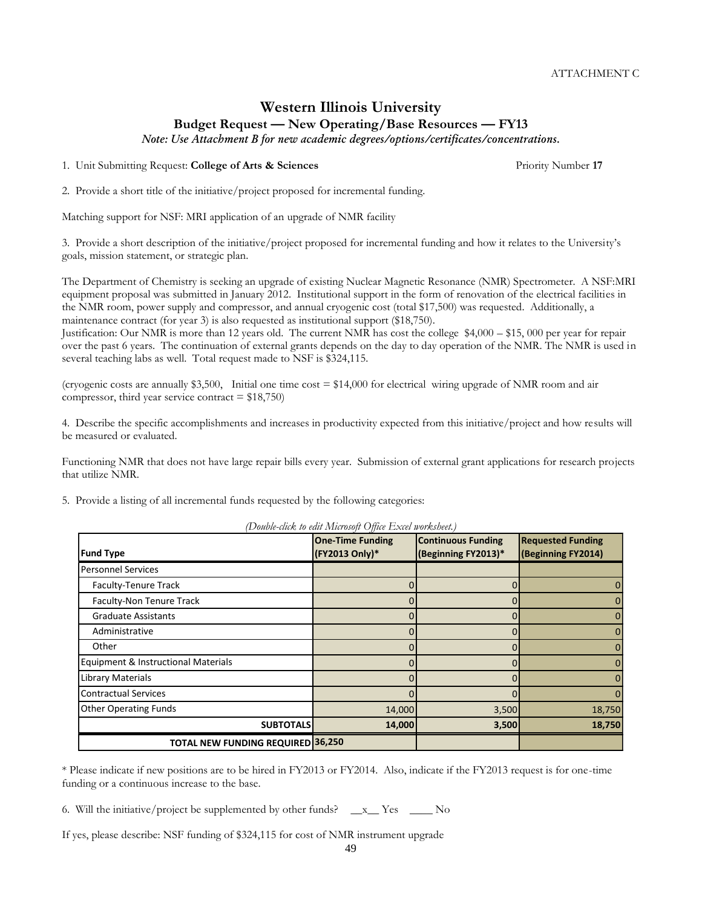ATTACHMENT C

# Western Illinois University

## Budget Request — New Operating/Base Resources — FY13

*Note: Use Attachment B for new academic degrees/options/certificates/concentrations.*

1. Unit Submitting Request: **College of Arts & Sciences** Priority Number **17**

2. Provide a short title of the initiative/project proposed for incremental funding.

Matching support for NSF: MRI application of an upgrade of NMR facility

3. Provide a short description of the initiative/project proposed for incremental funding and how it relates to the University's goals, mission statement, or strategic plan.

The Department of Chemistry is seeking an upgrade of existing Nuclear Magnetic Resonance (NMR) Spectrometer. A NSF:MRI equipment proposal was submitted in January 2012. Institutional support in the form of renovation of the electrical facilities in the NMR room, power supply and compressor, and annual cryogenic cost (total $17,500) was requested. Additionally, a maintenance contract (for year 3) is also requested as institutional support ($18,750).
Justification: Our NMR is more than 12 years old. The current NMR has cost the college $4,000 – $15, 000 per year for repair over the past 6 years. The continuation of external grants depends on the day to day operation of the NMR. The NMR is used in several teaching labs as well. Total request made to NSF is $324,115.

(cryogenic costs are annually $3,500, Initial one time cost = $14,000 for electrical wiring upgrade of NMR room and air compressor, third year service contract = $18,750)

4. Describe the specific accomplishments and increases in productivity expected from this initiative/project and how results will be measured or evaluated.

Functioning NMR that does not have large repair bills every year. Submission of external grant applications for research projects that utilize NMR.

5. Provide a listing of all incremental funds requested by the following categories:

*(Double-click to edit Microsoft Office Excel worksheet.)*

| Fund Type | One-Time Funding (FY2013 Only)* | Continuous Funding (Beginning FY2013)* | Requested Funding (Beginning FY2014) |
|---|---|---|---|
| Personnel Services | | | |
| Faculty-Tenure Track | 0 | 0 | 0 |
| Faculty-Non Tenure Track | 0 | 0 | 0 |
| Graduate Assistants | 0 | 0 | 0 |
| Administrative | 0 | 0 | 0 |
| Other | 0 | 0 | 0 |
| Equipment & Instructional Materials | 0 | 0 | 0 |
| Library Materials | 0 | 0 | 0 |
| Contractual Services | 0 | 0 | 0 |
| Other Operating Funds | 14,000 | 3,500 | 18,750 |
| **SUBTOTALS** | **14,000** | **3,500** | **18,750** |
| **TOTAL NEW FUNDING REQUIRED** | **36,250** | | |

\* Please indicate if new positions are to be hired in FY2013 or FY2014. Also, indicate if the FY2013 request is for one-time funding or a continuous increase to the base.

6. Will the initiative/project be supplemented by other funds? \_\_x\_\_ Yes \_\_\_\_ No

If yes, please describe: NSF funding of $324,115 for cost of NMR instrument upgrade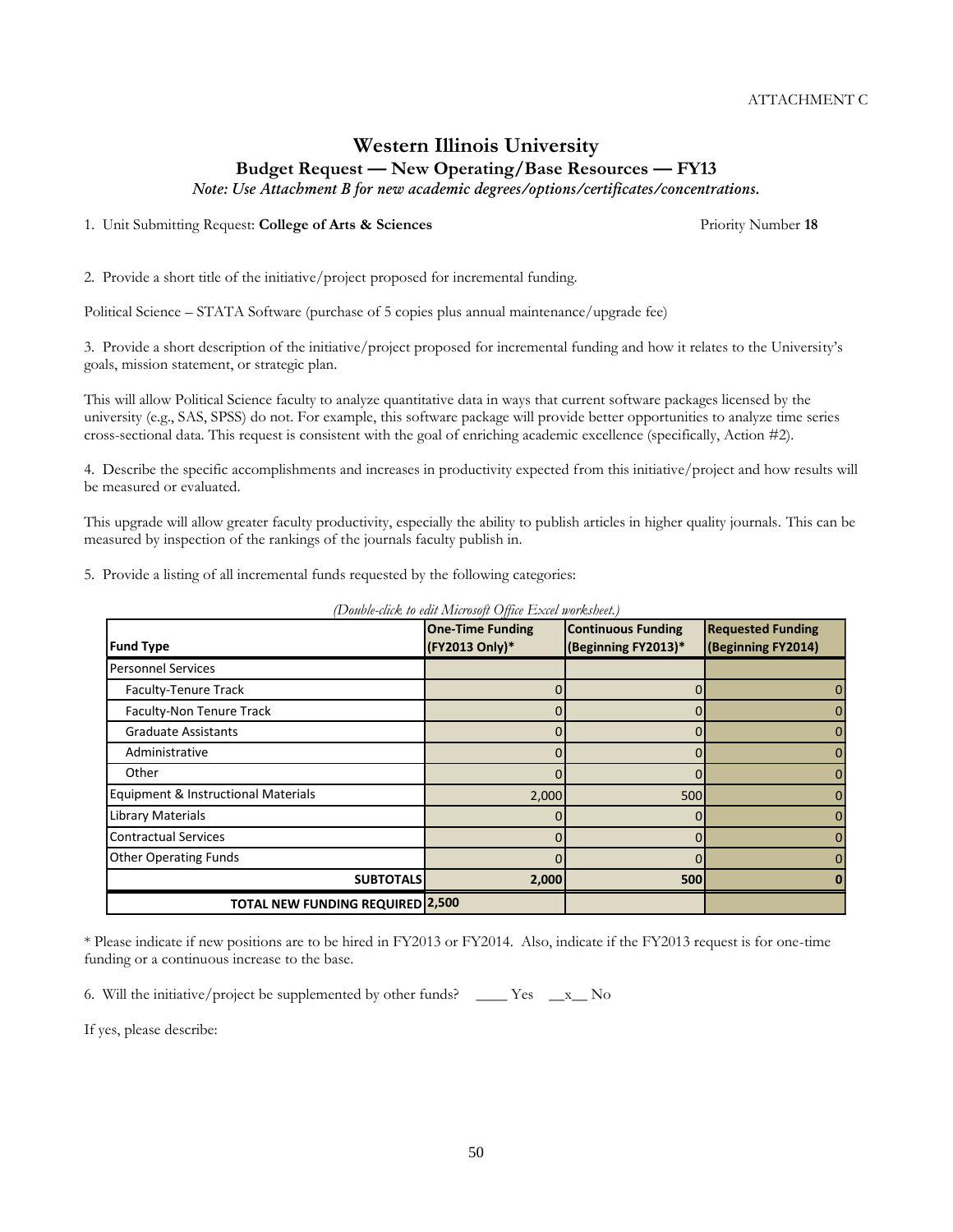ATTACHMENT C

# Western Illinois University

## Budget Request — New Operating/Base Resources — FY13

*Note: Use Attachment B for new academic degrees/options/certificates/concentrations.*

1. Unit Submitting Request: **College of Arts & Sciences** Priority Number **18**

2. Provide a short title of the initiative/project proposed for incremental funding.

Political Science – STATA Software (purchase of 5 copies plus annual maintenance/upgrade fee)

3. Provide a short description of the initiative/project proposed for incremental funding and how it relates to the University's goals, mission statement, or strategic plan.

This will allow Political Science faculty to analyze quantitative data in ways that current software packages licensed by the university (e.g., SAS, SPSS) do not. For example, this software package will provide better opportunities to analyze time series cross-sectional data. This request is consistent with the goal of enriching academic excellence (specifically, Action #2).

4. Describe the specific accomplishments and increases in productivity expected from this initiative/project and how results will be measured or evaluated.

This upgrade will allow greater faculty productivity, especially the ability to publish articles in higher quality journals. This can be measured by inspection of the rankings of the journals faculty publish in.

5. Provide a listing of all incremental funds requested by the following categories:

*(Double-click to edit Microsoft Office Excel worksheet.)*

| Fund Type | One-Time Funding (FY2013 Only)* | Continuous Funding (Beginning FY2013)* | Requested Funding (Beginning FY2014) |
|---|---|---|---|
| Personnel Services | | | |
| Faculty-Tenure Track | 0 | 0 | 0 |
| Faculty-Non Tenure Track | 0 | 0 | 0 |
| Graduate Assistants | 0 | 0 | 0 |
| Administrative | 0 | 0 | 0 |
| Other | 0 | 0 | 0 |
| Equipment & Instructional Materials | 2,000 | 500 | 0 |
| Library Materials | 0 | 0 | 0 |
| Contractual Services | 0 | 0 | 0 |
| Other Operating Funds | 0 | 0 | 0 |
| **SUBTOTALS** | **2,000** | **500** | **0** |
| **TOTAL NEW FUNDING REQUIRED** | **2,500** | | |

\* Please indicate if new positions are to be hired in FY2013 or FY2014. Also, indicate if the FY2013 request is for one-time funding or a continuous increase to the base.

6. Will the initiative/project be supplemented by other funds? ____ Yes __x__ No

If yes, please describe: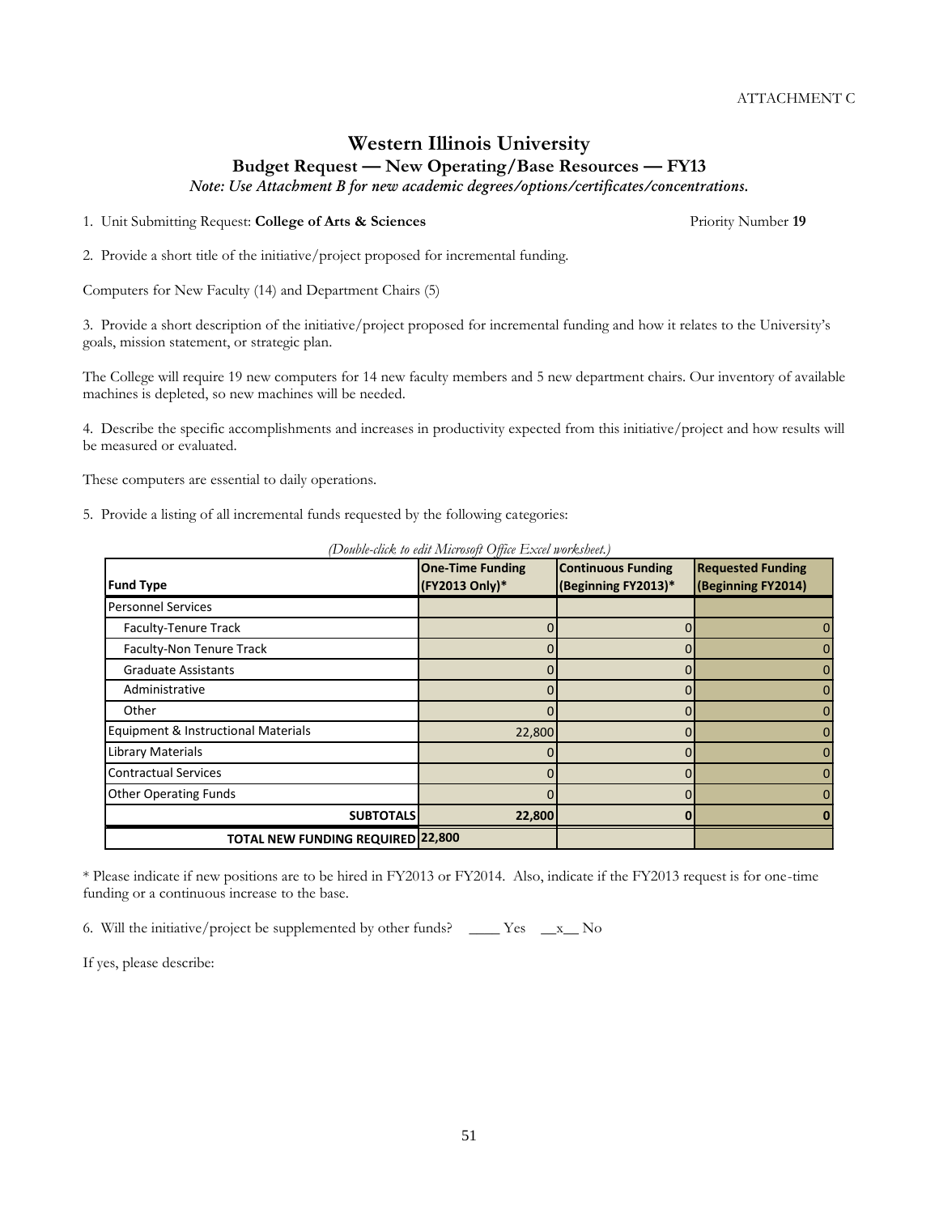ATTACHMENT C

# Western Illinois University

## Budget Request — New Operating/Base Resources — FY13

*Note: Use Attachment B for new academic degrees/options/certificates/concentrations.*

1. Unit Submitting Request: **College of Arts & Sciences** Priority Number **19**

2. Provide a short title of the initiative/project proposed for incremental funding.

Computers for New Faculty (14) and Department Chairs (5)

3. Provide a short description of the initiative/project proposed for incremental funding and how it relates to the University's goals, mission statement, or strategic plan.

The College will require 19 new computers for 14 new faculty members and 5 new department chairs. Our inventory of available machines is depleted, so new machines will be needed.

4. Describe the specific accomplishments and increases in productivity expected from this initiative/project and how results will be measured or evaluated.

These computers are essential to daily operations.

5. Provide a listing of all incremental funds requested by the following categories:

*(Double-click to edit Microsoft Office Excel worksheet.)*

| Fund Type | One-Time Funding (FY2013 Only)* | Continuous Funding (Beginning FY2013)* | Requested Funding (Beginning FY2014) |
|---|---|---|---|
| Personnel Services | | | |
| Faculty-Tenure Track | 0 | 0 | 0 |
| Faculty-Non Tenure Track | 0 | 0 | 0 |
| Graduate Assistants | 0 | 0 | 0 |
| Administrative | 0 | 0 | 0 |
| Other | 0 | 0 | 0 |
| Equipment & Instructional Materials | 22,800 | 0 | 0 |
| Library Materials | 0 | 0 | 0 |
| Contractual Services | 0 | 0 | 0 |
| Other Operating Funds | 0 | 0 | 0 |
| **SUBTOTALS** | **22,800** | **0** | **0** |
| **TOTAL NEW FUNDING REQUIRED** | **22,800** | | |

\* Please indicate if new positions are to be hired in FY2013 or FY2014. Also, indicate if the FY2013 request is for one-time funding or a continuous increase to the base.

6. Will the initiative/project be supplemented by other funds? ____ Yes __x__ No

If yes, please describe: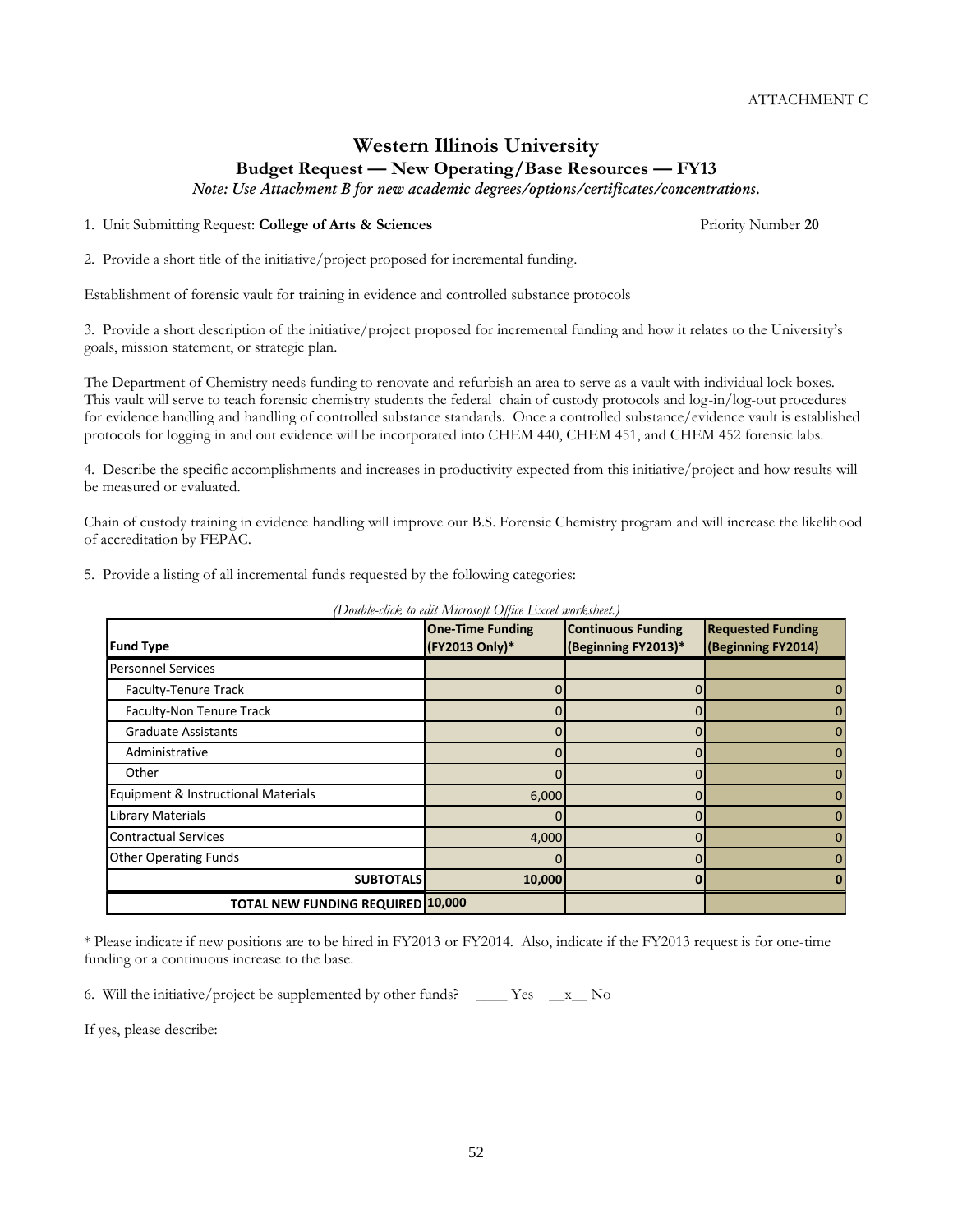ATTACHMENT C

# Western Illinois University

## Budget Request — New Operating/Base Resources — FY13

*Note: Use Attachment B for new academic degrees/options/certificates/concentrations.*

1. Unit Submitting Request: **College of Arts & Sciences** Priority Number **20**

2. Provide a short title of the initiative/project proposed for incremental funding.

Establishment of forensic vault for training in evidence and controlled substance protocols

3. Provide a short description of the initiative/project proposed for incremental funding and how it relates to the University's goals, mission statement, or strategic plan.

The Department of Chemistry needs funding to renovate and refurbish an area to serve as a vault with individual lock boxes. This vault will serve to teach forensic chemistry students the federal chain of custody protocols and log-in/log-out procedures for evidence handling and handling of controlled substance standards. Once a controlled substance/evidence vault is established protocols for logging in and out evidence will be incorporated into CHEM 440, CHEM 451, and CHEM 452 forensic labs.

4. Describe the specific accomplishments and increases in productivity expected from this initiative/project and how results will be measured or evaluated.

Chain of custody training in evidence handling will improve our B.S. Forensic Chemistry program and will increase the likelihood of accreditation by FEPAC.

5. Provide a listing of all incremental funds requested by the following categories:

*(Double-click to edit Microsoft Office Excel worksheet.)*

| Fund Type | One-Time Funding (FY2013 Only)* | Continuous Funding (Beginning FY2013)* | Requested Funding (Beginning FY2014) |
|---|---|---|---|
| Personnel Services | | | |
| Faculty-Tenure Track | 0 | 0 | 0 |
| Faculty-Non Tenure Track | 0 | 0 | 0 |
| Graduate Assistants | 0 | 0 | 0 |
| Administrative | 0 | 0 | 0 |
| Other | 0 | 0 | 0 |
| Equipment & Instructional Materials | 6,000 | 0 | 0 |
| Library Materials | 0 | 0 | 0 |
| Contractual Services | 4,000 | 0 | 0 |
| Other Operating Funds | 0 | 0 | 0 |
| **SUBTOTALS** | **10,000** | **0** | **0** |
| **TOTAL NEW FUNDING REQUIRED** | **10,000** | | |

* Please indicate if new positions are to be hired in FY2013 or FY2014. Also, indicate if the FY2013 request is for one-time funding or a continuous increase to the base.

6. Will the initiative/project be supplemented by other funds? ____ Yes __x__ No

If yes, please describe: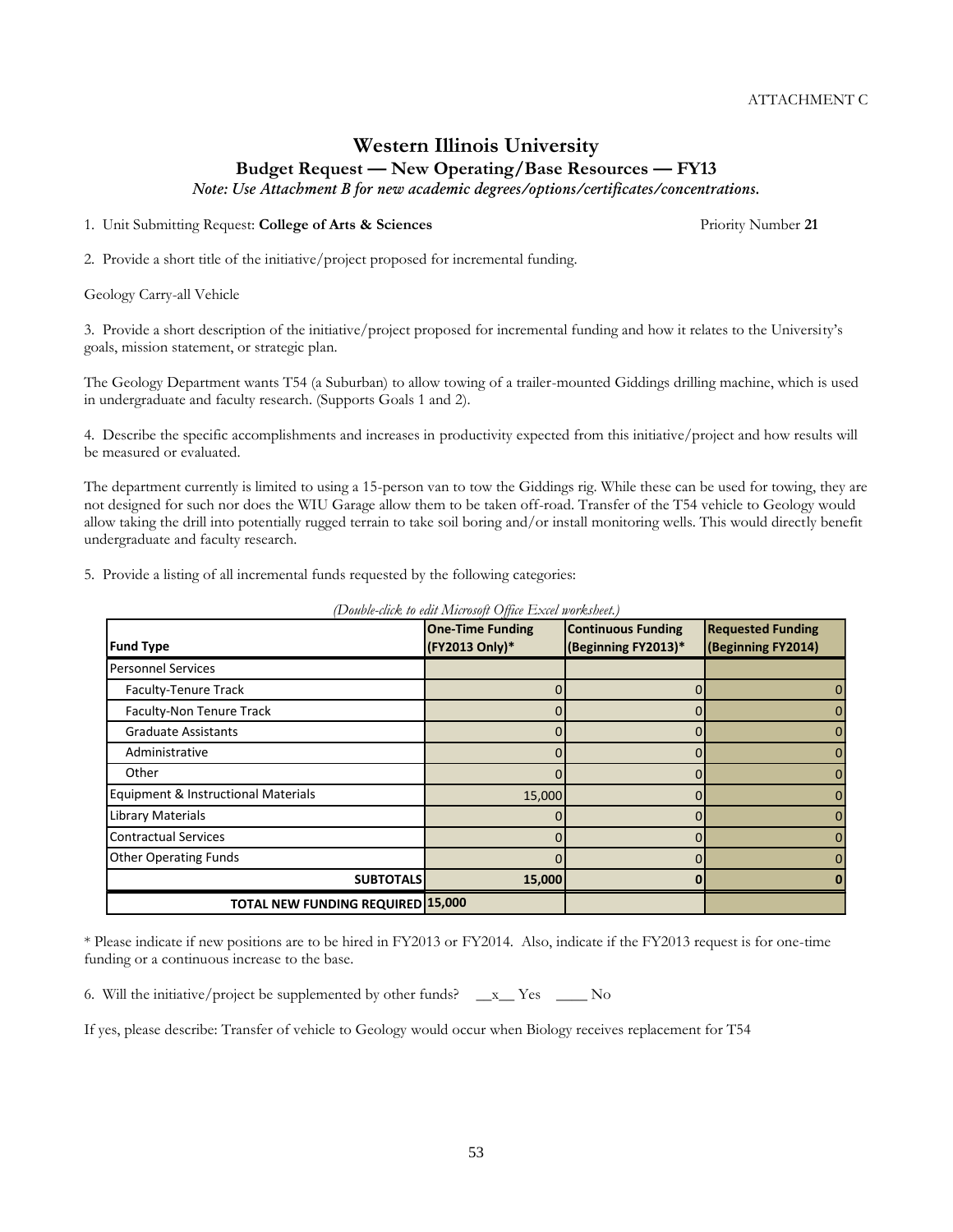ATTACHMENT C

# Western Illinois University

## Budget Request — New Operating/Base Resources — FY13

*Note: Use Attachment B for new academic degrees/options/certificates/concentrations.*

1. Unit Submitting Request: **College of Arts & Sciences** Priority Number **21**

2. Provide a short title of the initiative/project proposed for incremental funding.

Geology Carry-all Vehicle

3. Provide a short description of the initiative/project proposed for incremental funding and how it relates to the University's goals, mission statement, or strategic plan.

The Geology Department wants T54 (a Suburban) to allow towing of a trailer-mounted Giddings drilling machine, which is used in undergraduate and faculty research. (Supports Goals 1 and 2).

4. Describe the specific accomplishments and increases in productivity expected from this initiative/project and how results will be measured or evaluated.

The department currently is limited to using a 15-person van to tow the Giddings rig. While these can be used for towing, they are not designed for such nor does the WIU Garage allow them to be taken off-road. Transfer of the T54 vehicle to Geology would allow taking the drill into potentially rugged terrain to take soil boring and/or install monitoring wells. This would directly benefit undergraduate and faculty research.

5. Provide a listing of all incremental funds requested by the following categories:

*(Double-click to edit Microsoft Office Excel worksheet.)*

| Fund Type | One-Time Funding (FY2013 Only)* | Continuous Funding (Beginning FY2013)* | Requested Funding (Beginning FY2014) |
|---|---|---|---|
| Personnel Services | | | |
| Faculty-Tenure Track | 0 | 0 | 0 |
| Faculty-Non Tenure Track | 0 | 0 | 0 |
| Graduate Assistants | 0 | 0 | 0 |
| Administrative | 0 | 0 | 0 |
| Other | 0 | 0 | 0 |
| Equipment & Instructional Materials | 15,000 | 0 | 0 |
| Library Materials | 0 | 0 | 0 |
| Contractual Services | 0 | 0 | 0 |
| Other Operating Funds | 0 | 0 | 0 |
| **SUBTOTALS** | **15,000** | **0** | **0** |
| **TOTAL NEW FUNDING REQUIRED** | **15,000** | | |

\* Please indicate if new positions are to be hired in FY2013 or FY2014. Also, indicate if the FY2013 request is for one-time funding or a continuous increase to the base.

6. Will the initiative/project be supplemented by other funds? \_\_x\_\_ Yes \_\_\_\_ No

If yes, please describe: Transfer of vehicle to Geology would occur when Biology receives replacement for T54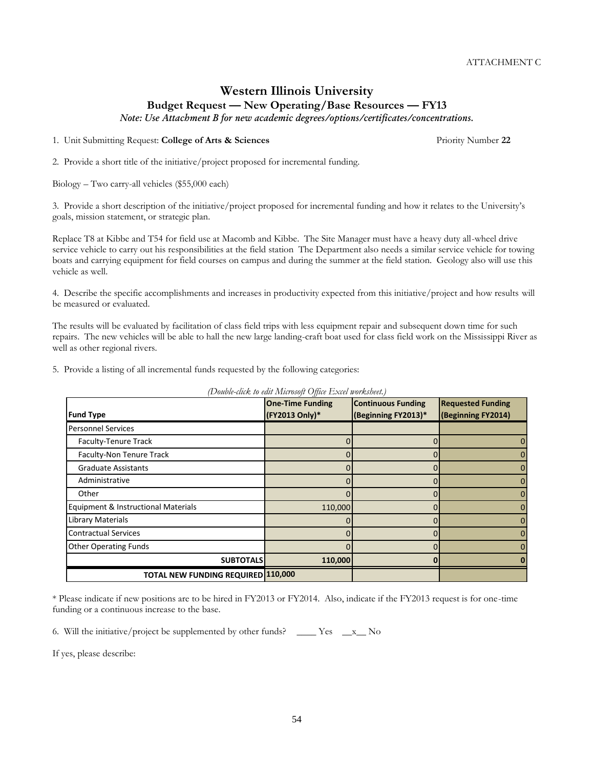ATTACHMENT C

# Western Illinois University

## Budget Request — New Operating/Base Resources — FY13

*Note: Use Attachment B for new academic degrees/options/certificates/concentrations.*

1. Unit Submitting Request: **College of Arts & Sciences** Priority Number **22**

2. Provide a short title of the initiative/project proposed for incremental funding.

Biology – Two carry-all vehicles ($55,000 each)

3. Provide a short description of the initiative/project proposed for incremental funding and how it relates to the University's goals, mission statement, or strategic plan.

Replace T8 at Kibbe and T54 for field use at Macomb and Kibbe. The Site Manager must have a heavy duty all-wheel drive service vehicle to carry out his responsibilities at the field station The Department also needs a similar service vehicle for towing boats and carrying equipment for field courses on campus and during the summer at the field station. Geology also will use this vehicle as well.

4. Describe the specific accomplishments and increases in productivity expected from this initiative/project and how results will be measured or evaluated.

The results will be evaluated by facilitation of class field trips with less equipment repair and subsequent down time for such repairs. The new vehicles will be able to hall the new large landing-craft boat used for class field work on the Mississippi River as well as other regional rivers.

5. Provide a listing of all incremental funds requested by the following categories:

*(Double-click to edit Microsoft Office Excel worksheet.)*

| Fund Type | One-Time Funding (FY2013 Only)* | Continuous Funding (Beginning FY2013)* | Requested Funding (Beginning FY2014) |
|---|---|---|---|
| Personnel Services | | | |
| Faculty-Tenure Track | 0 | 0 | 0 |
| Faculty-Non Tenure Track | 0 | 0 | 0 |
| Graduate Assistants | 0 | 0 | 0 |
| Administrative | 0 | 0 | 0 |
| Other | 0 | 0 | 0 |
| Equipment & Instructional Materials | 110,000 | 0 | 0 |
| Library Materials | 0 | 0 | 0 |
| Contractual Services | 0 | 0 | 0 |
| Other Operating Funds | 0 | 0 | 0 |
| **SUBTOTALS** | **110,000** | **0** | **0** |
| **TOTAL NEW FUNDING REQUIRED** | **110,000** | | |

\* Please indicate if new positions are to be hired in FY2013 or FY2014. Also, indicate if the FY2013 request is for one-time funding or a continuous increase to the base.

6. Will the initiative/project be supplemented by other funds? \_\_\_\_ Yes \_\_x\_\_ No

If yes, please describe: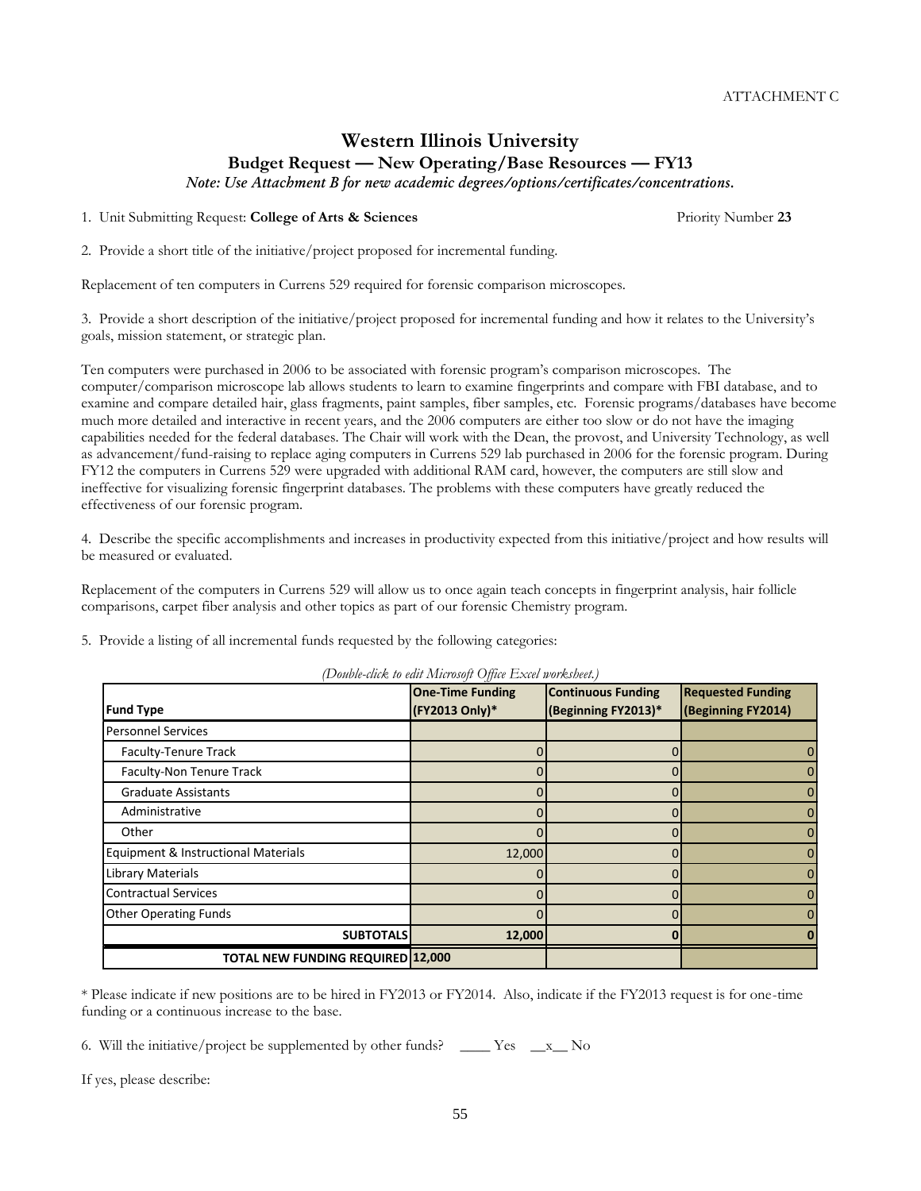ATTACHMENT C

# Western Illinois University

## Budget Request — New Operating/Base Resources — FY13

*Note: Use Attachment B for new academic degrees/options/certificates/concentrations.*

1. Unit Submitting Request: **College of Arts & Sciences** Priority Number **23**

2. Provide a short title of the initiative/project proposed for incremental funding.

Replacement of ten computers in Currens 529 required for forensic comparison microscopes.

3. Provide a short description of the initiative/project proposed for incremental funding and how it relates to the University's goals, mission statement, or strategic plan.

Ten computers were purchased in 2006 to be associated with forensic program's comparison microscopes. The computer/comparison microscope lab allows students to learn to examine fingerprints and compare with FBI database, and to examine and compare detailed hair, glass fragments, paint samples, fiber samples, etc. Forensic programs/databases have become much more detailed and interactive in recent years, and the 2006 computers are either too slow or do not have the imaging capabilities needed for the federal databases. The Chair will work with the Dean, the provost, and University Technology, as well as advancement/fund-raising to replace aging computers in Currens 529 lab purchased in 2006 for the forensic program. During FY12 the computers in Currens 529 were upgraded with additional RAM card, however, the computers are still slow and ineffective for visualizing forensic fingerprint databases. The problems with these computers have greatly reduced the effectiveness of our forensic program.

4. Describe the specific accomplishments and increases in productivity expected from this initiative/project and how results will be measured or evaluated.

Replacement of the computers in Currens 529 will allow us to once again teach concepts in fingerprint analysis, hair follicle comparisons, carpet fiber analysis and other topics as part of our forensic Chemistry program.

5. Provide a listing of all incremental funds requested by the following categories:

*(Double-click to edit Microsoft Office Excel worksheet.)*

| Fund Type | One-Time Funding (FY2013 Only)* | Continuous Funding (Beginning FY2013)* | Requested Funding (Beginning FY2014) |
|---|---|---|---|
| Personnel Services | | | |
| Faculty-Tenure Track | 0 | 0 | 0 |
| Faculty-Non Tenure Track | 0 | 0 | 0 |
| Graduate Assistants | 0 | 0 | 0 |
| Administrative | 0 | 0 | 0 |
| Other | 0 | 0 | 0 |
| Equipment & Instructional Materials | 12,000 | 0 | 0 |
| Library Materials | 0 | 0 | 0 |
| Contractual Services | 0 | 0 | 0 |
| Other Operating Funds | 0 | 0 | 0 |
| **SUBTOTALS** | **12,000** | **0** | **0** |
| **TOTAL NEW FUNDING REQUIRED** | **12,000** | | |

\* Please indicate if new positions are to be hired in FY2013 or FY2014. Also, indicate if the FY2013 request is for one-time funding or a continuous increase to the base.

6. Will the initiative/project be supplemented by other funds? ____ Yes __x__ No

If yes, please describe: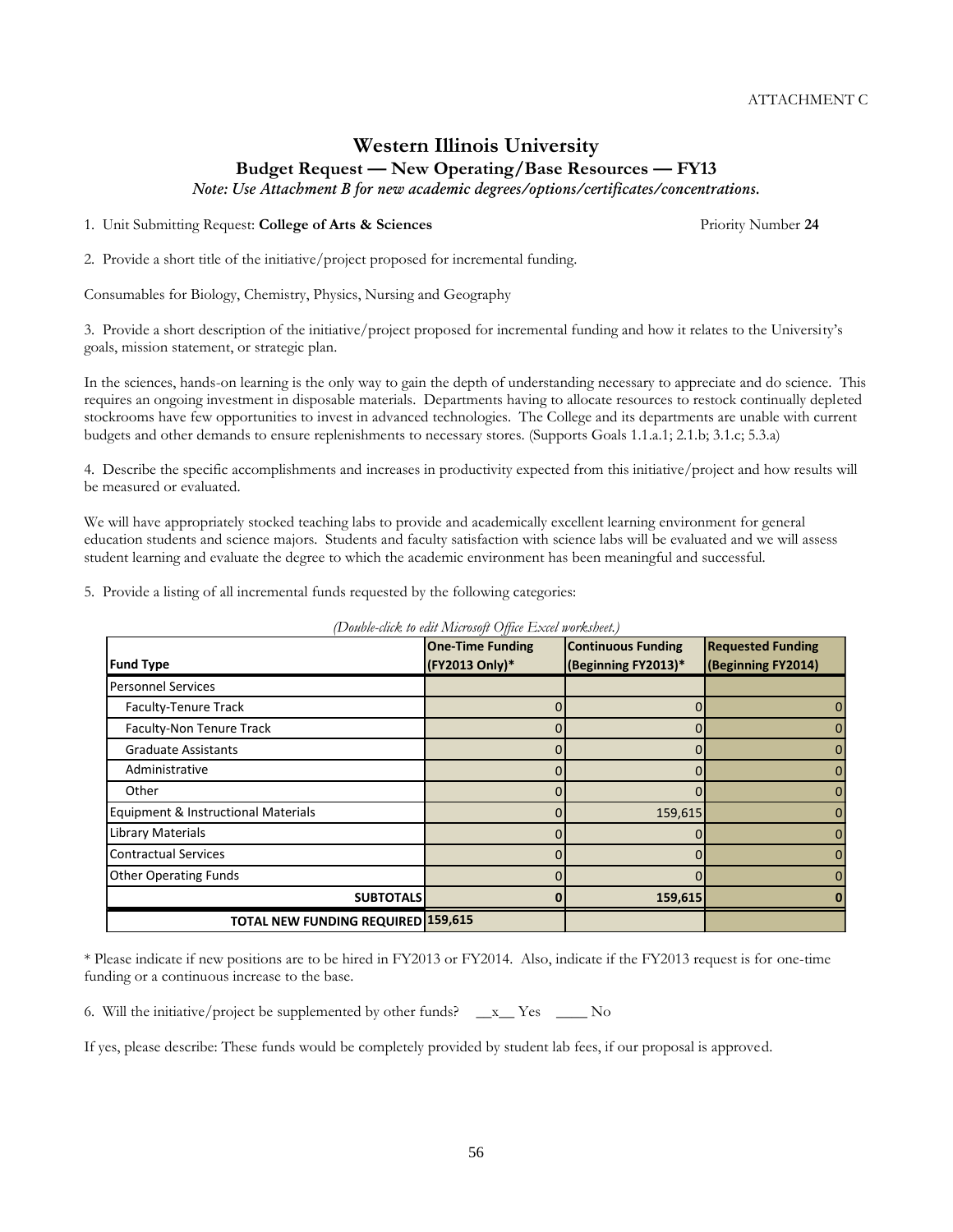ATTACHMENT C

# Western Illinois University

## Budget Request — New Operating/Base Resources — FY13

*Note: Use Attachment B for new academic degrees/options/certificates/concentrations.*

1. Unit Submitting Request: **College of Arts & Sciences** Priority Number **24**

2. Provide a short title of the initiative/project proposed for incremental funding.

Consumables for Biology, Chemistry, Physics, Nursing and Geography

3. Provide a short description of the initiative/project proposed for incremental funding and how it relates to the University's goals, mission statement, or strategic plan.

In the sciences, hands-on learning is the only way to gain the depth of understanding necessary to appreciate and do science. This requires an ongoing investment in disposable materials. Departments having to allocate resources to restock continually depleted stockrooms have few opportunities to invest in advanced technologies. The College and its departments are unable with current budgets and other demands to ensure replenishments to necessary stores. (Supports Goals 1.1.a.1; 2.1.b; 3.1.c; 5.3.a)

4. Describe the specific accomplishments and increases in productivity expected from this initiative/project and how results will be measured or evaluated.

We will have appropriately stocked teaching labs to provide and academically excellent learning environment for general education students and science majors. Students and faculty satisfaction with science labs will be evaluated and we will assess student learning and evaluate the degree to which the academic environment has been meaningful and successful.

5. Provide a listing of all incremental funds requested by the following categories:

*(Double-click to edit Microsoft Office Excel worksheet.)*

| Fund Type | One-Time Funding (FY2013 Only)* | Continuous Funding (Beginning FY2013)* | Requested Funding (Beginning FY2014) |
|---|---|---|---|
| Personnel Services | | | |
| Faculty-Tenure Track | 0 | 0 | 0 |
| Faculty-Non Tenure Track | 0 | 0 | 0 |
| Graduate Assistants | 0 | 0 | 0 |
| Administrative | 0 | 0 | 0 |
| Other | 0 | 0 | 0 |
| Equipment & Instructional Materials | 0 | 159,615 | 0 |
| Library Materials | 0 | 0 | 0 |
| Contractual Services | 0 | 0 | 0 |
| Other Operating Funds | 0 | 0 | 0 |
| **SUBTOTALS** | **0** | **159,615** | **0** |
| **TOTAL NEW FUNDING REQUIRED** | **159,615** | | |

\* Please indicate if new positions are to be hired in FY2013 or FY2014. Also, indicate if the FY2013 request is for one-time funding or a continuous increase to the base.

6. Will the initiative/project be supplemented by other funds? \_\_x\_\_ Yes \_\_\_\_ No

If yes, please describe: These funds would be completely provided by student lab fees, if our proposal is approved.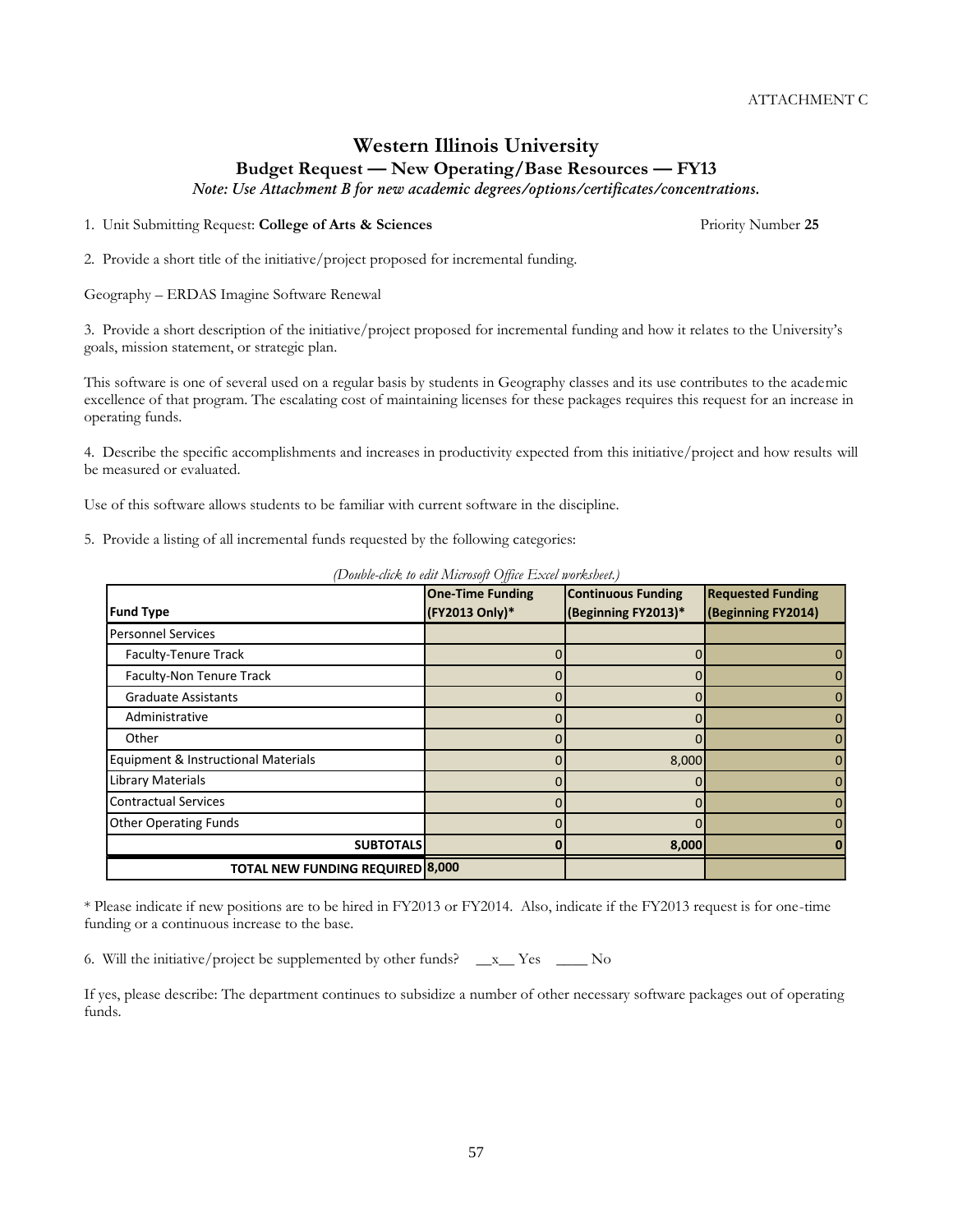ATTACHMENT C

# Western Illinois University

## Budget Request — New Operating/Base Resources — FY13

*Note: Use Attachment B for new academic degrees/options/certificates/concentrations.*

1. Unit Submitting Request: **College of Arts & Sciences** Priority Number **25**

2. Provide a short title of the initiative/project proposed for incremental funding.

Geography – ERDAS Imagine Software Renewal

3. Provide a short description of the initiative/project proposed for incremental funding and how it relates to the University's goals, mission statement, or strategic plan.

This software is one of several used on a regular basis by students in Geography classes and its use contributes to the academic excellence of that program. The escalating cost of maintaining licenses for these packages requires this request for an increase in operating funds.

4. Describe the specific accomplishments and increases in productivity expected from this initiative/project and how results will be measured or evaluated.

Use of this software allows students to be familiar with current software in the discipline.

5. Provide a listing of all incremental funds requested by the following categories:

*(Double-click to edit Microsoft Office Excel worksheet.)*

| Fund Type | One-Time Funding (FY2013 Only)* | Continuous Funding (Beginning FY2013)* | Requested Funding (Beginning FY2014) |
|---|---|---|---|
| Personnel Services | | | |
| Faculty-Tenure Track | 0 | 0 | 0 |
| Faculty-Non Tenure Track | 0 | 0 | 0 |
| Graduate Assistants | 0 | 0 | 0 |
| Administrative | 0 | 0 | 0 |
| Other | 0 | 0 | 0 |
| Equipment & Instructional Materials | 0 | 8,000 | 0 |
| Library Materials | 0 | 0 | 0 |
| Contractual Services | 0 | 0 | 0 |
| Other Operating Funds | 0 | 0 | 0 |
| **SUBTOTALS** | **0** | **8,000** | **0** |
| **TOTAL NEW FUNDING REQUIRED** | **8,000** | | |

\* Please indicate if new positions are to be hired in FY2013 or FY2014. Also, indicate if the FY2013 request is for one-time funding or a continuous increase to the base.

6. Will the initiative/project be supplemented by other funds? __x__ Yes ____ No

If yes, please describe: The department continues to subsidize a number of other necessary software packages out of operating funds.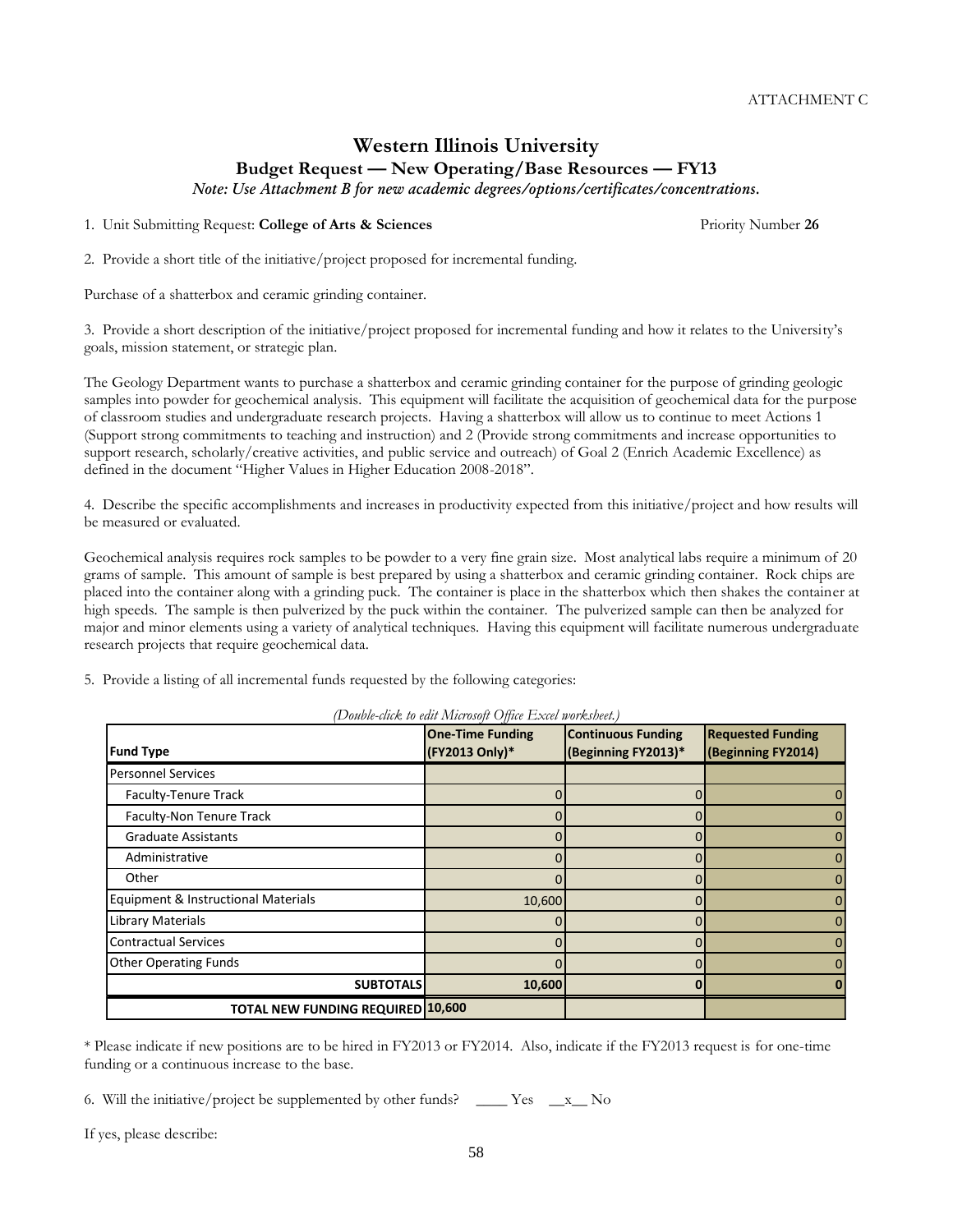ATTACHMENT C

# Western Illinois University

## Budget Request — New Operating/Base Resources — FY13

*Note: Use Attachment B for new academic degrees/options/certificates/concentrations.*

1. Unit Submitting Request: **College of Arts & Sciences** Priority Number **26**

2. Provide a short title of the initiative/project proposed for incremental funding.

Purchase of a shatterbox and ceramic grinding container.

3. Provide a short description of the initiative/project proposed for incremental funding and how it relates to the University's goals, mission statement, or strategic plan.

The Geology Department wants to purchase a shatterbox and ceramic grinding container for the purpose of grinding geologic samples into powder for geochemical analysis. This equipment will facilitate the acquisition of geochemical data for the purpose of classroom studies and undergraduate research projects. Having a shatterbox will allow us to continue to meet Actions 1 (Support strong commitments to teaching and instruction) and 2 (Provide strong commitments and increase opportunities to support research, scholarly/creative activities, and public service and outreach) of Goal 2 (Enrich Academic Excellence) as defined in the document "Higher Values in Higher Education 2008-2018".

4. Describe the specific accomplishments and increases in productivity expected from this initiative/project and how results will be measured or evaluated.

Geochemical analysis requires rock samples to be powder to a very fine grain size. Most analytical labs require a minimum of 20 grams of sample. This amount of sample is best prepared by using a shatterbox and ceramic grinding container. Rock chips are placed into the container along with a grinding puck. The container is place in the shatterbox which then shakes the container at high speeds. The sample is then pulverized by the puck within the container. The pulverized sample can then be analyzed for major and minor elements using a variety of analytical techniques. Having this equipment will facilitate numerous undergraduate research projects that require geochemical data.

5. Provide a listing of all incremental funds requested by the following categories:

*(Double-click to edit Microsoft Office Excel worksheet.)*

| Fund Type | One-Time Funding (FY2013 Only)* | Continuous Funding (Beginning FY2013)* | Requested Funding (Beginning FY2014) |
|---|---|---|---|
| Personnel Services | | | |
| Faculty-Tenure Track | 0 | 0 | 0 |
| Faculty-Non Tenure Track | 0 | 0 | 0 |
| Graduate Assistants | 0 | 0 | 0 |
| Administrative | 0 | 0 | 0 |
| Other | 0 | 0 | 0 |
| Equipment & Instructional Materials | 10,600 | 0 | 0 |
| Library Materials | 0 | 0 | 0 |
| Contractual Services | 0 | 0 | 0 |
| Other Operating Funds | 0 | 0 | 0 |
| **SUBTOTALS** | **10,600** | **0** | **0** |
| **TOTAL NEW FUNDING REQUIRED** | **10,600** | | |

\* Please indicate if new positions are to be hired in FY2013 or FY2014. Also, indicate if the FY2013 request is for one-time funding or a continuous increase to the base.

6. Will the initiative/project be supplemented by other funds? ____ Yes __x__ No

If yes, please describe: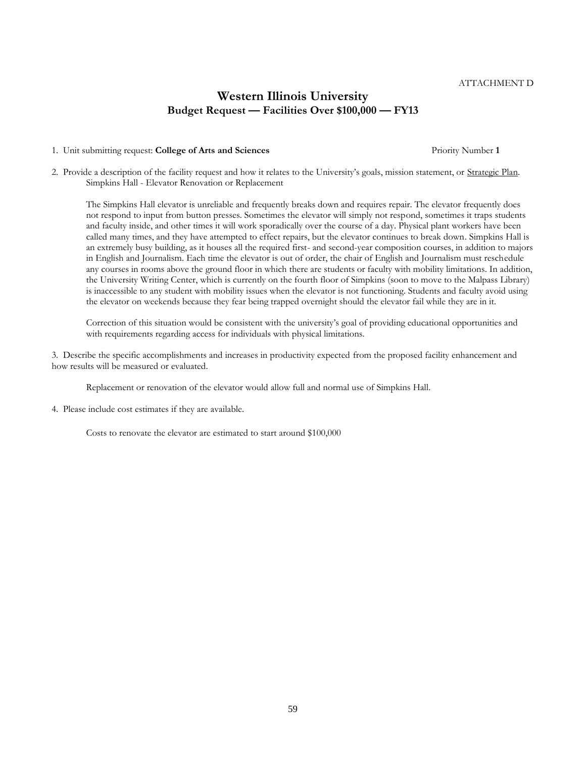ATTACHMENT D

# Western Illinois University
## Budget Request — Facilities Over $100,000 — FY13

1. Unit submitting request: **College of Arts and Sciences** Priority Number **1**

2. Provide a description of the facility request and how it relates to the University's goals, mission statement, or Strategic Plan.
   Simpkins Hall - Elevator Renovation or Replacement

   The Simpkins Hall elevator is unreliable and frequently breaks down and requires repair. The elevator frequently does not respond to input from button presses. Sometimes the elevator will simply not respond, sometimes it traps students and faculty inside, and other times it will work sporadically over the course of a day. Physical plant workers have been called many times, and they have attempted to effect repairs, but the elevator continues to break down. Simpkins Hall is an extremely busy building, as it houses all the required first- and second-year composition courses, in addition to majors in English and Journalism. Each time the elevator is out of order, the chair of English and Journalism must reschedule any courses in rooms above the ground floor in which there are students or faculty with mobility limitations. In addition, the University Writing Center, which is currently on the fourth floor of Simpkins (soon to move to the Malpass Library) is inaccessible to any student with mobility issues when the elevator is not functioning. Students and faculty avoid using the elevator on weekends because they fear being trapped overnight should the elevator fail while they are in it.

   Correction of this situation would be consistent with the university's goal of providing educational opportunities and with requirements regarding access for individuals with physical limitations.

3. Describe the specific accomplishments and increases in productivity expected from the proposed facility enhancement and how results will be measured or evaluated.

   Replacement or renovation of the elevator would allow full and normal use of Simpkins Hall.

4. Please include cost estimates if they are available.

   Costs to renovate the elevator are estimated to start around $100,000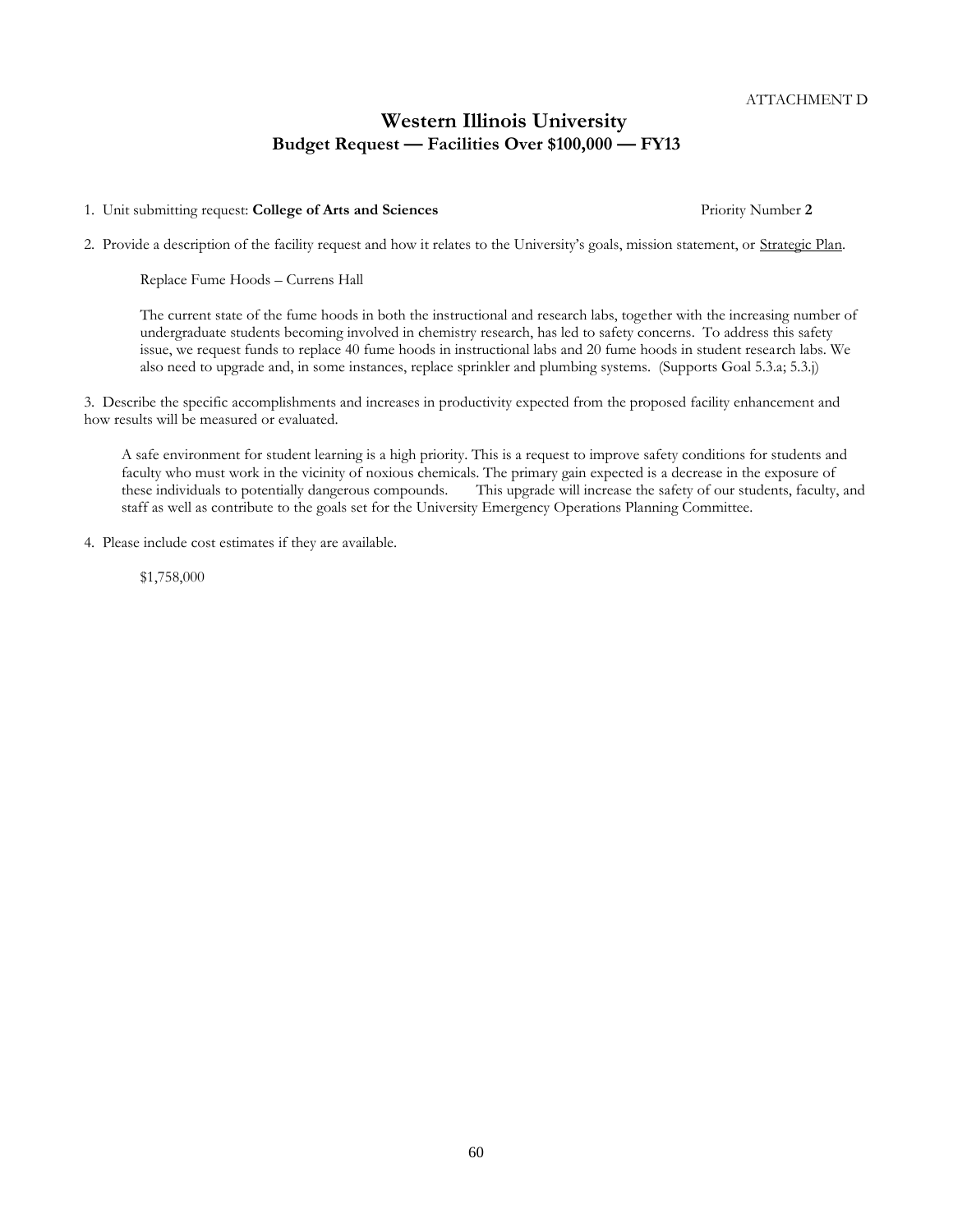ATTACHMENT D

# Western Illinois University
## Budget Request — Facilities Over $100,000 — FY13

1. Unit submitting request: **College of Arts and Sciences** Priority Number **2**

2. Provide a description of the facility request and how it relates to the University's goals, mission statement, or Strategic Plan.

   Replace Fume Hoods – Currens Hall

   The current state of the fume hoods in both the instructional and research labs, together with the increasing number of undergraduate students becoming involved in chemistry research, has led to safety concerns. To address this safety issue, we request funds to replace 40 fume hoods in instructional labs and 20 fume hoods in student research labs. We also need to upgrade and, in some instances, replace sprinkler and plumbing systems. (Supports Goal 5.3.a; 5.3.j)

3. Describe the specific accomplishments and increases in productivity expected from the proposed facility enhancement and how results will be measured or evaluated.

   A safe environment for student learning is a high priority. This is a request to improve safety conditions for students and faculty who must work in the vicinity of noxious chemicals. The primary gain expected is a decrease in the exposure of these individuals to potentially dangerous compounds. This upgrade will increase the safety of our students, faculty, and staff as well as contribute to the goals set for the University Emergency Operations Planning Committee.

4. Please include cost estimates if they are available.

   $1,758,000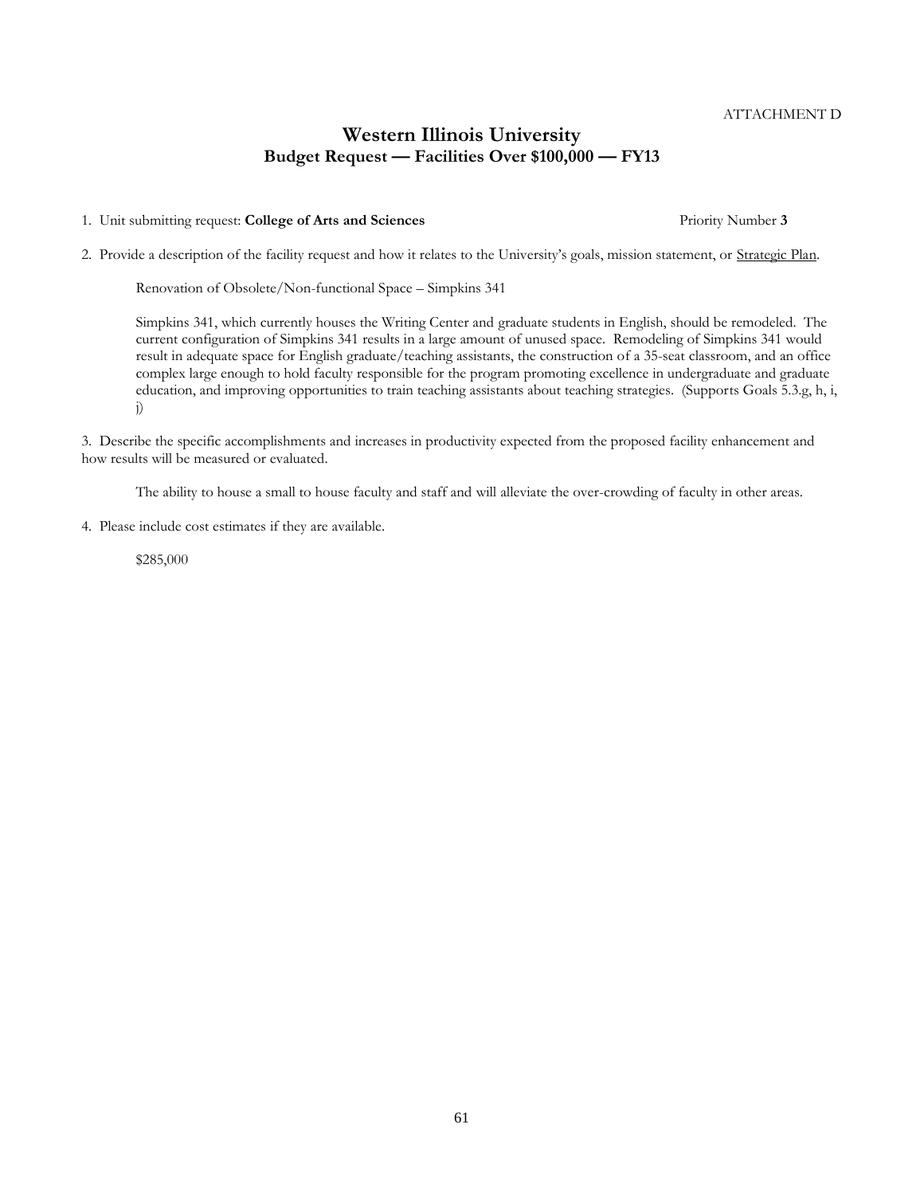ATTACHMENT D

# Western Illinois University

## Budget Request — Facilities Over $100,000 — FY13

1. Unit submitting request: **College of Arts and Sciences** Priority Number **3**

2. Provide a description of the facility request and how it relates to the University's goals, mission statement, or Strategic Plan.

   Renovation of Obsolete/Non-functional Space – Simpkins 341

   Simpkins 341, which currently houses the Writing Center and graduate students in English, should be remodeled. The current configuration of Simpkins 341 results in a large amount of unused space. Remodeling of Simpkins 341 would result in adequate space for English graduate/teaching assistants, the construction of a 35-seat classroom, and an office complex large enough to hold faculty responsible for the program promoting excellence in undergraduate and graduate education, and improving opportunities to train teaching assistants about teaching strategies. (Supports Goals 5.3.g, h, i, j)

3. Describe the specific accomplishments and increases in productivity expected from the proposed facility enhancement and how results will be measured or evaluated.

   The ability to house a small to house faculty and staff and will alleviate the over-crowding of faculty in other areas.

4. Please include cost estimates if they are available.

   $285,000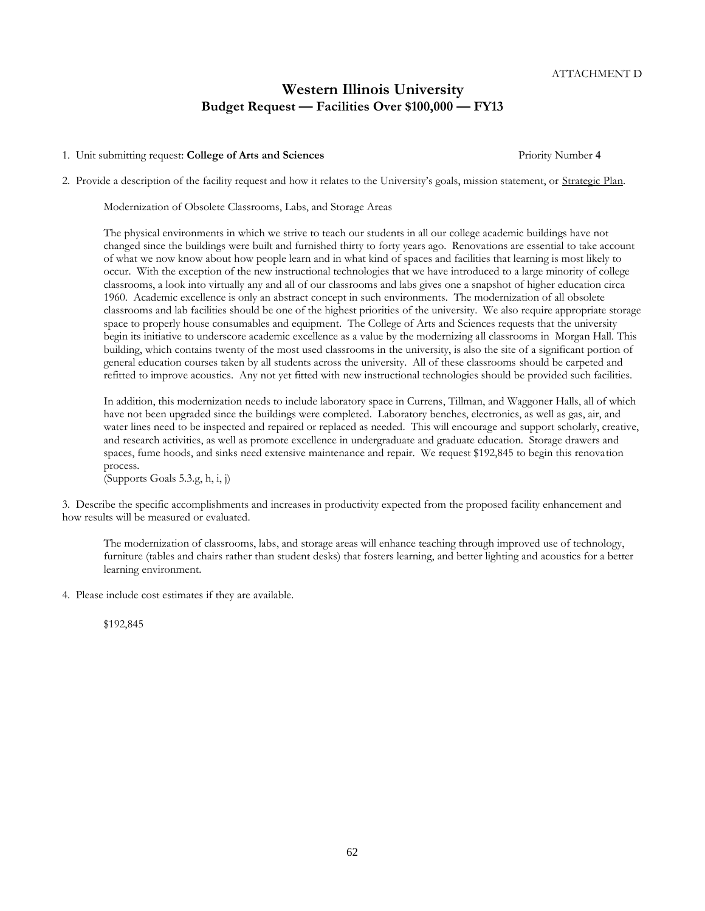ATTACHMENT D

# Western Illinois University
## Budget Request — Facilities Over $100,000 — FY13

1. Unit submitting request: **College of Arts and Sciences** Priority Number **4**

2. Provide a description of the facility request and how it relates to the University's goals, mission statement, or Strategic Plan.

   Modernization of Obsolete Classrooms, Labs, and Storage Areas

   The physical environments in which we strive to teach our students in all our college academic buildings have not changed since the buildings were built and furnished thirty to forty years ago. Renovations are essential to take account of what we now know about how people learn and in what kind of spaces and facilities that learning is most likely to occur. With the exception of the new instructional technologies that we have introduced to a large minority of college classrooms, a look into virtually any and all of our classrooms and labs gives one a snapshot of higher education circa 1960. Academic excellence is only an abstract concept in such environments. The modernization of all obsolete classrooms and lab facilities should be one of the highest priorities of the university. We also require appropriate storage space to properly house consumables and equipment. The College of Arts and Sciences requests that the university begin its initiative to underscore academic excellence as a value by the modernizing all classrooms in Morgan Hall. This building, which contains twenty of the most used classrooms in the university, is also the site of a significant portion of general education courses taken by all students across the university. All of these classrooms should be carpeted and refitted to improve acoustics. Any not yet fitted with new instructional technologies should be provided such facilities.

   In addition, this modernization needs to include laboratory space in Currens, Tillman, and Waggoner Halls, all of which have not been upgraded since the buildings were completed. Laboratory benches, electronics, as well as gas, air, and water lines need to be inspected and repaired or replaced as needed. This will encourage and support scholarly, creative, and research activities, as well as promote excellence in undergraduate and graduate education. Storage drawers and spaces, fume hoods, and sinks need extensive maintenance and repair. We request $192,845 to begin this renovation process.
   (Supports Goals 5.3.g, h, i, j)

3. Describe the specific accomplishments and increases in productivity expected from the proposed facility enhancement and how results will be measured or evaluated.

   The modernization of classrooms, labs, and storage areas will enhance teaching through improved use of technology, furniture (tables and chairs rather than student desks) that fosters learning, and better lighting and acoustics for a better learning environment.

4. Please include cost estimates if they are available.

   $192,845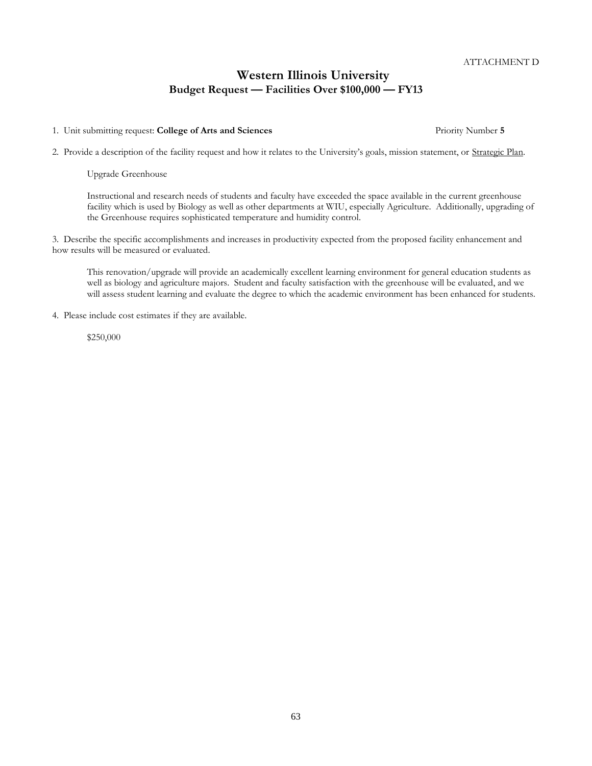ATTACHMENT D

# Western Illinois University
## Budget Request — Facilities Over $100,000 — FY13

1. Unit submitting request: **College of Arts and Sciences** Priority Number **5**

2. Provide a description of the facility request and how it relates to the University's goals, mission statement, or Strategic Plan.

   Upgrade Greenhouse

   Instructional and research needs of students and faculty have exceeded the space available in the current greenhouse facility which is used by Biology as well as other departments at WIU, especially Agriculture. Additionally, upgrading of the Greenhouse requires sophisticated temperature and humidity control.

3. Describe the specific accomplishments and increases in productivity expected from the proposed facility enhancement and how results will be measured or evaluated.

   This renovation/upgrade will provide an academically excellent learning environment for general education students as well as biology and agriculture majors. Student and faculty satisfaction with the greenhouse will be evaluated, and we will assess student learning and evaluate the degree to which the academic environment has been enhanced for students.

4. Please include cost estimates if they are available.

   $250,000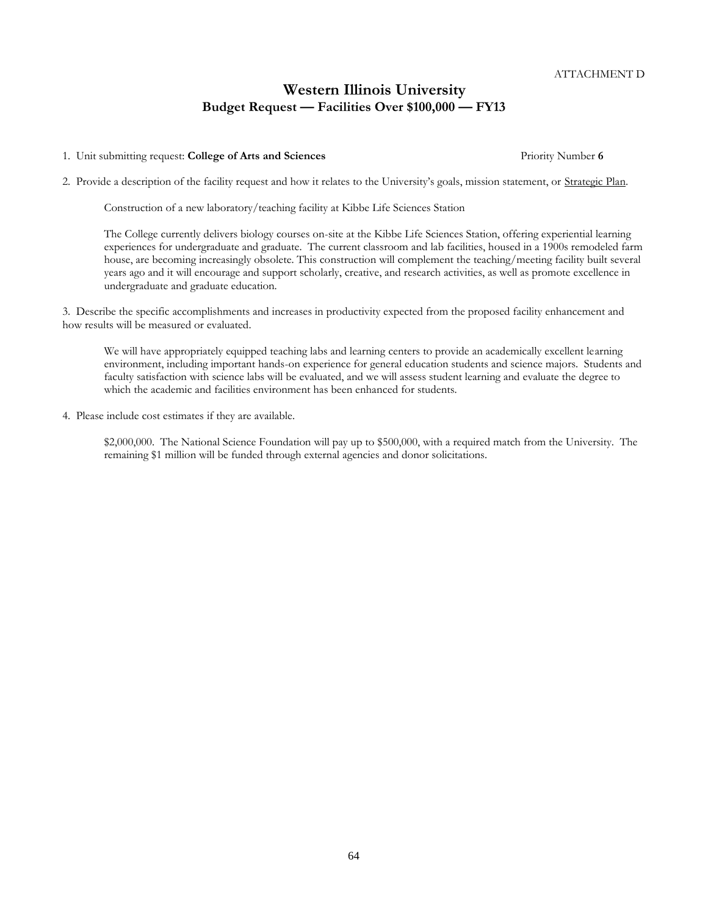ATTACHMENT D

# Western Illinois University
## Budget Request — Facilities Over $100,000 — FY13

1. Unit submitting request: **College of Arts and Sciences** Priority Number **6**

2. Provide a description of the facility request and how it relates to the University's goals, mission statement, or Strategic Plan.

   Construction of a new laboratory/teaching facility at Kibbe Life Sciences Station

   The College currently delivers biology courses on-site at the Kibbe Life Sciences Station, offering experiential learning experiences for undergraduate and graduate. The current classroom and lab facilities, housed in a 1900s remodeled farm house, are becoming increasingly obsolete. This construction will complement the teaching/meeting facility built several years ago and it will encourage and support scholarly, creative, and research activities, as well as promote excellence in undergraduate and graduate education.

3. Describe the specific accomplishments and increases in productivity expected from the proposed facility enhancement and how results will be measured or evaluated.

   We will have appropriately equipped teaching labs and learning centers to provide an academically excellent learning environment, including important hands-on experience for general education students and science majors. Students and faculty satisfaction with science labs will be evaluated, and we will assess student learning and evaluate the degree to which the academic and facilities environment has been enhanced for students.

4. Please include cost estimates if they are available.

   $2,000,000. The National Science Foundation will pay up to $500,000, with a required match from the University. The remaining $1 million will be funded through external agencies and donor solicitations.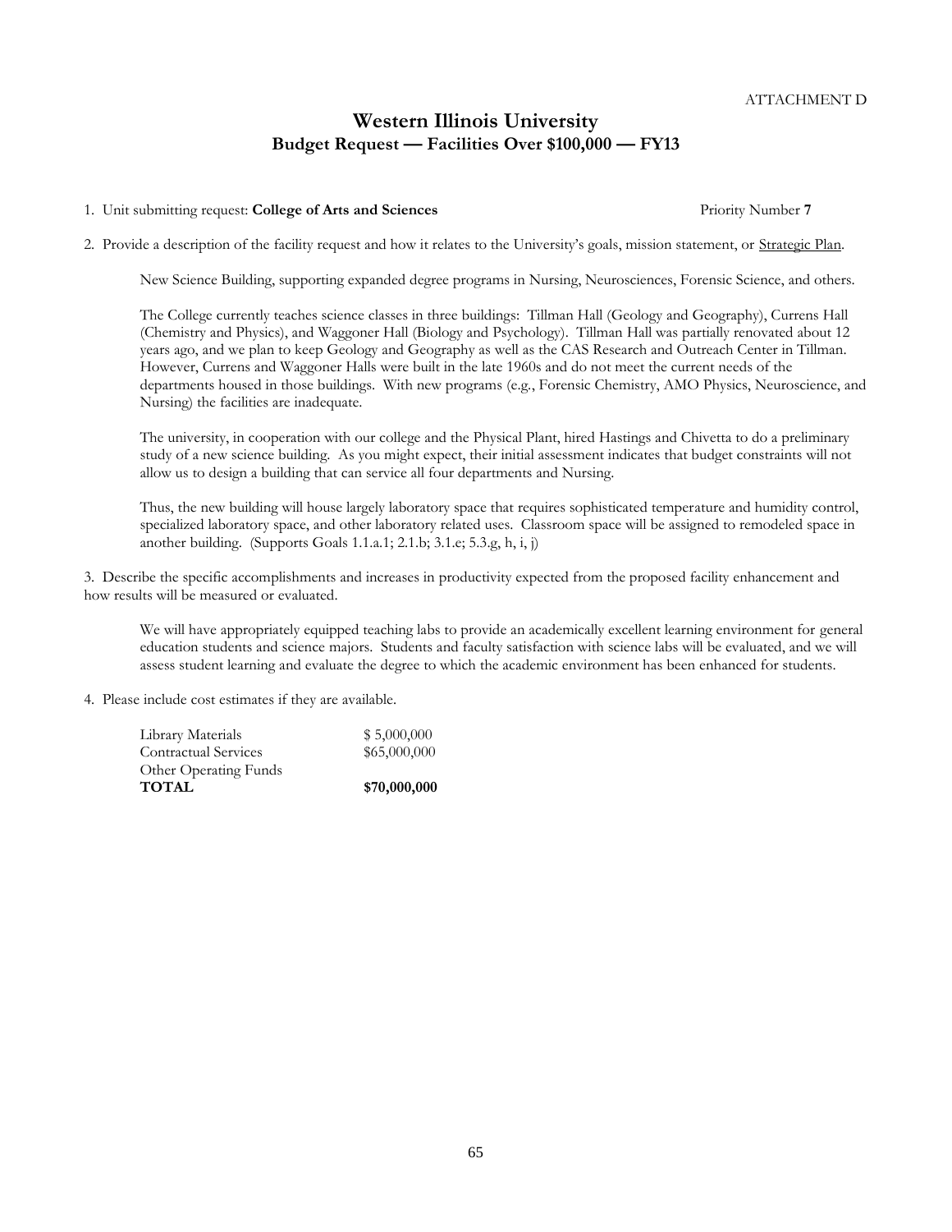ATTACHMENT D

# Western Illinois University
## Budget Request — Facilities Over $100,000 — FY13

1. Unit submitting request: **College of Arts and Sciences** Priority Number **7**

2. Provide a description of the facility request and how it relates to the University's goals, mission statement, or Strategic Plan.

   New Science Building, supporting expanded degree programs in Nursing, Neurosciences, Forensic Science, and others.

   The College currently teaches science classes in three buildings: Tillman Hall (Geology and Geography), Currens Hall (Chemistry and Physics), and Waggoner Hall (Biology and Psychology). Tillman Hall was partially renovated about 12 years ago, and we plan to keep Geology and Geography as well as the CAS Research and Outreach Center in Tillman. However, Currens and Waggoner Halls were built in the late 1960s and do not meet the current needs of the departments housed in those buildings. With new programs (e.g., Forensic Chemistry, AMO Physics, Neuroscience, and Nursing) the facilities are inadequate.

   The university, in cooperation with our college and the Physical Plant, hired Hastings and Chivetta to do a preliminary study of a new science building. As you might expect, their initial assessment indicates that budget constraints will not allow us to design a building that can service all four departments and Nursing.

   Thus, the new building will house largely laboratory space that requires sophisticated temperature and humidity control, specialized laboratory space, and other laboratory related uses. Classroom space will be assigned to remodeled space in another building. (Supports Goals 1.1.a.1; 2.1.b; 3.1.e; 5.3.g, h, i, j)

3. Describe the specific accomplishments and increases in productivity expected from the proposed facility enhancement and how results will be measured or evaluated.

   We will have appropriately equipped teaching labs to provide an academically excellent learning environment for general education students and science majors. Students and faculty satisfaction with science labs will be evaluated, and we will assess student learning and evaluate the degree to which the academic environment has been enhanced for students.

4. Please include cost estimates if they are available.

| | |
|---|---|
| Library Materials | $ 5,000,000 |
| Contractual Services | $65,000,000 |
| Other Operating Funds | |
| **TOTAL** | **$70,000,000** |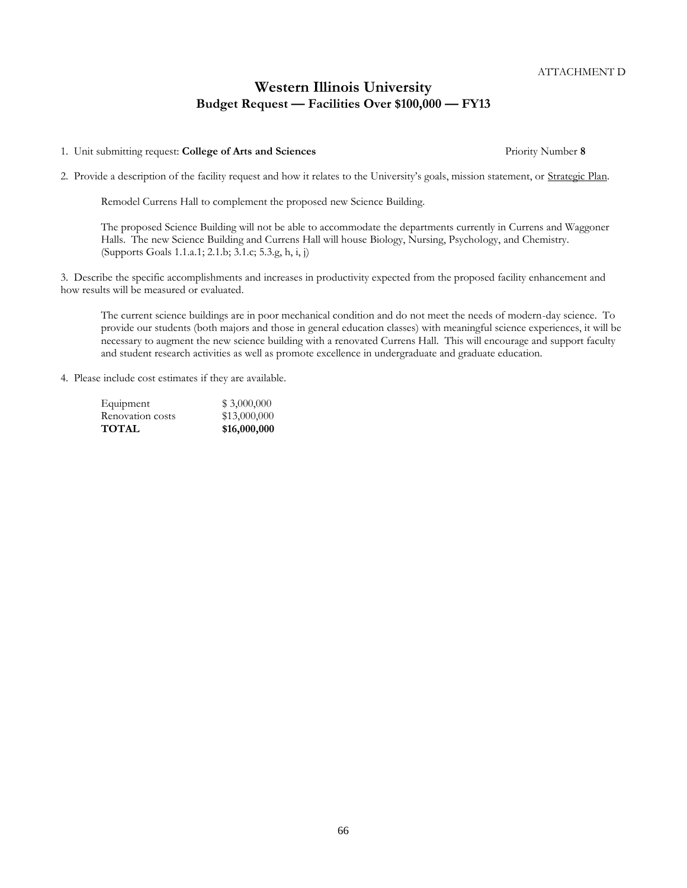ATTACHMENT D

# Western Illinois University
## Budget Request — Facilities Over $100,000 — FY13

1. Unit submitting request: **College of Arts and Sciences** Priority Number **8**

2. Provide a description of the facility request and how it relates to the University's goals, mission statement, or Strategic Plan.

   Remodel Currens Hall to complement the proposed new Science Building.

   The proposed Science Building will not be able to accommodate the departments currently in Currens and Waggoner Halls. The new Science Building and Currens Hall will house Biology, Nursing, Psychology, and Chemistry. (Supports Goals 1.1.a.1; 2.1.b; 3.1.c; 5.3.g, h, i, j)

3. Describe the specific accomplishments and increases in productivity expected from the proposed facility enhancement and how results will be measured or evaluated.

   The current science buildings are in poor mechanical condition and do not meet the needs of modern-day science. To provide our students (both majors and those in general education classes) with meaningful science experiences, it will be necessary to augment the new science building with a renovated Currens Hall. This will encourage and support faculty and student research activities as well as promote excellence in undergraduate and graduate education.

4. Please include cost estimates if they are available.

| | |
|---|---|
| Equipment | $ 3,000,000 |
| Renovation costs | $13,000,000 |
| **TOTAL** | **$16,000,000** |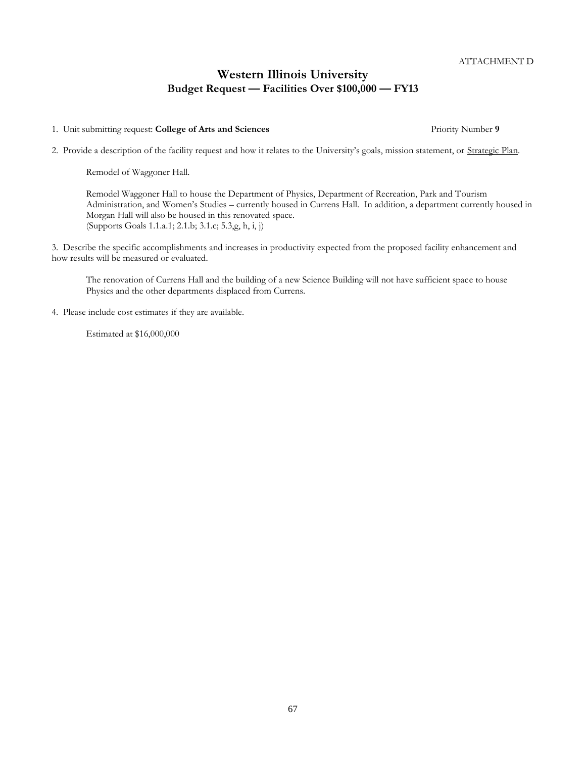ATTACHMENT D

# Western Illinois University
## Budget Request — Facilities Over $100,000 — FY13

1. Unit submitting request: **College of Arts and Sciences** Priority Number **9**

2. Provide a description of the facility request and how it relates to the University's goals, mission statement, or Strategic Plan.

   Remodel of Waggoner Hall.

   Remodel Waggoner Hall to house the Department of Physics, Department of Recreation, Park and Tourism Administration, and Women's Studies – currently housed in Currens Hall. In addition, a department currently housed in Morgan Hall will also be housed in this renovated space.
   (Supports Goals 1.1.a.1; 2.1.b; 3.1.c; 5.3,g, h, i, j)

3. Describe the specific accomplishments and increases in productivity expected from the proposed facility enhancement and how results will be measured or evaluated.

   The renovation of Currens Hall and the building of a new Science Building will not have sufficient space to house Physics and the other departments displaced from Currens.

4. Please include cost estimates if they are available.

   Estimated at $16,000,000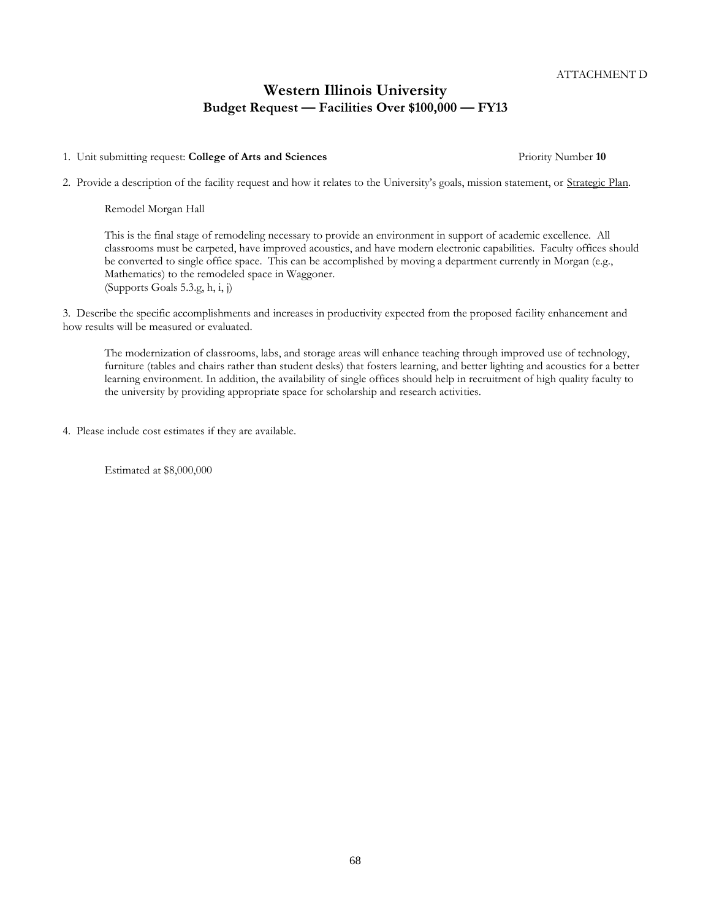ATTACHMENT D

# Western Illinois University
## Budget Request — Facilities Over $100,000 — FY13

1. Unit submitting request: **College of Arts and Sciences** Priority Number **10**

2. Provide a description of the facility request and how it relates to the University's goals, mission statement, or Strategic Plan.

   Remodel Morgan Hall

   This is the final stage of remodeling necessary to provide an environment in support of academic excellence. All classrooms must be carpeted, have improved acoustics, and have modern electronic capabilities. Faculty offices should be converted to single office space. This can be accomplished by moving a department currently in Morgan (e.g., Mathematics) to the remodeled space in Waggoner.
   (Supports Goals 5.3.g, h, i, j)

3. Describe the specific accomplishments and increases in productivity expected from the proposed facility enhancement and how results will be measured or evaluated.

   The modernization of classrooms, labs, and storage areas will enhance teaching through improved use of technology, furniture (tables and chairs rather than student desks) that fosters learning, and better lighting and acoustics for a better learning environment. In addition, the availability of single offices should help in recruitment of high quality faculty to the university by providing appropriate space for scholarship and research activities.

4. Please include cost estimates if they are available.

   Estimated at $8,000,000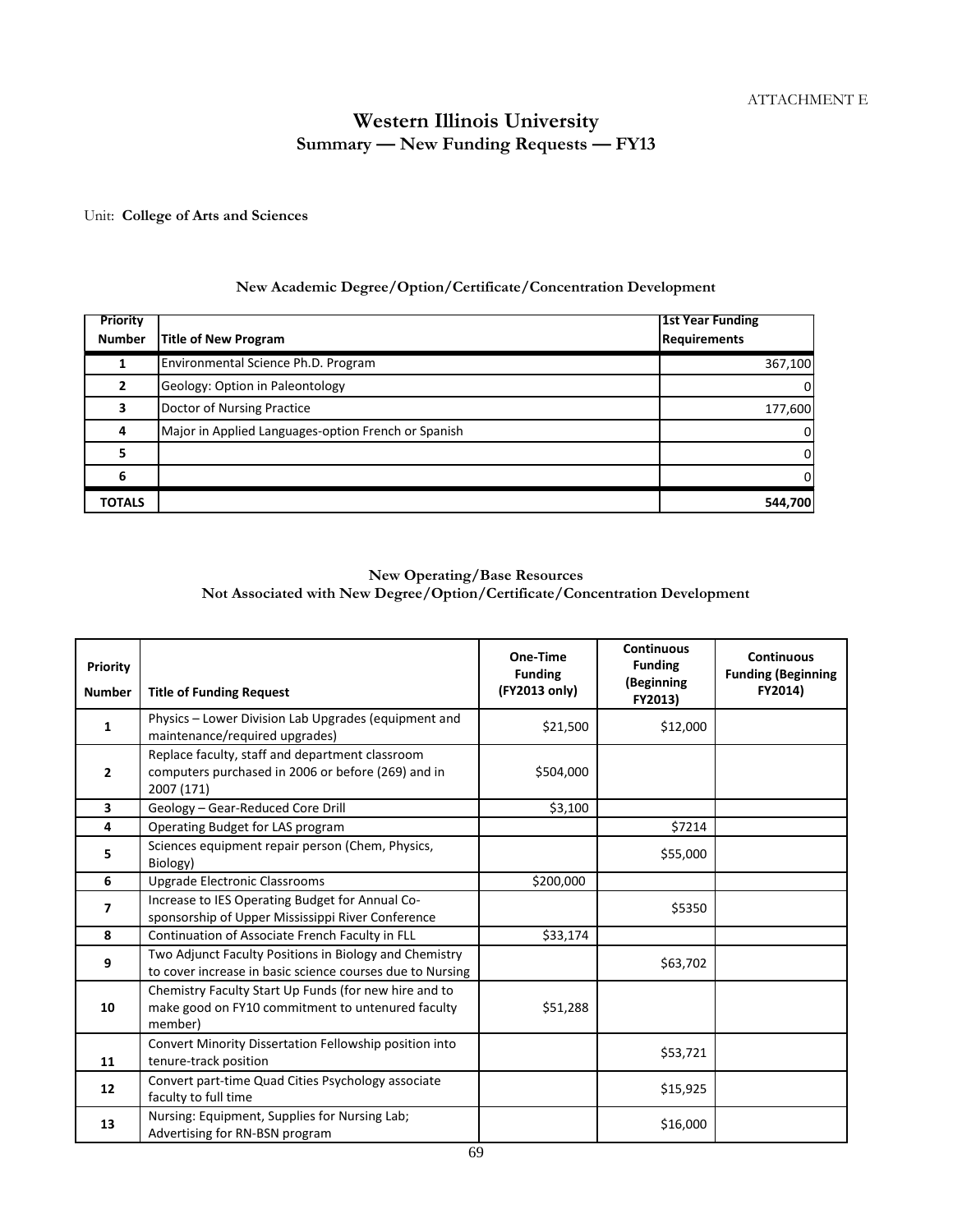ATTACHMENT E

# Western Illinois University

## Summary — New Funding Requests — FY13

Unit: **College of Arts and Sciences**

### New Academic Degree/Option/Certificate/Concentration Development

| Priority Number | Title of New Program | 1st Year Funding Requirements |
|---|---|---|
| 1 | Environmental Science Ph.D. Program | 367,100 |
| 2 | Geology: Option in Paleontology | 0 |
| 3 | Doctor of Nursing Practice | 177,600 |
| 4 | Major in Applied Languages-option French or Spanish | 0 |
| 5 | | 0 |
| 6 | | 0 |
| **TOTALS** | | **544,700** |

### New Operating/Base Resources
### Not Associated with New Degree/Option/Certificate/Concentration Development

| Priority Number | Title of Funding Request | One-Time Funding (FY2013 only) | Continuous Funding (Beginning FY2013) | Continuous Funding (Beginning FY2014) |
|---|---|---|---|---|
| 1 | Physics – Lower Division Lab Upgrades (equipment and maintenance/required upgrades) | $21,500 | $12,000 | |
| 2 | Replace faculty, staff and department classroom computers purchased in 2006 or before (269) and in 2007 (171) | $504,000 | | |
| 3 | Geology – Gear-Reduced Core Drill | $3,100 | | |
| 4 | Operating Budget for LAS program | | $7214 | |
| 5 | Sciences equipment repair person (Chem, Physics, Biology) | | $55,000 | |
| 6 | Upgrade Electronic Classrooms | $200,000 | | |
| 7 | Increase to IES Operating Budget for Annual Co-sponsorship of Upper Mississippi River Conference | | $5350 | |
| 8 | Continuation of Associate French Faculty in FLL | $33,174 | | |
| 9 | Two Adjunct Faculty Positions in Biology and Chemistry to cover increase in basic science courses due to Nursing | | $63,702 | |
| 10 | Chemistry Faculty Start Up Funds (for new hire and to make good on FY10 commitment to untenured faculty member) | $51,288 | | |
| 11 | Convert Minority Dissertation Fellowship position into tenure-track position | | $53,721 | |
| 12 | Convert part-time Quad Cities Psychology associate faculty to full time | | $15,925 | |
| 13 | Nursing: Equipment, Supplies for Nursing Lab; Advertising for RN-BSN program | | $16,000 | |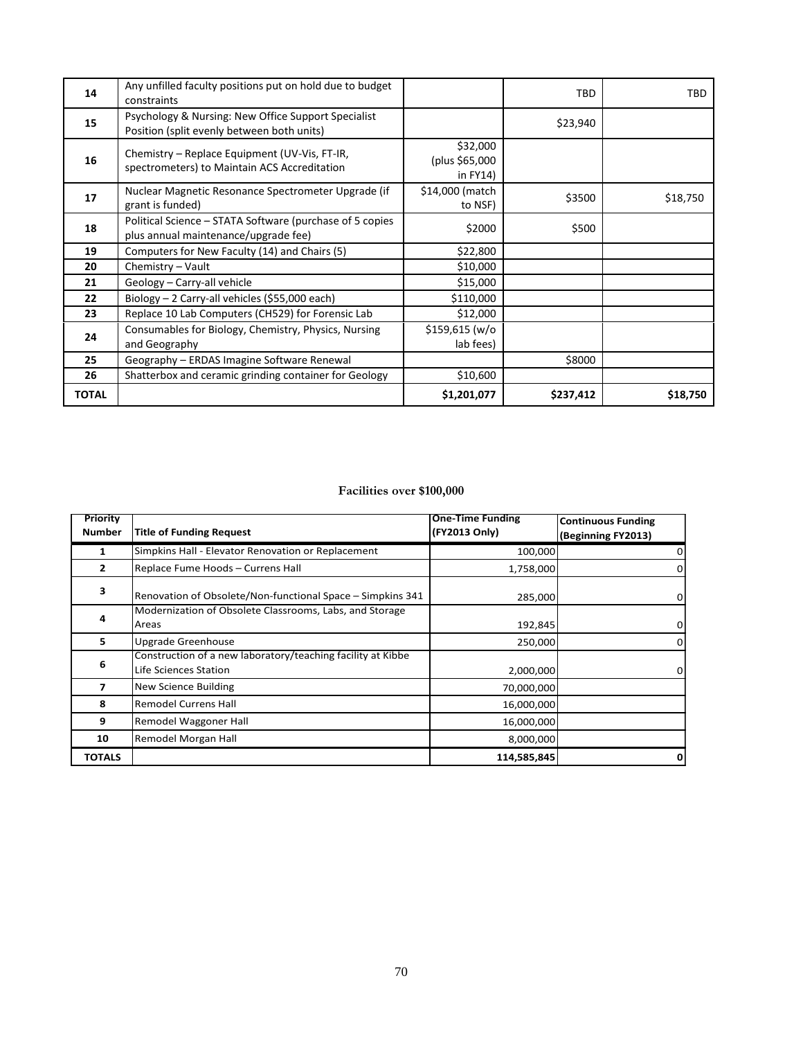| | | | | |
|---|---|---|---|---|
| 14 | Any unfilled faculty positions put on hold due to budget constraints | | TBD | TBD |
| 15 | Psychology & Nursing: New Office Support Specialist Position (split evenly between both units) | | $23,940 | |
| 16 | Chemistry – Replace Equipment (UV-Vis, FT-IR, spectrometers) to Maintain ACS Accreditation | $32,000 (plus $65,000 in FY14) | | |
| 17 | Nuclear Magnetic Resonance Spectrometer Upgrade (if grant is funded) | $14,000 (match to NSF) | $3500 | $18,750 |
| 18 | Political Science – STATA Software (purchase of 5 copies plus annual maintenance/upgrade fee) | $2000 | $500 | |
| 19 | Computers for New Faculty (14) and Chairs (5) | $22,800 | | |
| 20 | Chemistry – Vault | $10,000 | | |
| 21 | Geology – Carry-all vehicle | $15,000 | | |
| 22 | Biology – 2 Carry-all vehicles ($55,000 each) | $110,000 | | |
| 23 | Replace 10 Lab Computers (CH529) for Forensic Lab | $12,000 | | |
| 24 | Consumables for Biology, Chemistry, Physics, Nursing and Geography | $159,615 (w/o lab fees) | | |
| 25 | Geography – ERDAS Imagine Software Renewal | | $8000 | |
| 26 | Shatterbox and ceramic grinding container for Geology | $10,600 | | |
| **TOTAL** | | **$1,201,077** | **$237,412** | **$18,750** |

## Facilities over $100,000

| Priority Number | Title of Funding Request | One-Time Funding (FY2013 Only) | Continuous Funding (Beginning FY2013) |
|---|---|---|---|
| 1 | Simpkins Hall - Elevator Renovation or Replacement | 100,000 | 0 |
| 2 | Replace Fume Hoods – Currens Hall | 1,758,000 | 0 |
| 3 | Renovation of Obsolete/Non-functional Space – Simpkins 341 | 285,000 | 0 |
| 4 | Modernization of Obsolete Classrooms, Labs, and Storage Areas | 192,845 | 0 |
| 5 | Upgrade Greenhouse | 250,000 | 0 |
| 6 | Construction of a new laboratory/teaching facility at Kibbe Life Sciences Station | 2,000,000 | 0 |
| 7 | New Science Building | 70,000,000 | |
| 8 | Remodel Currens Hall | 16,000,000 | |
| 9 | Remodel Waggoner Hall | 16,000,000 | |
| 10 | Remodel Morgan Hall | 8,000,000 | |
| **TOTALS** | | **114,585,845** | **0** |